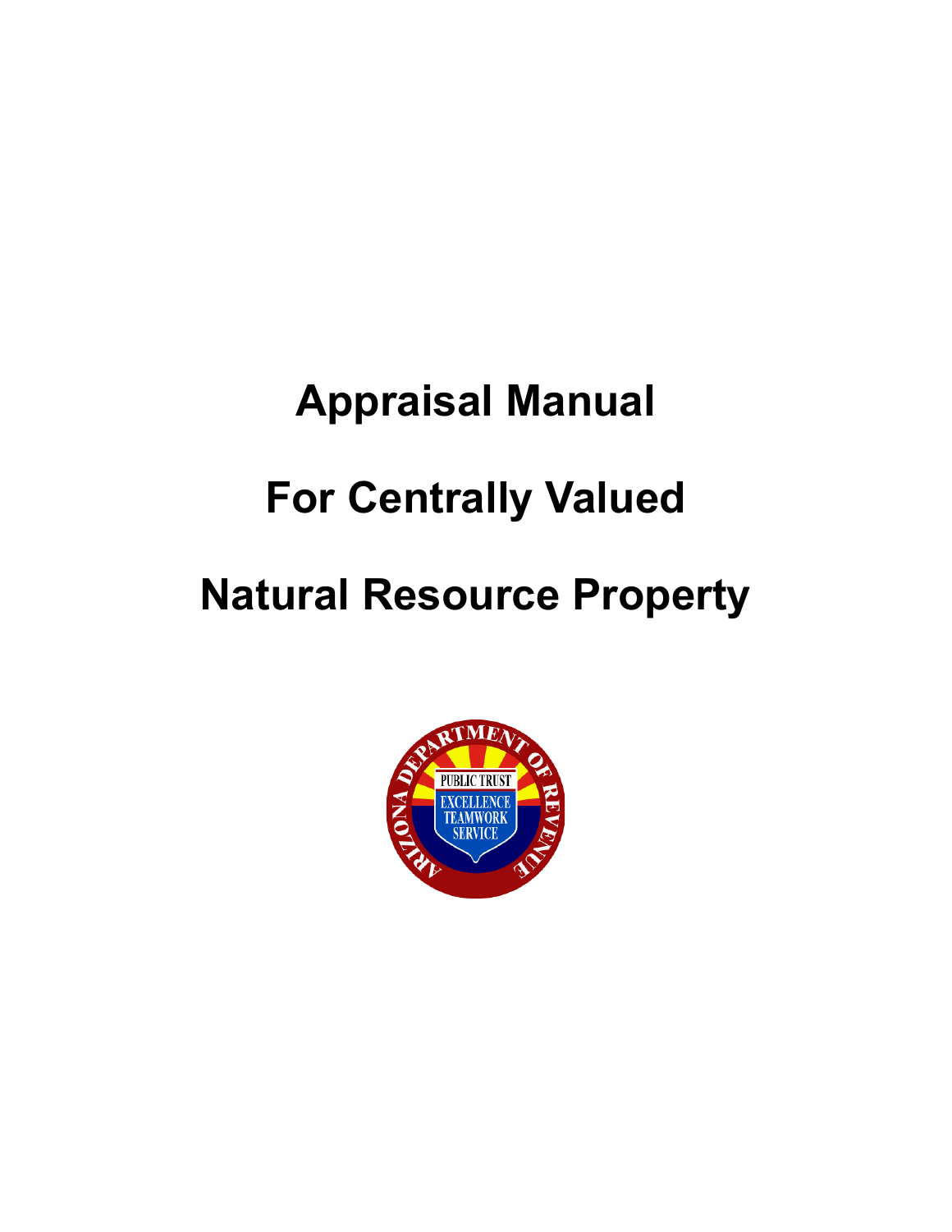# Appraisal Manual

# For Centrally Valued

# Natural Resource Property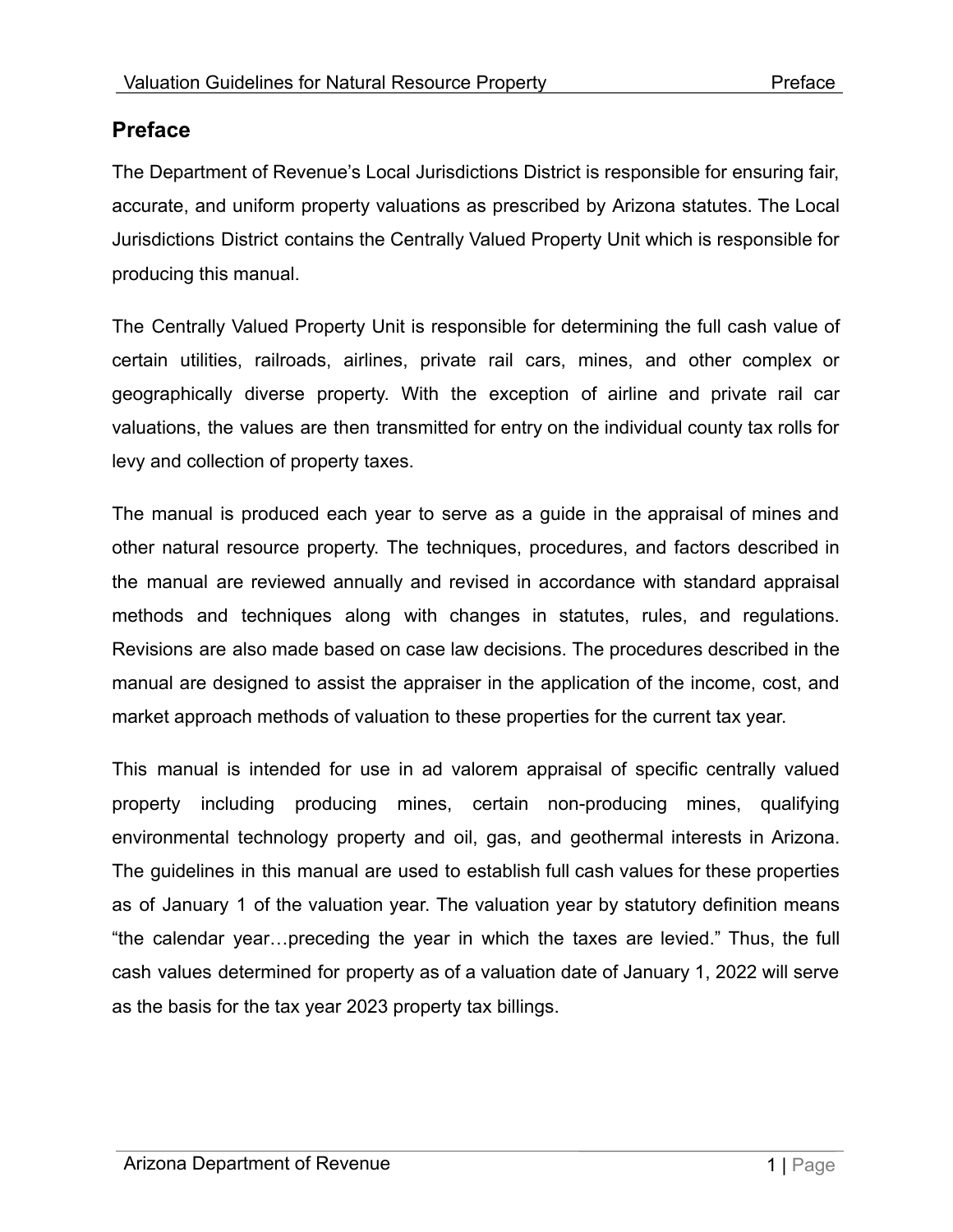## Preface

The Department of Revenue's Local Jurisdictions District is responsible for ensuring fair, accurate, and uniform property valuations as prescribed by Arizona statutes. The Local Jurisdictions District contains the Centrally Valued Property Unit which is responsible for producing this manual.

The Centrally Valued Property Unit is responsible for determining the full cash value of certain utilities, railroads, airlines, private rail cars, mines, and other complex or geographically diverse property. With the exception of airline and private rail car valuations, the values are then transmitted for entry on the individual county tax rolls for levy and collection of property taxes.

The manual is produced each year to serve as a guide in the appraisal of mines and other natural resource property. The techniques, procedures, and factors described in the manual are reviewed annually and revised in accordance with standard appraisal methods and techniques along with changes in statutes, rules, and regulations. Revisions are also made based on case law decisions. The procedures described in the manual are designed to assist the appraiser in the application of the income, cost, and market approach methods of valuation to these properties for the current tax year.

This manual is intended for use in ad valorem appraisal of specific centrally valued property including producing mines, certain non-producing mines, qualifying environmental technology property and oil, gas, and geothermal interests in Arizona. The guidelines in this manual are used to establish full cash values for these properties as of January 1 of the valuation year. The valuation year by statutory definition means "the calendar year…preceding the year in which the taxes are levied." Thus, the full cash values determined for property as of a valuation date of January 1, 2022 will serve as the basis for the tax year 2023 property tax billings.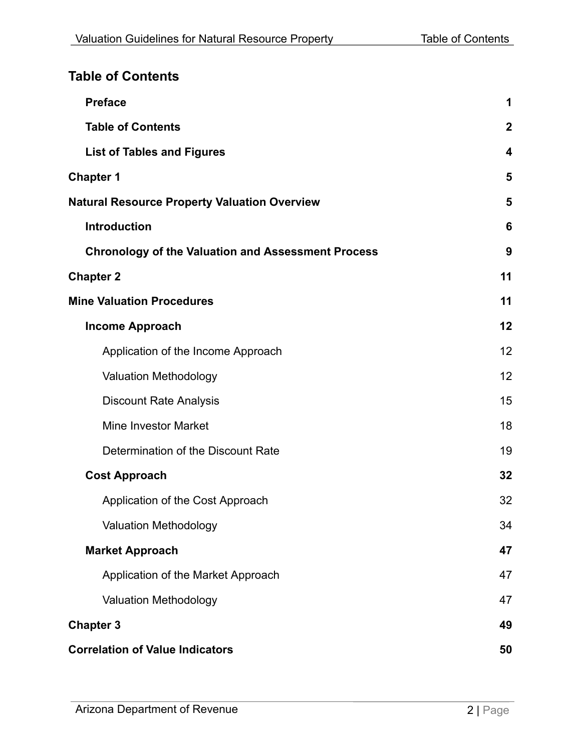## Table of Contents

| | |
|---|---|
| **Preface** | **1** |
| **Table of Contents** | **2** |
| **List of Tables and Figures** | **4** |
| **Chapter 1** | **5** |
| **Natural Resource Property Valuation Overview** | **5** |
| **Introduction** | **6** |
| **Chronology of the Valuation and Assessment Process** | **9** |
| **Chapter 2** | **11** |
| **Mine Valuation Procedures** | **11** |
| **Income Approach** | **12** |
| Application of the Income Approach | 12 |
| Valuation Methodology | 12 |
| Discount Rate Analysis | 15 |
| Mine Investor Market | 18 |
| Determination of the Discount Rate | 19 |
| **Cost Approach** | **32** |
| Application of the Cost Approach | 32 |
| Valuation Methodology | 34 |
| **Market Approach** | **47** |
| Application of the Market Approach | 47 |
| Valuation Methodology | 47 |
| **Chapter 3** | **49** |
| **Correlation of Value Indicators** | **50** |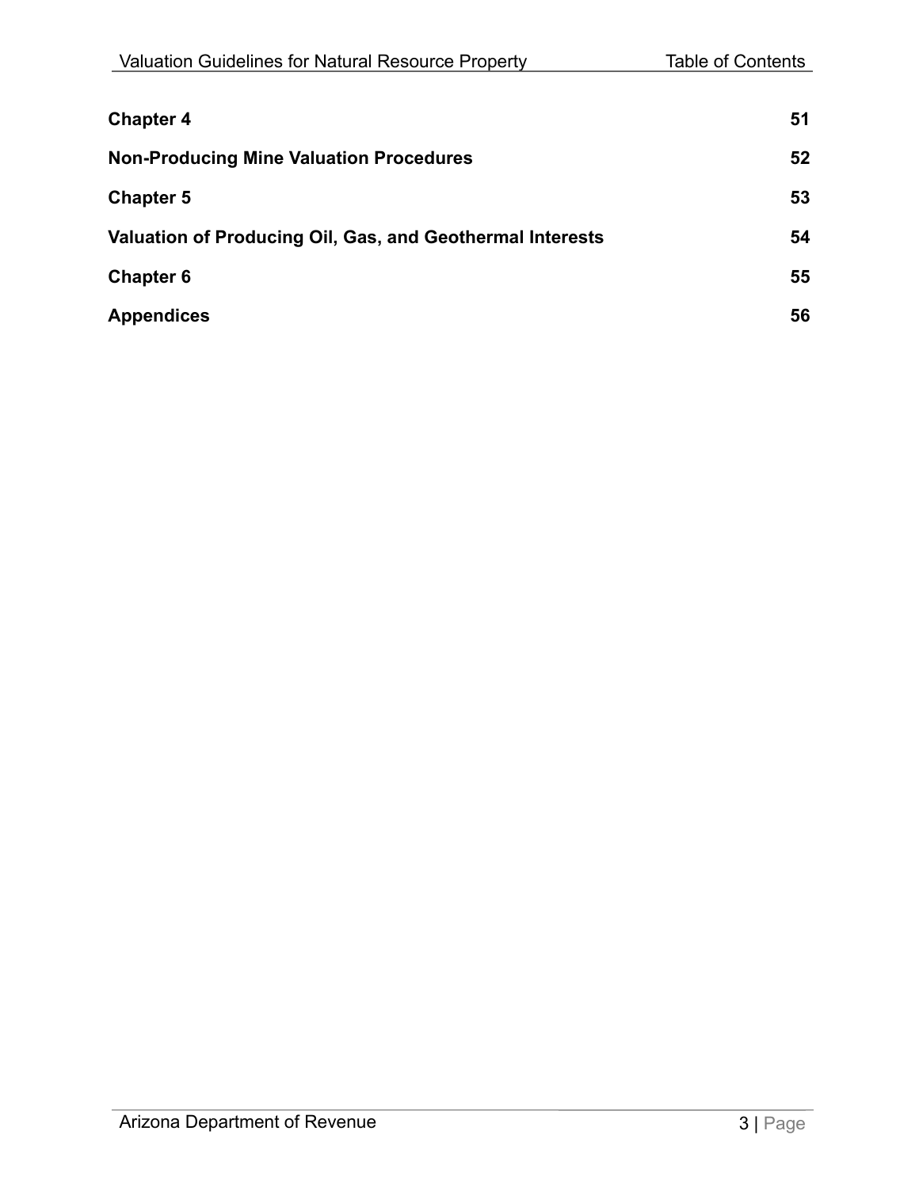| | |
|---|---|
| **Chapter 4** | **51** |
| **Non-Producing Mine Valuation Procedures** | **52** |
| **Chapter 5** | **53** |
| **Valuation of Producing Oil, Gas, and Geothermal Interests** | **54** |
| **Chapter 6** | **55** |
| **Appendices** | **56** |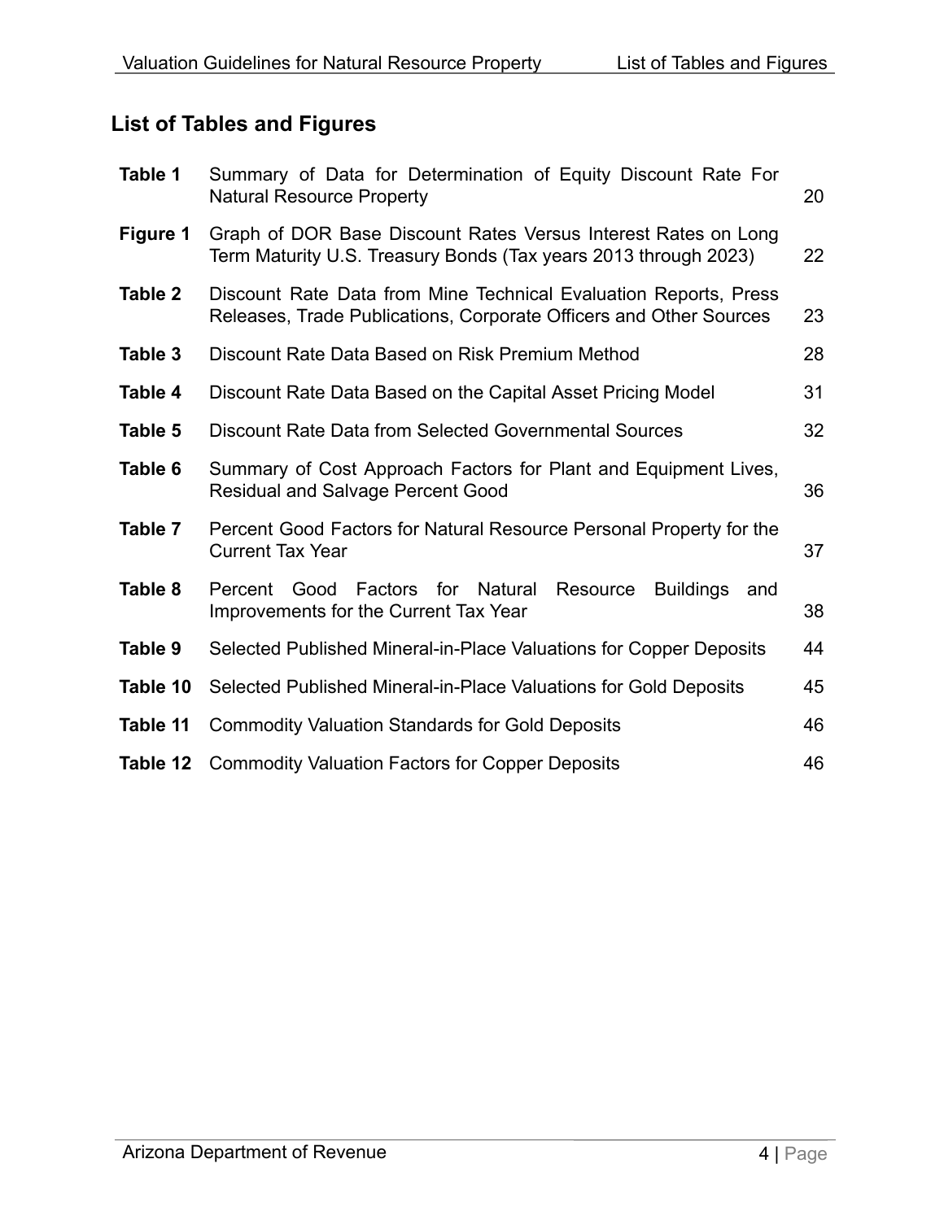## List of Tables and Figures

| | | |
|---|---|---|
| **Table 1** | Summary of Data for Determination of Equity Discount Rate For Natural Resource Property | 20 |
| **Figure 1** | Graph of DOR Base Discount Rates Versus Interest Rates on Long Term Maturity U.S. Treasury Bonds (Tax years 2013 through 2023) | 22 |
| **Table 2** | Discount Rate Data from Mine Technical Evaluation Reports, Press Releases, Trade Publications, Corporate Officers and Other Sources | 23 |
| **Table 3** | Discount Rate Data Based on Risk Premium Method | 28 |
| **Table 4** | Discount Rate Data Based on the Capital Asset Pricing Model | 31 |
| **Table 5** | Discount Rate Data from Selected Governmental Sources | 32 |
| **Table 6** | Summary of Cost Approach Factors for Plant and Equipment Lives, Residual and Salvage Percent Good | 36 |
| **Table 7** | Percent Good Factors for Natural Resource Personal Property for the Current Tax Year | 37 |
| **Table 8** | Percent Good Factors for Natural Resource Buildings and Improvements for the Current Tax Year | 38 |
| **Table 9** | Selected Published Mineral-in-Place Valuations for Copper Deposits | 44 |
| **Table 10** | Selected Published Mineral-in-Place Valuations for Gold Deposits | 45 |
| **Table 11** | Commodity Valuation Standards for Gold Deposits | 46 |
| **Table 12** | Commodity Valuation Factors for Copper Deposits | 46 |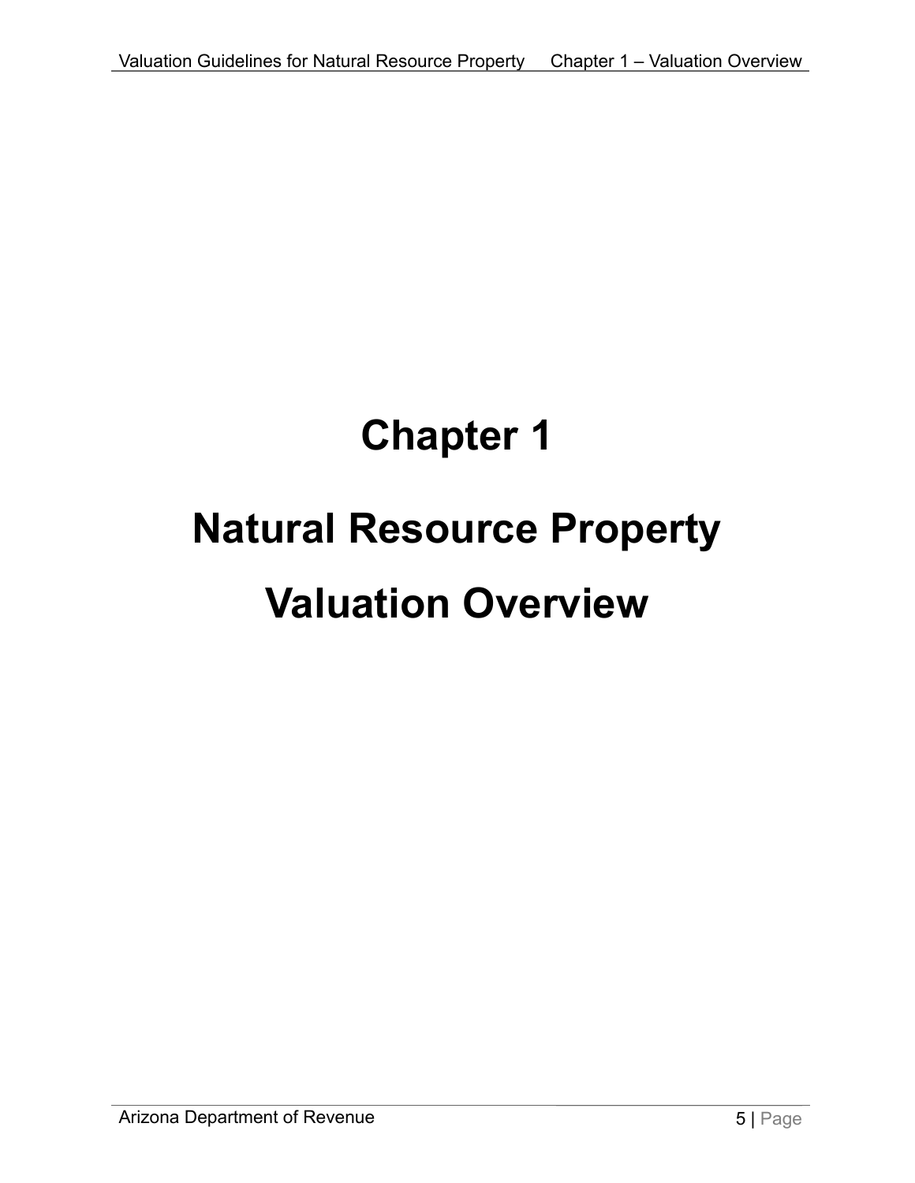# Chapter 1

# Natural Resource Property

# Valuation Overview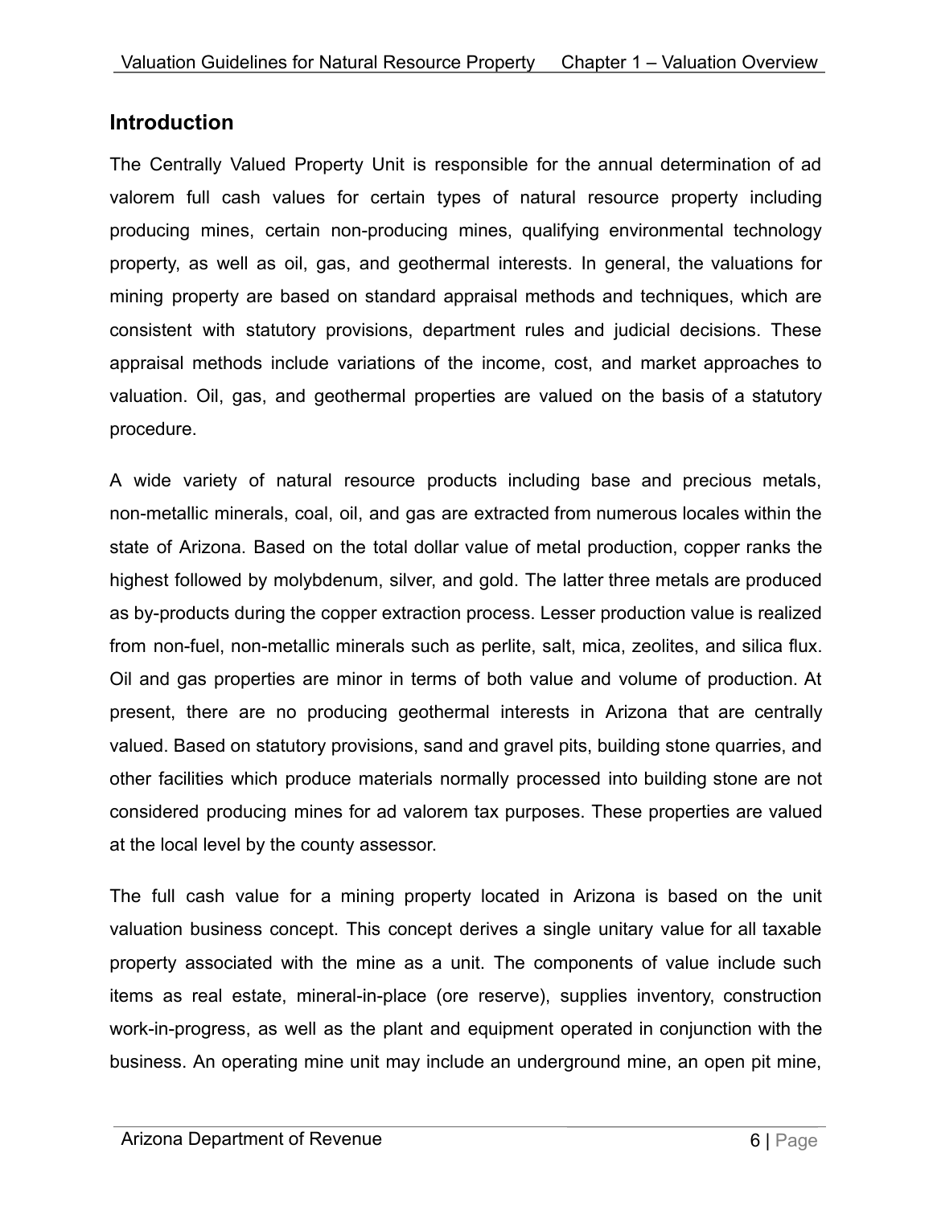## Introduction

The Centrally Valued Property Unit is responsible for the annual determination of ad valorem full cash values for certain types of natural resource property including producing mines, certain non-producing mines, qualifying environmental technology property, as well as oil, gas, and geothermal interests. In general, the valuations for mining property are based on standard appraisal methods and techniques, which are consistent with statutory provisions, department rules and judicial decisions. These appraisal methods include variations of the income, cost, and market approaches to valuation. Oil, gas, and geothermal properties are valued on the basis of a statutory procedure.

A wide variety of natural resource products including base and precious metals, non-metallic minerals, coal, oil, and gas are extracted from numerous locales within the state of Arizona. Based on the total dollar value of metal production, copper ranks the highest followed by molybdenum, silver, and gold. The latter three metals are produced as by-products during the copper extraction process. Lesser production value is realized from non-fuel, non-metallic minerals such as perlite, salt, mica, zeolites, and silica flux. Oil and gas properties are minor in terms of both value and volume of production. At present, there are no producing geothermal interests in Arizona that are centrally valued. Based on statutory provisions, sand and gravel pits, building stone quarries, and other facilities which produce materials normally processed into building stone are not considered producing mines for ad valorem tax purposes. These properties are valued at the local level by the county assessor.

The full cash value for a mining property located in Arizona is based on the unit valuation business concept. This concept derives a single unitary value for all taxable property associated with the mine as a unit. The components of value include such items as real estate, mineral-in-place (ore reserve), supplies inventory, construction work-in-progress, as well as the plant and equipment operated in conjunction with the business. An operating mine unit may include an underground mine, an open pit mine,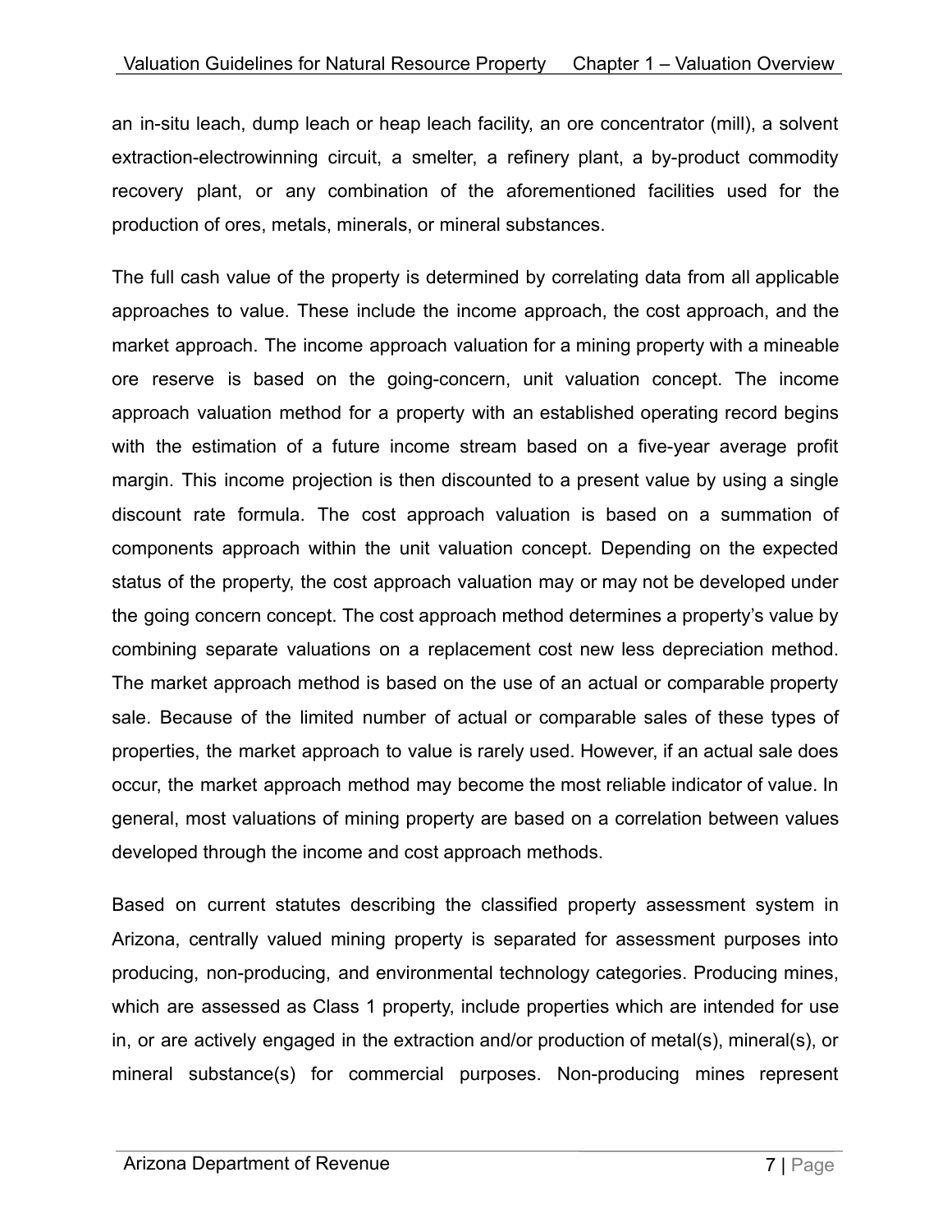an in-situ leach, dump leach or heap leach facility, an ore concentrator (mill), a solvent extraction-electrowinning circuit, a smelter, a refinery plant, a by-product commodity recovery plant, or any combination of the aforementioned facilities used for the production of ores, metals, minerals, or mineral substances.

The full cash value of the property is determined by correlating data from all applicable approaches to value. These include the income approach, the cost approach, and the market approach. The income approach valuation for a mining property with a mineable ore reserve is based on the going-concern, unit valuation concept. The income approach valuation method for a property with an established operating record begins with the estimation of a future income stream based on a five-year average profit margin. This income projection is then discounted to a present value by using a single discount rate formula. The cost approach valuation is based on a summation of components approach within the unit valuation concept. Depending on the expected status of the property, the cost approach valuation may or may not be developed under the going concern concept. The cost approach method determines a property's value by combining separate valuations on a replacement cost new less depreciation method. The market approach method is based on the use of an actual or comparable property sale. Because of the limited number of actual or comparable sales of these types of properties, the market approach to value is rarely used. However, if an actual sale does occur, the market approach method may become the most reliable indicator of value. In general, most valuations of mining property are based on a correlation between values developed through the income and cost approach methods.

Based on current statutes describing the classified property assessment system in Arizona, centrally valued mining property is separated for assessment purposes into producing, non-producing, and environmental technology categories. Producing mines, which are assessed as Class 1 property, include properties which are intended for use in, or are actively engaged in the extraction and/or production of metal(s), mineral(s), or mineral substance(s) for commercial purposes. Non-producing mines represent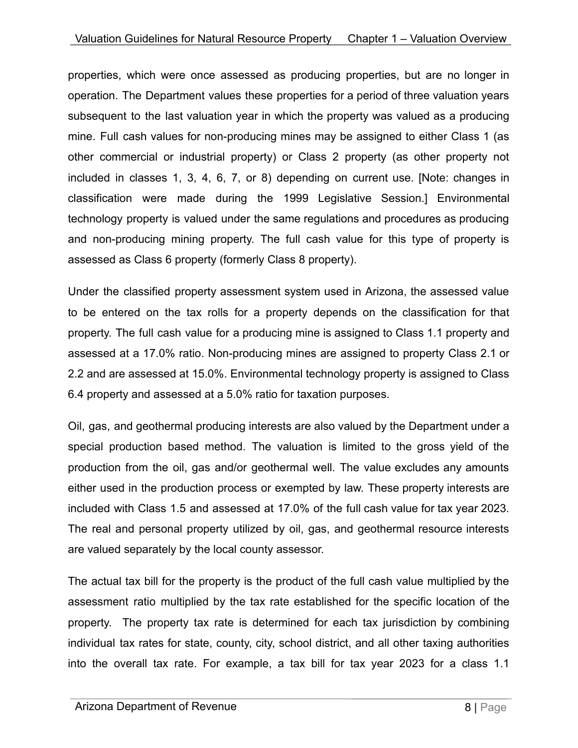properties, which were once assessed as producing properties, but are no longer in operation. The Department values these properties for a period of three valuation years subsequent to the last valuation year in which the property was valued as a producing mine. Full cash values for non-producing mines may be assigned to either Class 1 (as other commercial or industrial property) or Class 2 property (as other property not included in classes 1, 3, 4, 6, 7, or 8) depending on current use. [Note: changes in classification were made during the 1999 Legislative Session.] Environmental technology property is valued under the same regulations and procedures as producing and non-producing mining property. The full cash value for this type of property is assessed as Class 6 property (formerly Class 8 property).

Under the classified property assessment system used in Arizona, the assessed value to be entered on the tax rolls for a property depends on the classification for that property. The full cash value for a producing mine is assigned to Class 1.1 property and assessed at a 17.0% ratio. Non-producing mines are assigned to property Class 2.1 or 2.2 and are assessed at 15.0%. Environmental technology property is assigned to Class 6.4 property and assessed at a 5.0% ratio for taxation purposes.

Oil, gas, and geothermal producing interests are also valued by the Department under a special production based method. The valuation is limited to the gross yield of the production from the oil, gas and/or geothermal well. The value excludes any amounts either used in the production process or exempted by law. These property interests are included with Class 1.5 and assessed at 17.0% of the full cash value for tax year 2023. The real and personal property utilized by oil, gas, and geothermal resource interests are valued separately by the local county assessor.

The actual tax bill for the property is the product of the full cash value multiplied by the assessment ratio multiplied by the tax rate established for the specific location of the property. The property tax rate is determined for each tax jurisdiction by combining individual tax rates for state, county, city, school district, and all other taxing authorities into the overall tax rate. For example, a tax bill for tax year 2023 for a class 1.1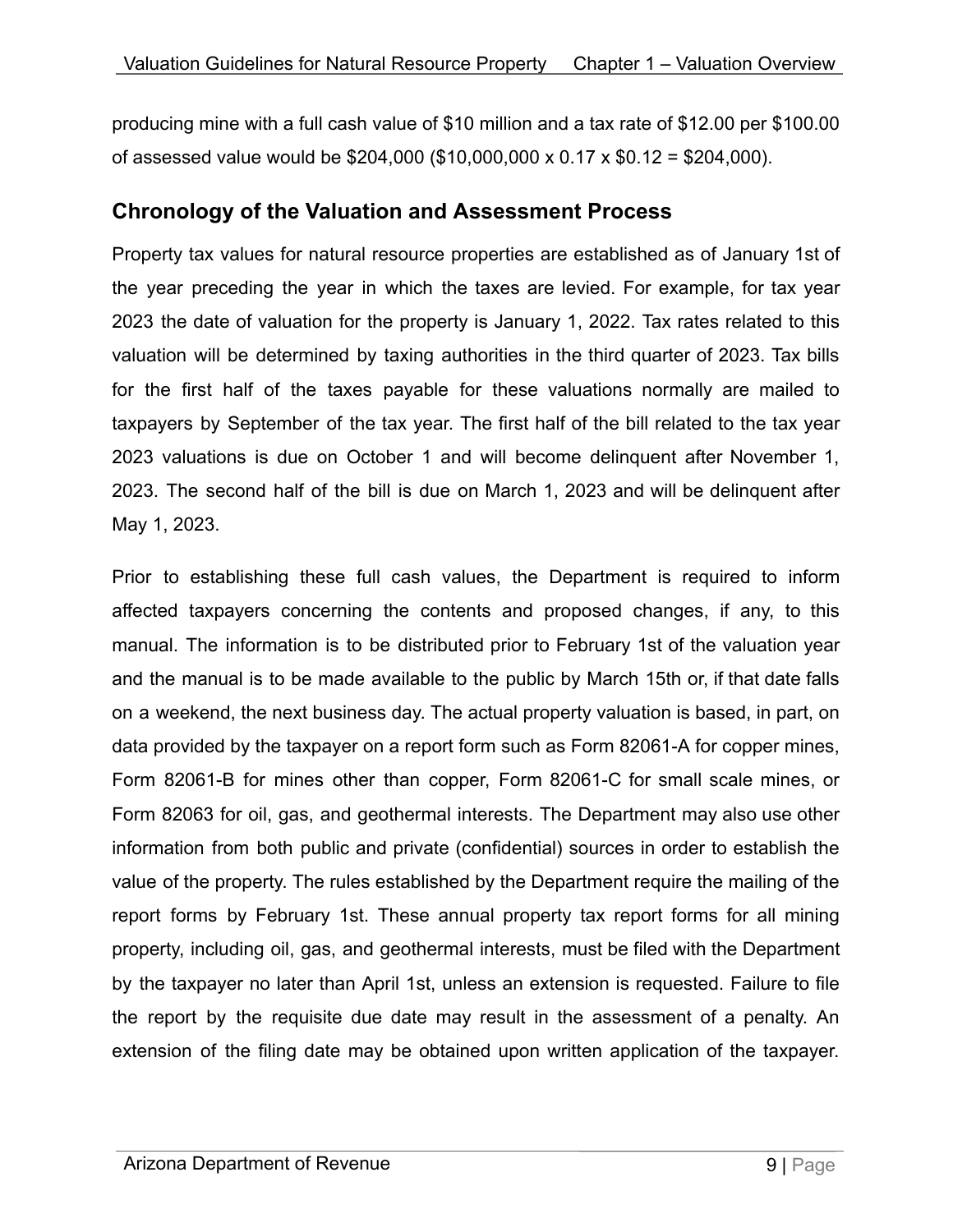producing mine with a full cash value of $10 million and a tax rate of $12.00 per $100.00 of assessed value would be $204,000 ($10,000,000 x 0.17 x $0.12 = $204,000).

## Chronology of the Valuation and Assessment Process

Property tax values for natural resource properties are established as of January 1st of the year preceding the year in which the taxes are levied. For example, for tax year 2023 the date of valuation for the property is January 1, 2022. Tax rates related to this valuation will be determined by taxing authorities in the third quarter of 2023. Tax bills for the first half of the taxes payable for these valuations normally are mailed to taxpayers by September of the tax year. The first half of the bill related to the tax year 2023 valuations is due on October 1 and will become delinquent after November 1, 2023. The second half of the bill is due on March 1, 2023 and will be delinquent after May 1, 2023.

Prior to establishing these full cash values, the Department is required to inform affected taxpayers concerning the contents and proposed changes, if any, to this manual. The information is to be distributed prior to February 1st of the valuation year and the manual is to be made available to the public by March 15th or, if that date falls on a weekend, the next business day. The actual property valuation is based, in part, on data provided by the taxpayer on a report form such as Form 82061-A for copper mines, Form 82061-B for mines other than copper, Form 82061-C for small scale mines, or Form 82063 for oil, gas, and geothermal interests. The Department may also use other information from both public and private (confidential) sources in order to establish the value of the property. The rules established by the Department require the mailing of the report forms by February 1st. These annual property tax report forms for all mining property, including oil, gas, and geothermal interests, must be filed with the Department by the taxpayer no later than April 1st, unless an extension is requested. Failure to file the report by the requisite due date may result in the assessment of a penalty. An extension of the filing date may be obtained upon written application of the taxpayer.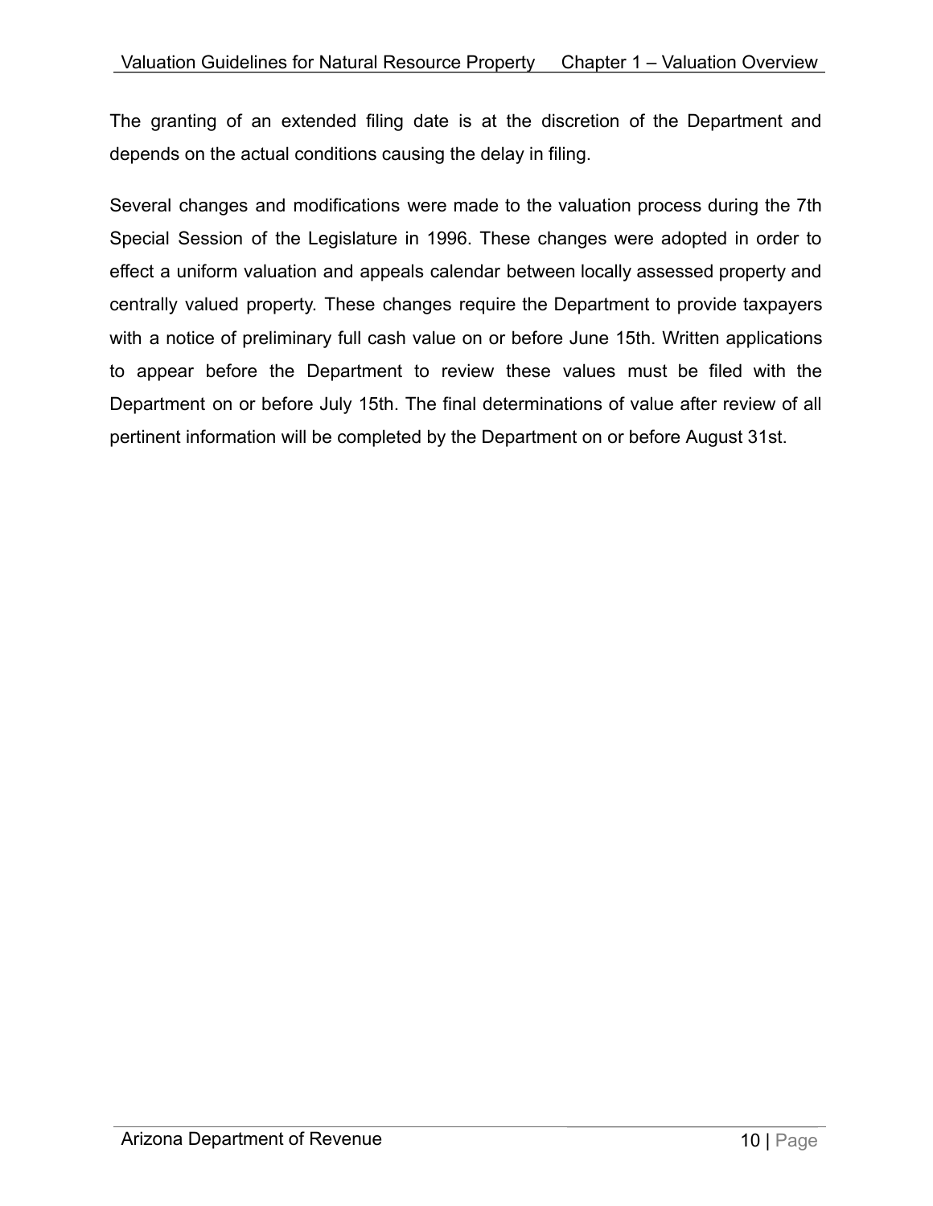The granting of an extended filing date is at the discretion of the Department and depends on the actual conditions causing the delay in filing.

Several changes and modifications were made to the valuation process during the 7th Special Session of the Legislature in 1996. These changes were adopted in order to effect a uniform valuation and appeals calendar between locally assessed property and centrally valued property. These changes require the Department to provide taxpayers with a notice of preliminary full cash value on or before June 15th. Written applications to appear before the Department to review these values must be filed with the Department on or before July 15th. The final determinations of value after review of all pertinent information will be completed by the Department on or before August 31st.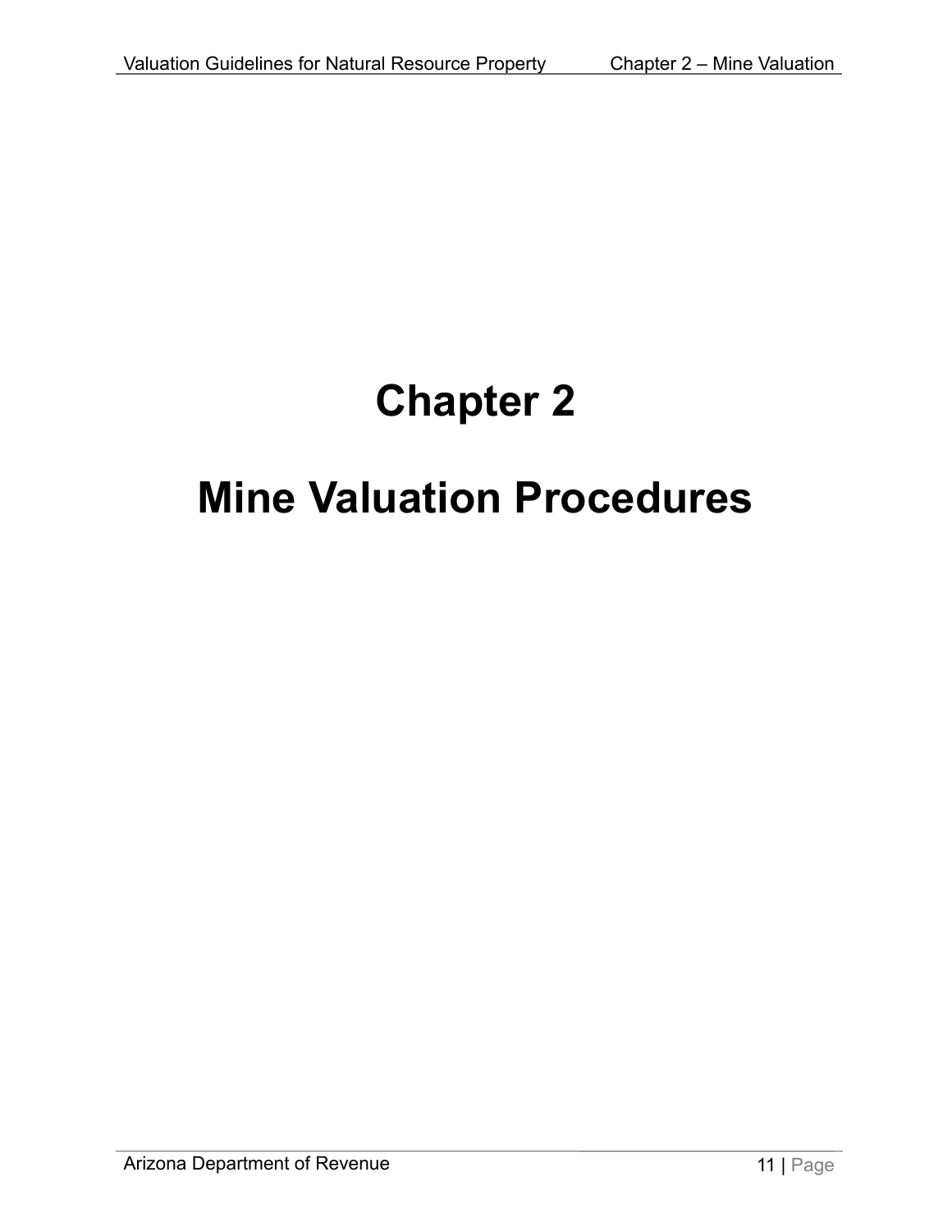# Chapter 2

# Mine Valuation Procedures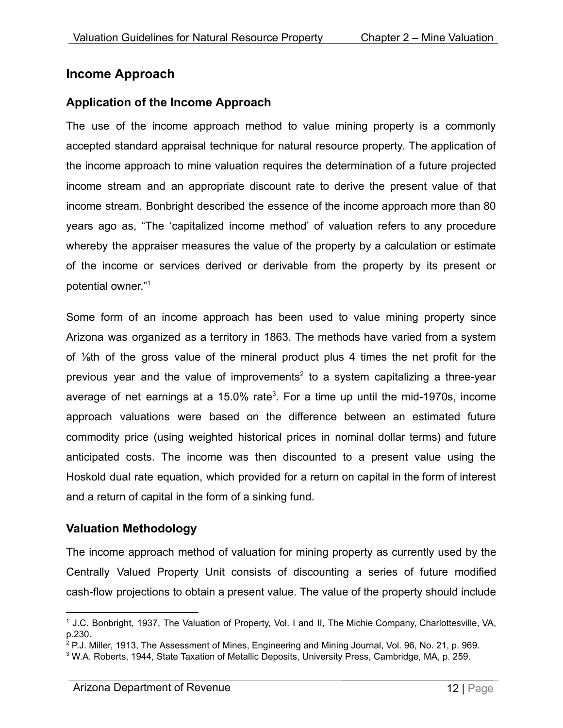## Income Approach

### Application of the Income Approach

The use of the income approach method to value mining property is a commonly accepted standard appraisal technique for natural resource property. The application of the income approach to mine valuation requires the determination of a future projected income stream and an appropriate discount rate to derive the present value of that income stream. Bonbright described the essence of the income approach more than 80 years ago as, "The 'capitalized income method' of valuation refers to any procedure whereby the appraiser measures the value of the property by a calculation or estimate of the income or services derived or derivable from the property by its present or potential owner."[1]

Some form of an income approach has been used to value mining property since Arizona was organized as a territory in 1863. The methods have varied from a system of ⅛th of the gross value of the mineral product plus 4 times the net profit for the previous year and the value of improvements[2] to a system capitalizing a three-year average of net earnings at a 15.0% rate[3]. For a time up until the mid-1970s, income approach valuations were based on the difference between an estimated future commodity price (using weighted historical prices in nominal dollar terms) and future anticipated costs. The income was then discounted to a present value using the Hoskold dual rate equation, which provided for a return on capital in the form of interest and a return of capital in the form of a sinking fund.

### Valuation Methodology

The income approach method of valuation for mining property as currently used by the Centrally Valued Property Unit consists of discounting a series of future modified cash-flow projections to obtain a present value. The value of the property should include

---

[1] J.C. Bonbright, 1937, The Valuation of Property, Vol. I and II, The Michie Company, Charlottesville, VA, p.230.

[2] P.J. Miller, 1913, The Assessment of Mines, Engineering and Mining Journal, Vol. 96, No. 21, p. 969.

[3] W.A. Roberts, 1944, State Taxation of Metallic Deposits, University Press, Cambridge, MA, p. 259.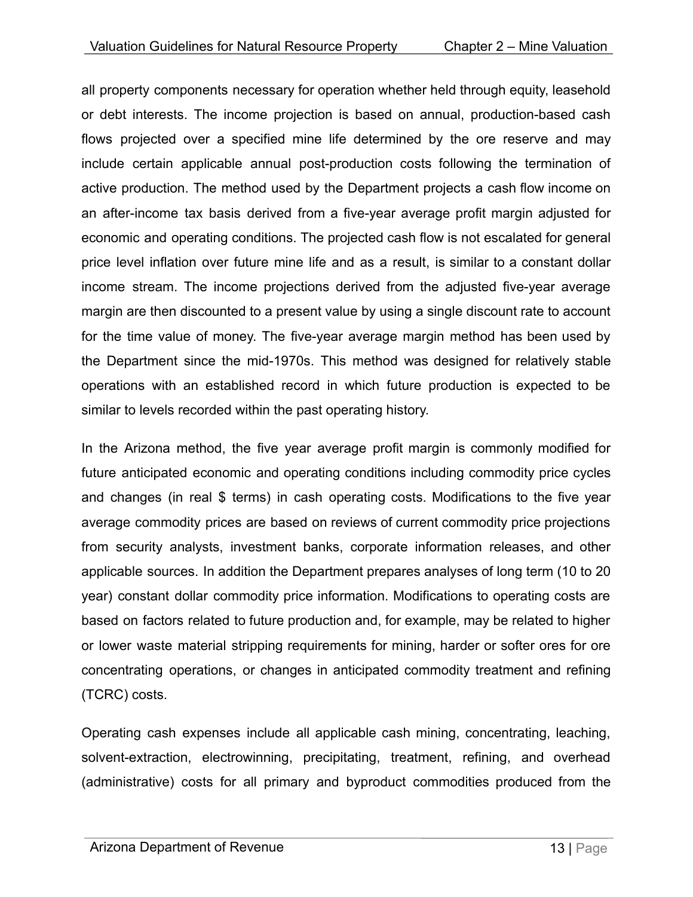all property components necessary for operation whether held through equity, leasehold or debt interests. The income projection is based on annual, production-based cash flows projected over a specified mine life determined by the ore reserve and may include certain applicable annual post-production costs following the termination of active production. The method used by the Department projects a cash flow income on an after-income tax basis derived from a five-year average profit margin adjusted for economic and operating conditions. The projected cash flow is not escalated for general price level inflation over future mine life and as a result, is similar to a constant dollar income stream. The income projections derived from the adjusted five-year average margin are then discounted to a present value by using a single discount rate to account for the time value of money. The five-year average margin method has been used by the Department since the mid-1970s. This method was designed for relatively stable operations with an established record in which future production is expected to be similar to levels recorded within the past operating history.

In the Arizona method, the five year average profit margin is commonly modified for future anticipated economic and operating conditions including commodity price cycles and changes (in real $ terms) in cash operating costs. Modifications to the five year average commodity prices are based on reviews of current commodity price projections from security analysts, investment banks, corporate information releases, and other applicable sources. In addition the Department prepares analyses of long term (10 to 20 year) constant dollar commodity price information. Modifications to operating costs are based on factors related to future production and, for example, may be related to higher or lower waste material stripping requirements for mining, harder or softer ores for ore concentrating operations, or changes in anticipated commodity treatment and refining (TCRC) costs.

Operating cash expenses include all applicable cash mining, concentrating, leaching, solvent-extraction, electrowinning, precipitating, treatment, refining, and overhead (administrative) costs for all primary and byproduct commodities produced from the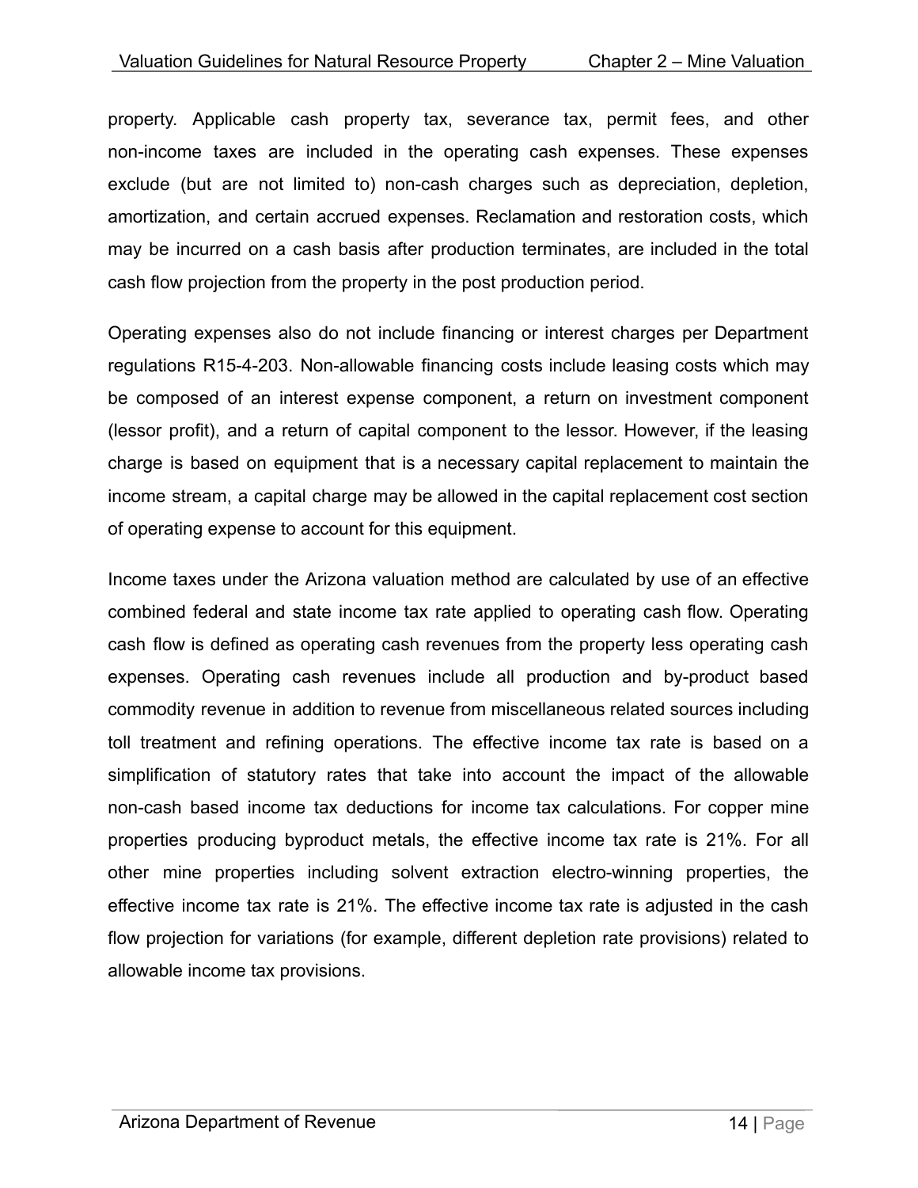property. Applicable cash property tax, severance tax, permit fees, and other non-income taxes are included in the operating cash expenses. These expenses exclude (but are not limited to) non-cash charges such as depreciation, depletion, amortization, and certain accrued expenses. Reclamation and restoration costs, which may be incurred on a cash basis after production terminates, are included in the total cash flow projection from the property in the post production period.

Operating expenses also do not include financing or interest charges per Department regulations R15-4-203. Non-allowable financing costs include leasing costs which may be composed of an interest expense component, a return on investment component (lessor profit), and a return of capital component to the lessor. However, if the leasing charge is based on equipment that is a necessary capital replacement to maintain the income stream, a capital charge may be allowed in the capital replacement cost section of operating expense to account for this equipment.

Income taxes under the Arizona valuation method are calculated by use of an effective combined federal and state income tax rate applied to operating cash flow. Operating cash flow is defined as operating cash revenues from the property less operating cash expenses. Operating cash revenues include all production and by-product based commodity revenue in addition to revenue from miscellaneous related sources including toll treatment and refining operations. The effective income tax rate is based on a simplification of statutory rates that take into account the impact of the allowable non-cash based income tax deductions for income tax calculations. For copper mine properties producing byproduct metals, the effective income tax rate is 21%. For all other mine properties including solvent extraction electro-winning properties, the effective income tax rate is 21%. The effective income tax rate is adjusted in the cash flow projection for variations (for example, different depletion rate provisions) related to allowable income tax provisions.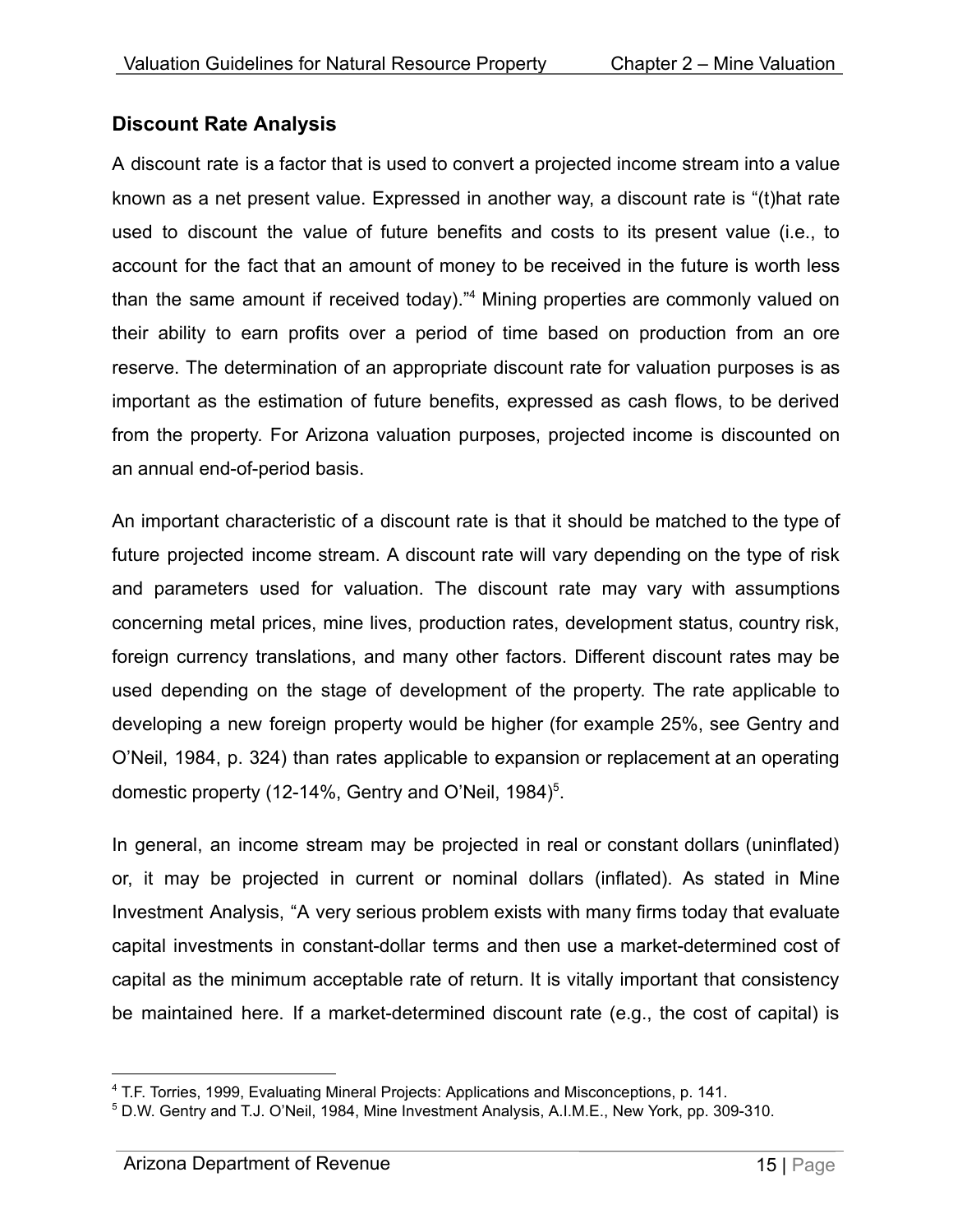## Discount Rate Analysis

A discount rate is a factor that is used to convert a projected income stream into a value known as a net present value. Expressed in another way, a discount rate is "(t)hat rate used to discount the value of future benefits and costs to its present value (i.e., to account for the fact that an amount of money to be received in the future is worth less than the same amount if received today)."[4] Mining properties are commonly valued on their ability to earn profits over a period of time based on production from an ore reserve. The determination of an appropriate discount rate for valuation purposes is as important as the estimation of future benefits, expressed as cash flows, to be derived from the property. For Arizona valuation purposes, projected income is discounted on an annual end-of-period basis.

An important characteristic of a discount rate is that it should be matched to the type of future projected income stream. A discount rate will vary depending on the type of risk and parameters used for valuation. The discount rate may vary with assumptions concerning metal prices, mine lives, production rates, development status, country risk, foreign currency translations, and many other factors. Different discount rates may be used depending on the stage of development of the property. The rate applicable to developing a new foreign property would be higher (for example 25%, see Gentry and O'Neil, 1984, p. 324) than rates applicable to expansion or replacement at an operating domestic property (12-14%, Gentry and O'Neil, 1984)[5].

In general, an income stream may be projected in real or constant dollars (uninflated) or, it may be projected in current or nominal dollars (inflated). As stated in Mine Investment Analysis, "A very serious problem exists with many firms today that evaluate capital investments in constant-dollar terms and then use a market-determined cost of capital as the minimum acceptable rate of return. It is vitally important that consistency be maintained here. If a market-determined discount rate (e.g., the cost of capital) is

---

[4] T.F. Torries, 1999, Evaluating Mineral Projects: Applications and Misconceptions, p. 141.

[5] D.W. Gentry and T.J. O'Neil, 1984, Mine Investment Analysis, A.I.M.E., New York, pp. 309-310.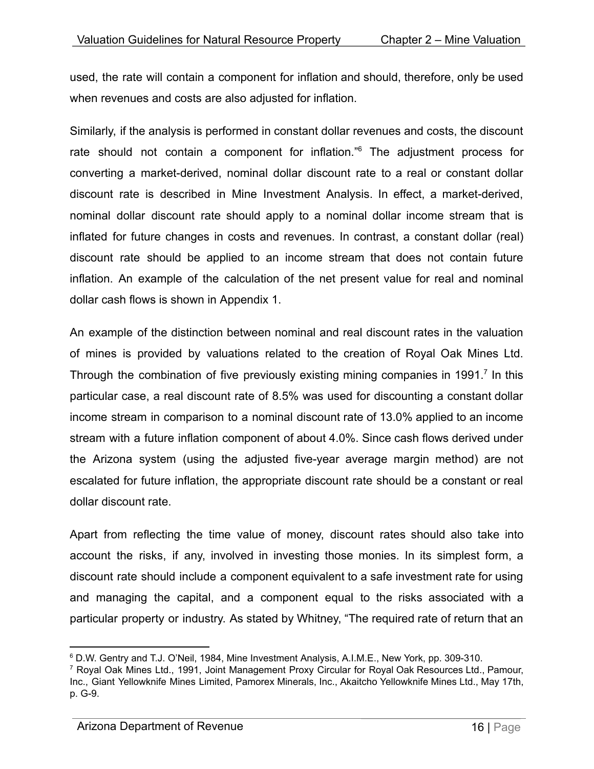used, the rate will contain a component for inflation and should, therefore, only be used when revenues and costs are also adjusted for inflation.

Similarly, if the analysis is performed in constant dollar revenues and costs, the discount rate should not contain a component for inflation."[6] The adjustment process for converting a market-derived, nominal dollar discount rate to a real or constant dollar discount rate is described in Mine Investment Analysis. In effect, a market-derived, nominal dollar discount rate should apply to a nominal dollar income stream that is inflated for future changes in costs and revenues. In contrast, a constant dollar (real) discount rate should be applied to an income stream that does not contain future inflation. An example of the calculation of the net present value for real and nominal dollar cash flows is shown in Appendix 1.

An example of the distinction between nominal and real discount rates in the valuation of mines is provided by valuations related to the creation of Royal Oak Mines Ltd. Through the combination of five previously existing mining companies in 1991.[7] In this particular case, a real discount rate of 8.5% was used for discounting a constant dollar income stream in comparison to a nominal discount rate of 13.0% applied to an income stream with a future inflation component of about 4.0%. Since cash flows derived under the Arizona system (using the adjusted five-year average margin method) are not escalated for future inflation, the appropriate discount rate should be a constant or real dollar discount rate.

Apart from reflecting the time value of money, discount rates should also take into account the risks, if any, involved in investing those monies. In its simplest form, a discount rate should include a component equivalent to a safe investment rate for using and managing the capital, and a component equal to the risks associated with a particular property or industry. As stated by Whitney, "The required rate of return that an

---

[6] D.W. Gentry and T.J. O'Neil, 1984, Mine Investment Analysis, A.I.M.E., New York, pp. 309-310.

[7] Royal Oak Mines Ltd., 1991, Joint Management Proxy Circular for Royal Oak Resources Ltd., Pamour, Inc., Giant Yellowknife Mines Limited, Pamorex Minerals, Inc., Akaitcho Yellowknife Mines Ltd., May 17th, p. G-9.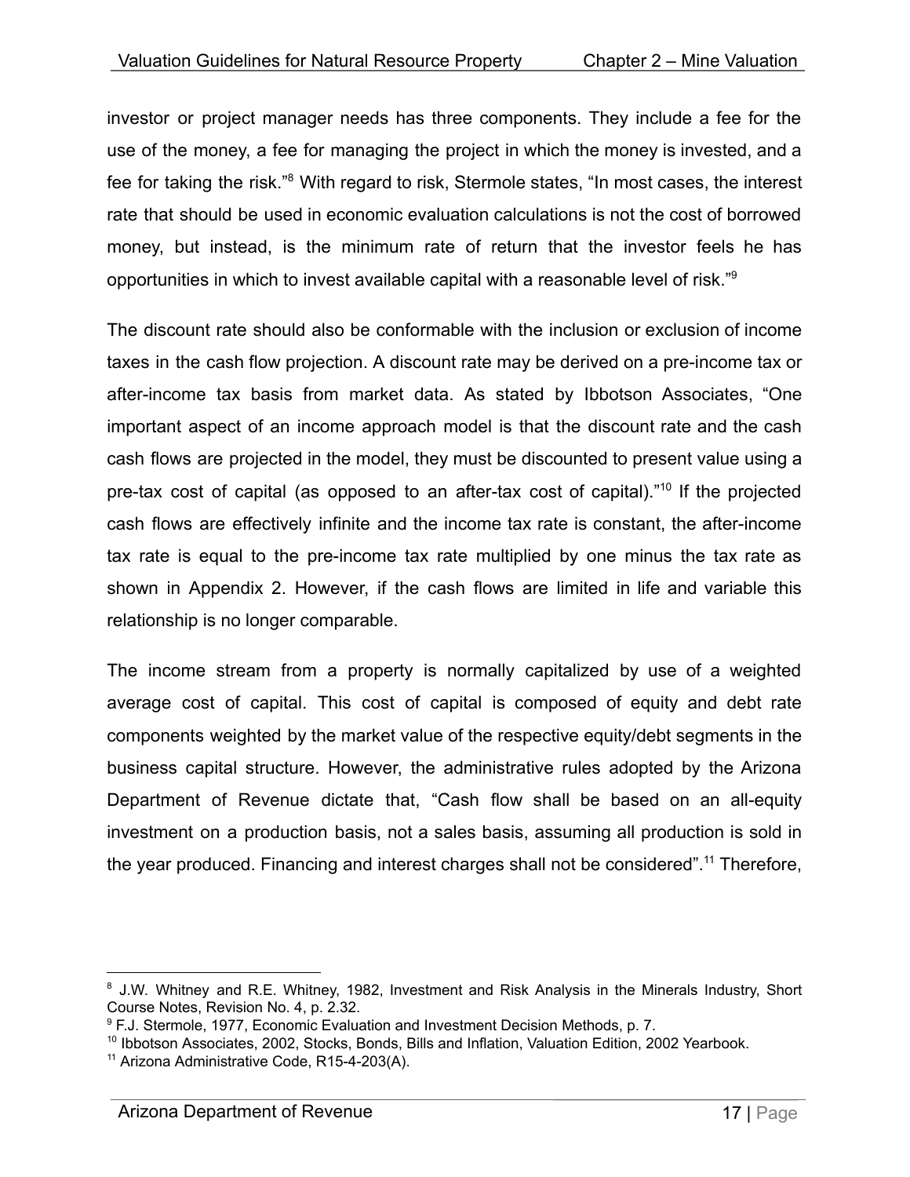investor or project manager needs has three components. They include a fee for the use of the money, a fee for managing the project in which the money is invested, and a fee for taking the risk."[8] With regard to risk, Stermole states, "In most cases, the interest rate that should be used in economic evaluation calculations is not the cost of borrowed money, but instead, is the minimum rate of return that the investor feels he has opportunities in which to invest available capital with a reasonable level of risk."[9]

The discount rate should also be conformable with the inclusion or exclusion of income taxes in the cash flow projection. A discount rate may be derived on a pre-income tax or after-income tax basis from market data. As stated by Ibbotson Associates, "One important aspect of an income approach model is that the discount rate and the cash cash flows are projected in the model, they must be discounted to present value using a pre-tax cost of capital (as opposed to an after-tax cost of capital)."[10] If the projected cash flows are effectively infinite and the income tax rate is constant, the after-income tax rate is equal to the pre-income tax rate multiplied by one minus the tax rate as shown in Appendix 2. However, if the cash flows are limited in life and variable this relationship is no longer comparable.

The income stream from a property is normally capitalized by use of a weighted average cost of capital. This cost of capital is composed of equity and debt rate components weighted by the market value of the respective equity/debt segments in the business capital structure. However, the administrative rules adopted by the Arizona Department of Revenue dictate that, "Cash flow shall be based on an all-equity investment on a production basis, not a sales basis, assuming all production is sold in the year produced. Financing and interest charges shall not be considered".[11] Therefore,

---

[8] J.W. Whitney and R.E. Whitney, 1982, Investment and Risk Analysis in the Minerals Industry, Short Course Notes, Revision No. 4, p. 2.32.

[9] F.J. Stermole, 1977, Economic Evaluation and Investment Decision Methods, p. 7.

[10] Ibbotson Associates, 2002, Stocks, Bonds, Bills and Inflation, Valuation Edition, 2002 Yearbook.

[11] Arizona Administrative Code, R15-4-203(A).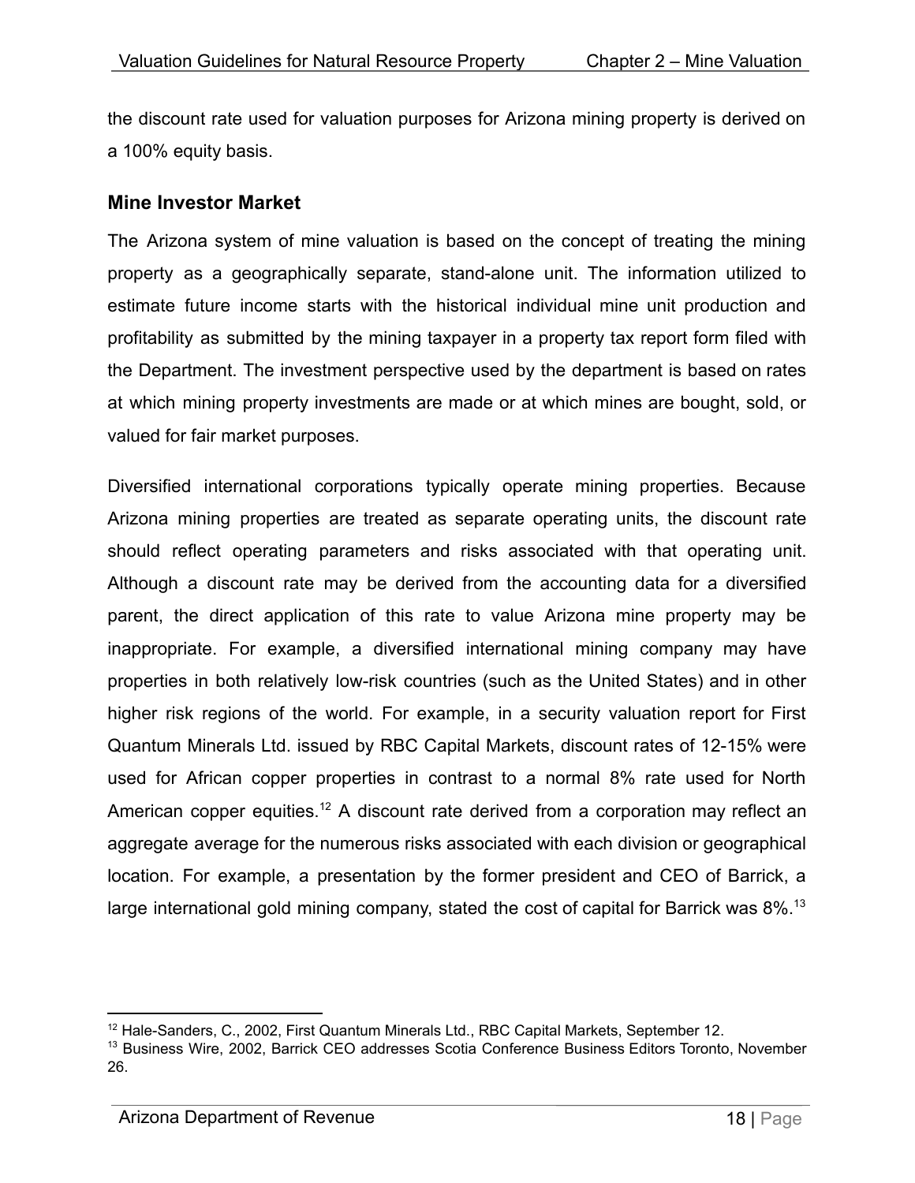the discount rate used for valuation purposes for Arizona mining property is derived on a 100% equity basis.

## Mine Investor Market

The Arizona system of mine valuation is based on the concept of treating the mining property as a geographically separate, stand-alone unit. The information utilized to estimate future income starts with the historical individual mine unit production and profitability as submitted by the mining taxpayer in a property tax report form filed with the Department. The investment perspective used by the department is based on rates at which mining property investments are made or at which mines are bought, sold, or valued for fair market purposes.

Diversified international corporations typically operate mining properties. Because Arizona mining properties are treated as separate operating units, the discount rate should reflect operating parameters and risks associated with that operating unit. Although a discount rate may be derived from the accounting data for a diversified parent, the direct application of this rate to value Arizona mine property may be inappropriate. For example, a diversified international mining company may have properties in both relatively low-risk countries (such as the United States) and in other higher risk regions of the world. For example, in a security valuation report for First Quantum Minerals Ltd. issued by RBC Capital Markets, discount rates of 12-15% were used for African copper properties in contrast to a normal 8% rate used for North American copper equities.[12] A discount rate derived from a corporation may reflect an aggregate average for the numerous risks associated with each division or geographical location. For example, a presentation by the former president and CEO of Barrick, a large international gold mining company, stated the cost of capital for Barrick was 8%.[13]

---

[12] Hale-Sanders, C., 2002, First Quantum Minerals Ltd., RBC Capital Markets, September 12.

[13] Business Wire, 2002, Barrick CEO addresses Scotia Conference Business Editors Toronto, November 26.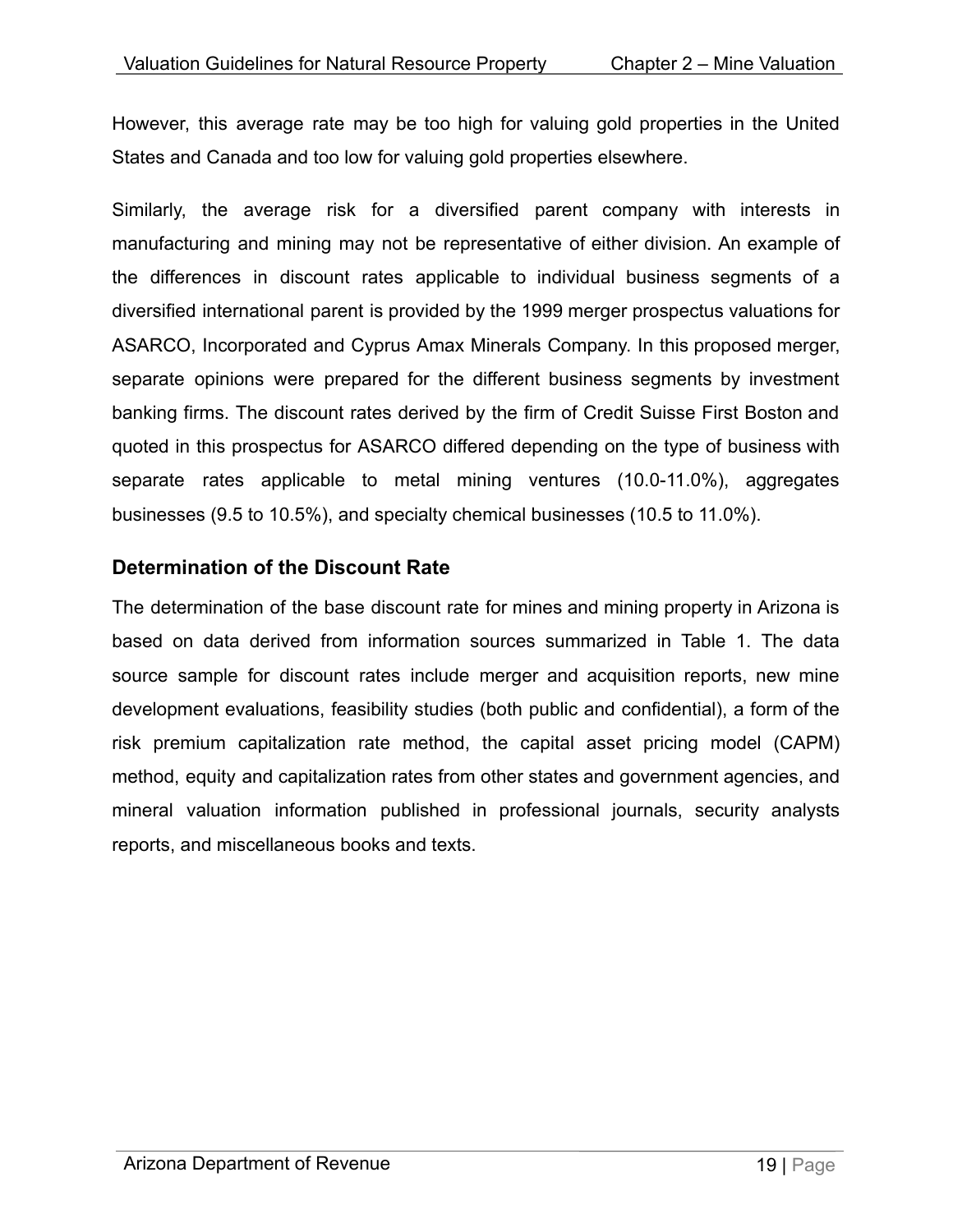However, this average rate may be too high for valuing gold properties in the United States and Canada and too low for valuing gold properties elsewhere.

Similarly, the average risk for a diversified parent company with interests in manufacturing and mining may not be representative of either division. An example of the differences in discount rates applicable to individual business segments of a diversified international parent is provided by the 1999 merger prospectus valuations for ASARCO, Incorporated and Cyprus Amax Minerals Company. In this proposed merger, separate opinions were prepared for the different business segments by investment banking firms. The discount rates derived by the firm of Credit Suisse First Boston and quoted in this prospectus for ASARCO differed depending on the type of business with separate rates applicable to metal mining ventures (10.0-11.0%), aggregates businesses (9.5 to 10.5%), and specialty chemical businesses (10.5 to 11.0%).

### Determination of the Discount Rate

The determination of the base discount rate for mines and mining property in Arizona is based on data derived from information sources summarized in Table 1. The data source sample for discount rates include merger and acquisition reports, new mine development evaluations, feasibility studies (both public and confidential), a form of the risk premium capitalization rate method, the capital asset pricing model (CAPM) method, equity and capitalization rates from other states and government agencies, and mineral valuation information published in professional journals, security analysts reports, and miscellaneous books and texts.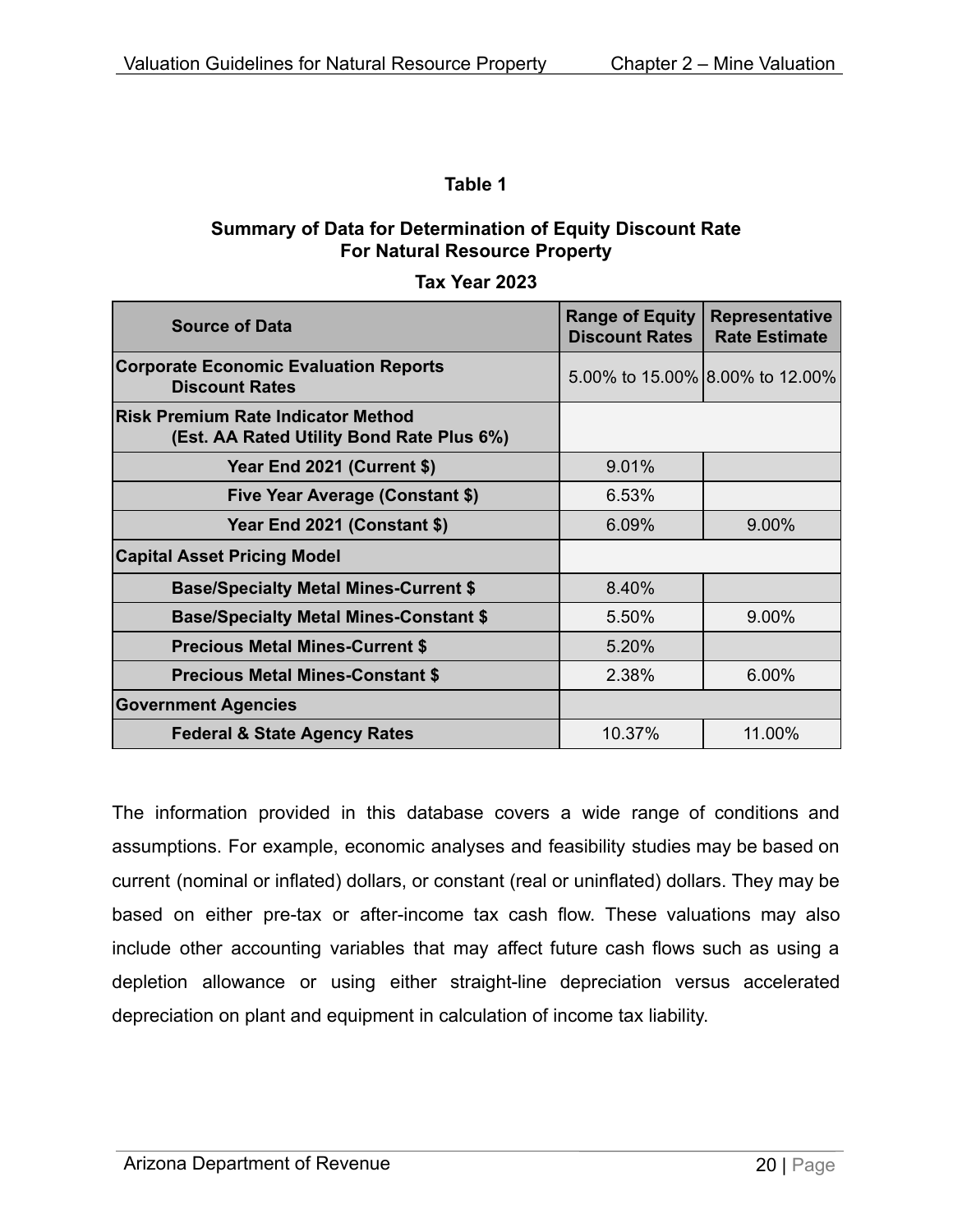**Table 1**

**Summary of Data for Determination of Equity Discount Rate For Natural Resource Property**

**Tax Year 2023**

| Source of Data | Range of Equity Discount Rates | Representative Rate Estimate |
|---|---|---|
| **Corporate Economic Evaluation Reports Discount Rates** | 5.00% to 15.00% | 8.00% to 12.00% |
| **Risk Premium Rate Indicator Method (Est. AA Rated Utility Bond Rate Plus 6%)** | | |
| **Year End 2021 (Current $)** | 9.01% | |
| **Five Year Average (Constant $)** | 6.53% | |
| **Year End 2021 (Constant $)** | 6.09% | 9.00% |
| **Capital Asset Pricing Model** | | |
| **Base/Specialty Metal Mines-Current $** | 8.40% | |
| **Base/Specialty Metal Mines-Constant $** | 5.50% | 9.00% |
| **Precious Metal Mines-Current $** | 5.20% | |
| **Precious Metal Mines-Constant $** | 2.38% | 6.00% |
| **Government Agencies** | | |
| **Federal & State Agency Rates** | 10.37% | 11.00% |

The information provided in this database covers a wide range of conditions and assumptions. For example, economic analyses and feasibility studies may be based on current (nominal or inflated) dollars, or constant (real or uninflated) dollars. They may be based on either pre-tax or after-income tax cash flow. These valuations may also include other accounting variables that may affect future cash flows such as using a depletion allowance or using either straight-line depreciation versus accelerated depreciation on plant and equipment in calculation of income tax liability.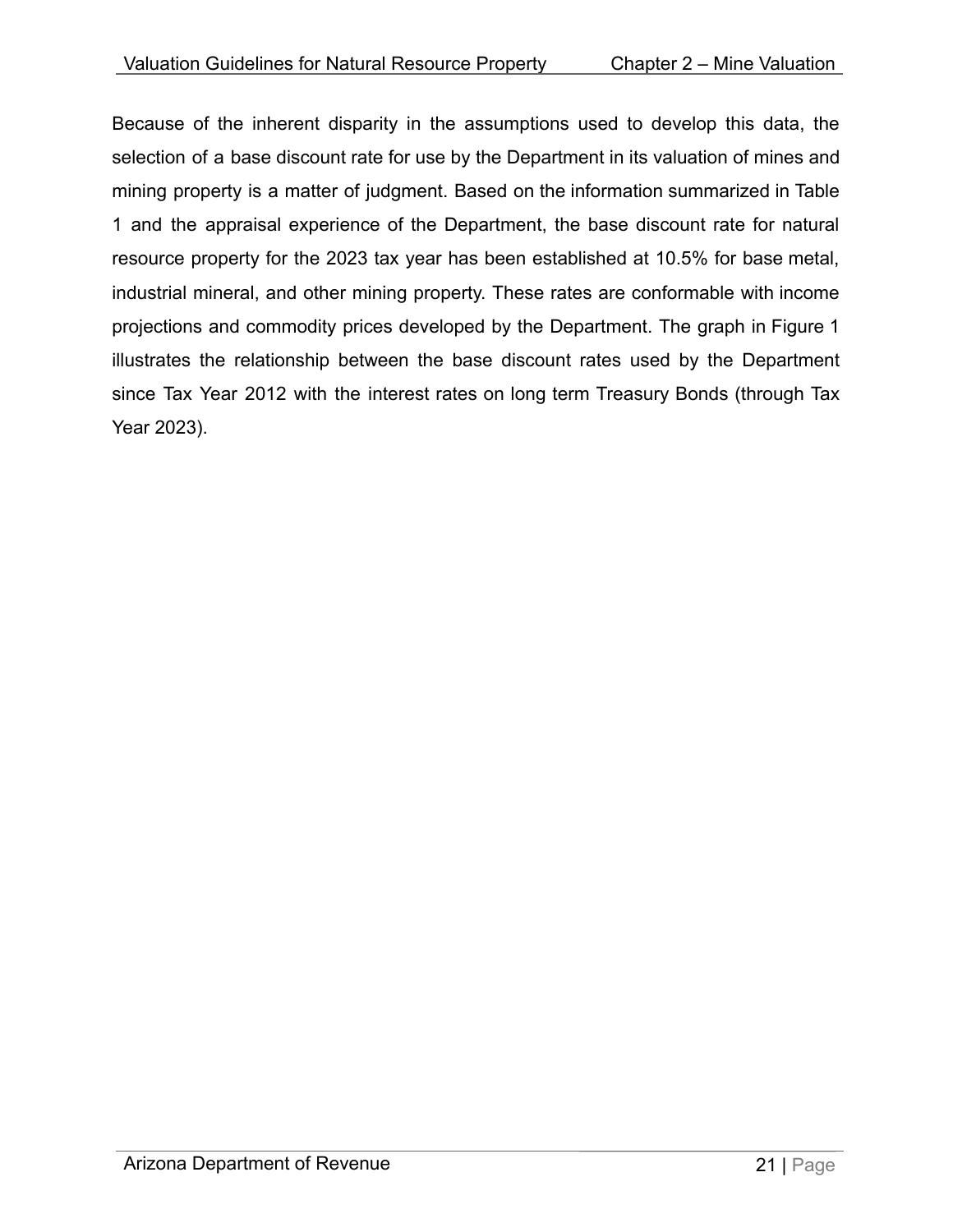Because of the inherent disparity in the assumptions used to develop this data, the selection of a base discount rate for use by the Department in its valuation of mines and mining property is a matter of judgment. Based on the information summarized in Table 1 and the appraisal experience of the Department, the base discount rate for natural resource property for the 2023 tax year has been established at 10.5% for base metal, industrial mineral, and other mining property. These rates are conformable with income projections and commodity prices developed by the Department. The graph in Figure 1 illustrates the relationship between the base discount rates used by the Department since Tax Year 2012 with the interest rates on long term Treasury Bonds (through Tax Year 2023).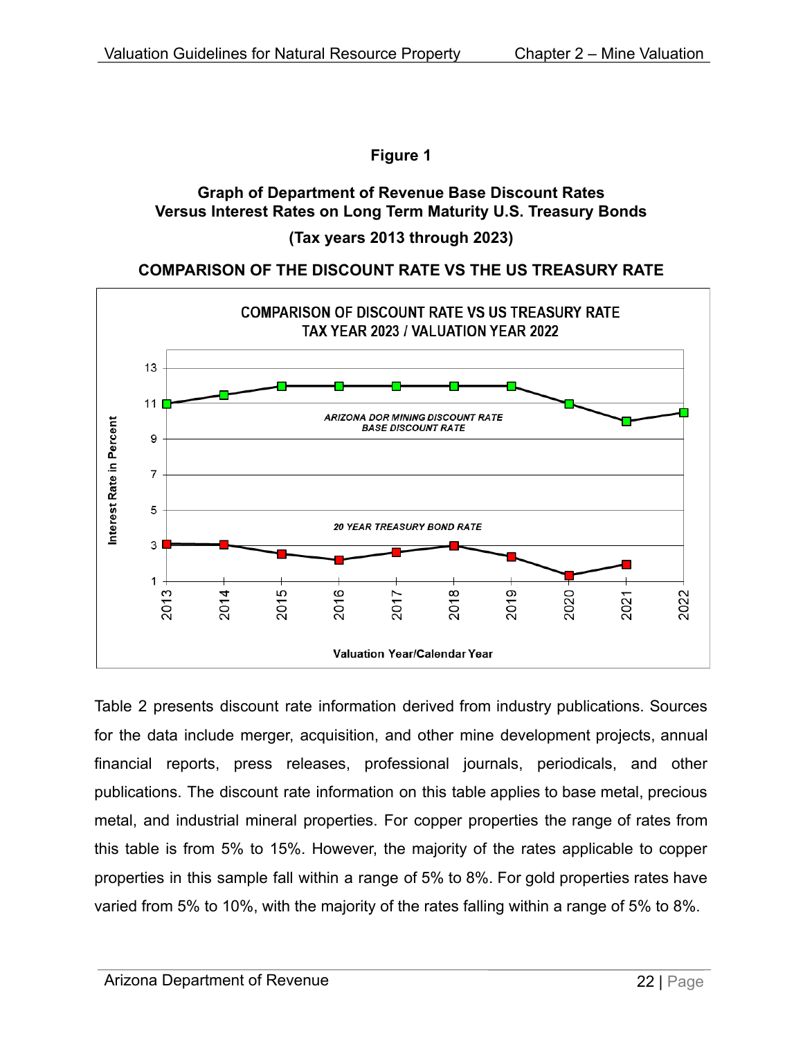**Figure 1**

**Graph of Department of Revenue Base Discount Rates Versus Interest Rates on Long Term Maturity U.S. Treasury Bonds**

**(Tax years 2013 through 2023)**

**COMPARISON OF THE DISCOUNT RATE VS THE US TREASURY RATE**

COMPARISON OF DISCOUNT RATE VS US TREASURY RATE
TAX YEAR 2023 / VALUATION YEAR 2022

Table 2 presents discount rate information derived from industry publications. Sources for the data include merger, acquisition, and other mine development projects, annual financial reports, press releases, professional journals, periodicals, and other publications. The discount rate information on this table applies to base metal, precious metal, and industrial mineral properties. For copper properties the range of rates from this table is from 5% to 15%. However, the majority of the rates applicable to copper properties in this sample fall within a range of 5% to 8%. For gold properties rates have varied from 5% to 10%, with the majority of the rates falling within a range of 5% to 8%.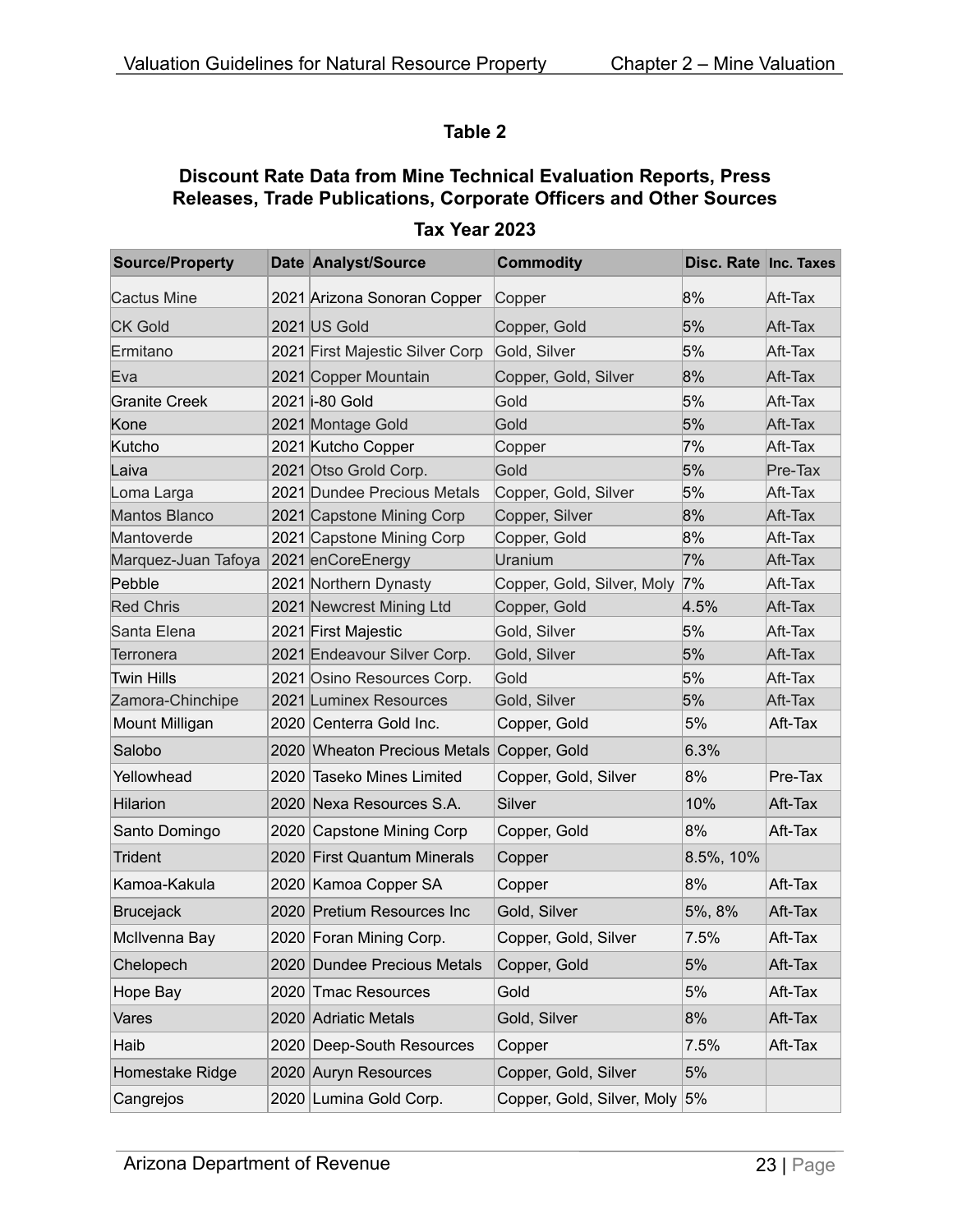### Table 2

### Discount Rate Data from Mine Technical Evaluation Reports, Press Releases, Trade Publications, Corporate Officers and Other Sources

### Tax Year 2023

| Source/Property | Date | Analyst/Source | Commodity | Disc. Rate | Inc. Taxes |
|---|---|---|---|---|---|
| Cactus Mine | 2021 | Arizona Sonoran Copper | Copper | 8% | Aft-Tax |
| CK Gold | 2021 | US Gold | Copper, Gold | 5% | Aft-Tax |
| Ermitano | 2021 | First Majestic Silver Corp | Gold, Silver | 5% | Aft-Tax |
| Eva | 2021 | Copper Mountain | Copper, Gold, Silver | 8% | Aft-Tax |
| Granite Creek | 2021 | i-80 Gold | Gold | 5% | Aft-Tax |
| Kone | 2021 | Montage Gold | Gold | 5% | Aft-Tax |
| Kutcho | 2021 | Kutcho Copper | Copper | 7% | Aft-Tax |
| Laiva | 2021 | Otso Grold Corp. | Gold | 5% | Pre-Tax |
| Loma Larga | 2021 | Dundee Precious Metals | Copper, Gold, Silver | 5% | Aft-Tax |
| Mantos Blanco | 2021 | Capstone Mining Corp | Copper, Silver | 8% | Aft-Tax |
| Mantoverde | 2021 | Capstone Mining Corp | Copper, Gold | 8% | Aft-Tax |
| Marquez-Juan Tafoya | 2021 | enCoreEnergy | Uranium | 7% | Aft-Tax |
| Pebble | 2021 | Northern Dynasty | Copper, Gold, Silver, Moly | 7% | Aft-Tax |
| Red Chris | 2021 | Newcrest Mining Ltd | Copper, Gold | 4.5% | Aft-Tax |
| Santa Elena | 2021 | First Majestic | Gold, Silver | 5% | Aft-Tax |
| Terronera | 2021 | Endeavour Silver Corp. | Gold, Silver | 5% | Aft-Tax |
| Twin Hills | 2021 | Osino Resources Corp. | Gold | 5% | Aft-Tax |
| Zamora-Chinchipe | 2021 | Luminex Resources | Gold, Silver | 5% | Aft-Tax |
| Mount Milligan | 2020 | Centerra Gold Inc. | Copper, Gold | 5% | Aft-Tax |
| Salobo | 2020 | Wheaton Precious Metals | Copper, Gold | 6.3% | |
| Yellowhead | 2020 | Taseko Mines Limited | Copper, Gold, Silver | 8% | Pre-Tax |
| Hilarion | 2020 | Nexa Resources S.A. | Silver | 10% | Aft-Tax |
| Santo Domingo | 2020 | Capstone Mining Corp | Copper, Gold | 8% | Aft-Tax |
| Trident | 2020 | First Quantum Minerals | Copper | 8.5%, 10% | |
| Kamoa-Kakula | 2020 | Kamoa Copper SA | Copper | 8% | Aft-Tax |
| Brucejack | 2020 | Pretium Resources Inc | Gold, Silver | 5%, 8% | Aft-Tax |
| McIlvenna Bay | 2020 | Foran Mining Corp. | Copper, Gold, Silver | 7.5% | Aft-Tax |
| Chelopech | 2020 | Dundee Precious Metals | Copper, Gold | 5% | Aft-Tax |
| Hope Bay | 2020 | Tmac Resources | Gold | 5% | Aft-Tax |
| Vares | 2020 | Adriatic Metals | Gold, Silver | 8% | Aft-Tax |
| Haib | 2020 | Deep-South Resources | Copper | 7.5% | Aft-Tax |
| Homestake Ridge | 2020 | Auryn Resources | Copper, Gold, Silver | 5% | |
| Cangrejos | 2020 | Lumina Gold Corp. | Copper, Gold, Silver, Moly | 5% | |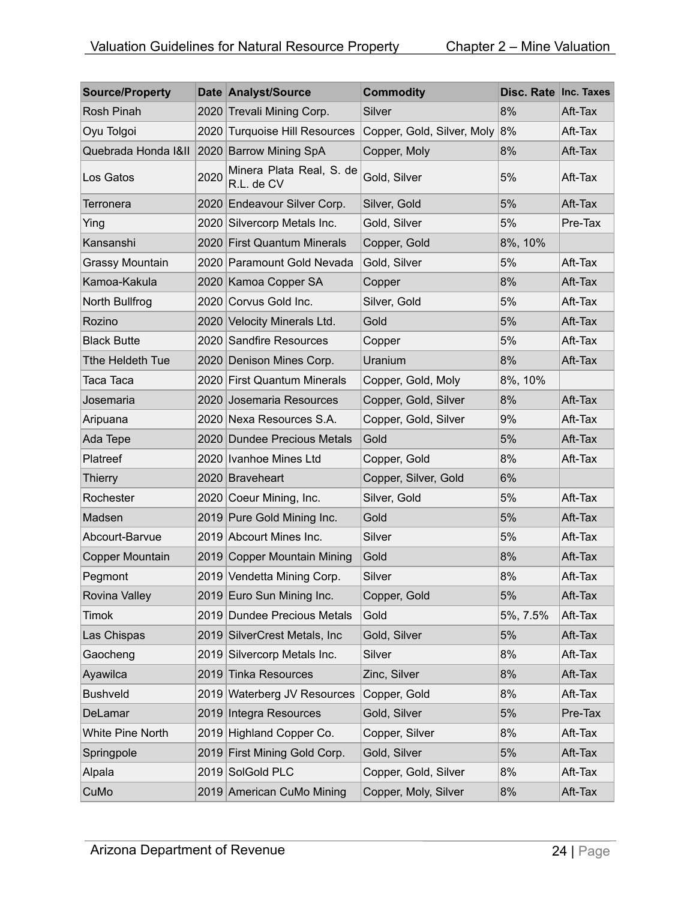| Source/Property | Date | Analyst/Source | Commodity | Disc. Rate | Inc. Taxes |
|---|---|---|---|---|---|
| Rosh Pinah | 2020 | Trevali Mining Corp. | Silver | 8% | Aft-Tax |
| Oyu Tolgoi | 2020 | Turquoise Hill Resources | Copper, Gold, Silver, Moly | 8% | Aft-Tax |
| Quebrada Honda I&II | 2020 | Barrow Mining SpA | Copper, Moly | 8% | Aft-Tax |
| Los Gatos | 2020 | Minera Plata Real, S. de R.L. de CV | Gold, Silver | 5% | Aft-Tax |
| Terronera | 2020 | Endeavour Silver Corp. | Silver, Gold | 5% | Aft-Tax |
| Ying | 2020 | Silvercorp Metals Inc. | Gold, Silver | 5% | Pre-Tax |
| Kansanshi | 2020 | First Quantum Minerals | Copper, Gold | 8%, 10% | |
| Grassy Mountain | 2020 | Paramount Gold Nevada | Gold, Silver | 5% | Aft-Tax |
| Kamoa-Kakula | 2020 | Kamoa Copper SA | Copper | 8% | Aft-Tax |
| North Bullfrog | 2020 | Corvus Gold Inc. | Silver, Gold | 5% | Aft-Tax |
| Rozino | 2020 | Velocity Minerals Ltd. | Gold | 5% | Aft-Tax |
| Black Butte | 2020 | Sandfire Resources | Copper | 5% | Aft-Tax |
| Tthe Heldeth Tue | 2020 | Denison Mines Corp. | Uranium | 8% | Aft-Tax |
| Taca Taca | 2020 | First Quantum Minerals | Copper, Gold, Moly | 8%, 10% | |
| Josemaria | 2020 | Josemaria Resources | Copper, Gold, Silver | 8% | Aft-Tax |
| Aripuana | 2020 | Nexa Resources S.A. | Copper, Gold, Silver | 9% | Aft-Tax |
| Ada Tepe | 2020 | Dundee Precious Metals | Gold | 5% | Aft-Tax |
| Platreef | 2020 | Ivanhoe Mines Ltd | Copper, Gold | 8% | Aft-Tax |
| Thierry | 2020 | Braveheart | Copper, Silver, Gold | 6% | |
| Rochester | 2020 | Coeur Mining, Inc. | Silver, Gold | 5% | Aft-Tax |
| Madsen | 2019 | Pure Gold Mining Inc. | Gold | 5% | Aft-Tax |
| Abcourt-Barvue | 2019 | Abcourt Mines Inc. | Silver | 5% | Aft-Tax |
| Copper Mountain | 2019 | Copper Mountain Mining | Gold | 8% | Aft-Tax |
| Pegmont | 2019 | Vendetta Mining Corp. | Silver | 8% | Aft-Tax |
| Rovina Valley | 2019 | Euro Sun Mining Inc. | Copper, Gold | 5% | Aft-Tax |
| Timok | 2019 | Dundee Precious Metals | Gold | 5%, 7.5% | Aft-Tax |
| Las Chispas | 2019 | SilverCrest Metals, Inc | Gold, Silver | 5% | Aft-Tax |
| Gaocheng | 2019 | Silvercorp Metals Inc. | Silver | 8% | Aft-Tax |
| Ayawilca | 2019 | Tinka Resources | Zinc, Silver | 8% | Aft-Tax |
| Bushveld | 2019 | Waterberg JV Resources | Copper, Gold | 8% | Aft-Tax |
| DeLamar | 2019 | Integra Resources | Gold, Silver | 5% | Pre-Tax |
| White Pine North | 2019 | Highland Copper Co. | Copper, Silver | 8% | Aft-Tax |
| Springpole | 2019 | First Mining Gold Corp. | Gold, Silver | 5% | Aft-Tax |
| Alpala | 2019 | SolGold PLC | Copper, Gold, Silver | 8% | Aft-Tax |
| CuMo | 2019 | American CuMo Mining | Copper, Moly, Silver | 8% | Aft-Tax |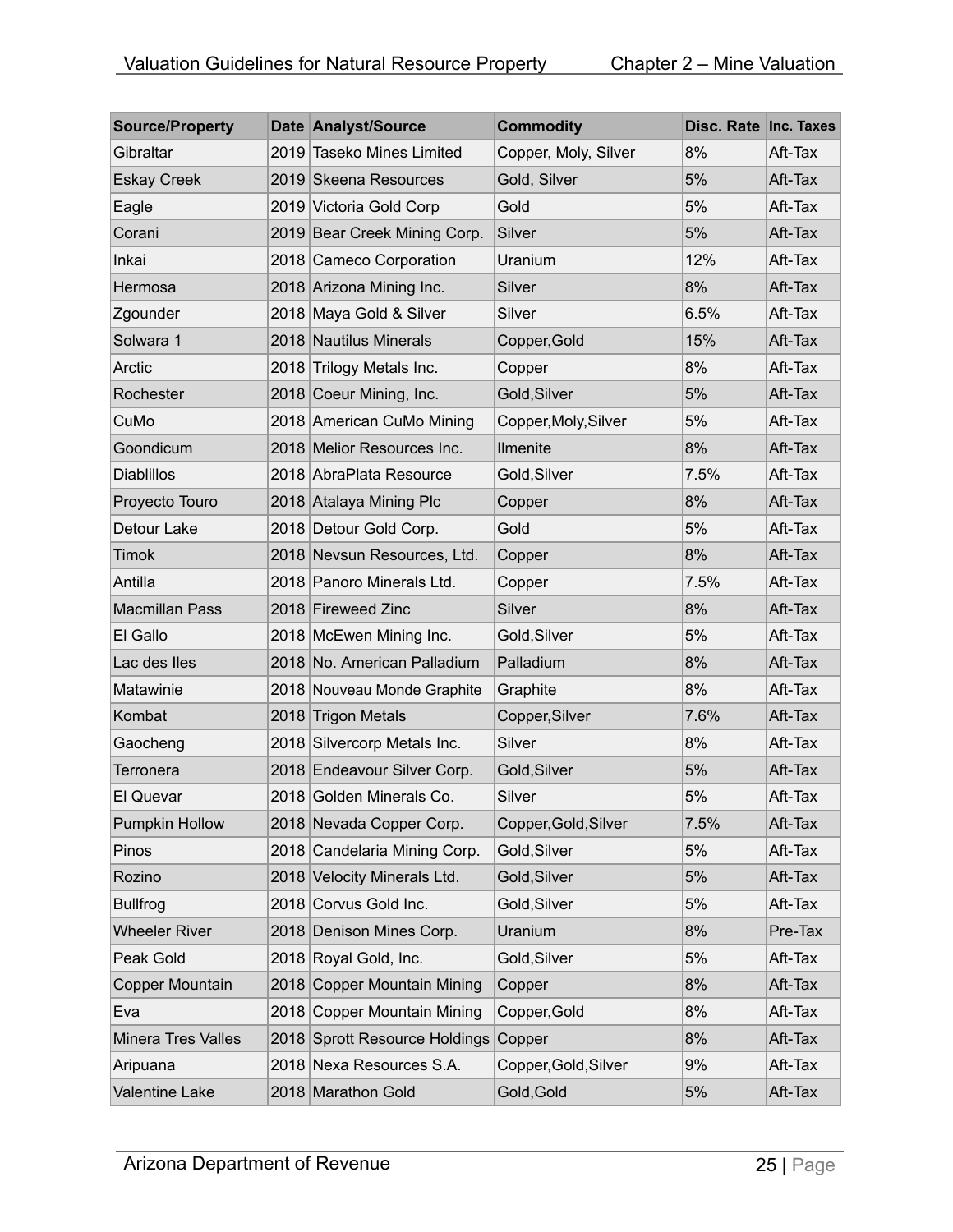| Source/Property | Date | Analyst/Source | Commodity | Disc. Rate | Inc. Taxes |
|---|---|---|---|---|---|
| Gibraltar | 2019 | Taseko Mines Limited | Copper, Moly, Silver | 8% | Aft-Tax |
| Eskay Creek | 2019 | Skeena Resources | Gold, Silver | 5% | Aft-Tax |
| Eagle | 2019 | Victoria Gold Corp | Gold | 5% | Aft-Tax |
| Corani | 2019 | Bear Creek Mining Corp. | Silver | 5% | Aft-Tax |
| Inkai | 2018 | Cameco Corporation | Uranium | 12% | Aft-Tax |
| Hermosa | 2018 | Arizona Mining Inc. | Silver | 8% | Aft-Tax |
| Zgounder | 2018 | Maya Gold & Silver | Silver | 6.5% | Aft-Tax |
| Solwara 1 | 2018 | Nautilus Minerals | Copper,Gold | 15% | Aft-Tax |
| Arctic | 2018 | Trilogy Metals Inc. | Copper | 8% | Aft-Tax |
| Rochester | 2018 | Coeur Mining, Inc. | Gold,Silver | 5% | Aft-Tax |
| CuMo | 2018 | American CuMo Mining | Copper,Moly,Silver | 5% | Aft-Tax |
| Goondicum | 2018 | Melior Resources Inc. | Ilmenite | 8% | Aft-Tax |
| Diablillos | 2018 | AbraPlata Resource | Gold,Silver | 7.5% | Aft-Tax |
| Proyecto Touro | 2018 | Atalaya Mining Plc | Copper | 8% | Aft-Tax |
| Detour Lake | 2018 | Detour Gold Corp. | Gold | 5% | Aft-Tax |
| Timok | 2018 | Nevsun Resources, Ltd. | Copper | 8% | Aft-Tax |
| Antilla | 2018 | Panoro Minerals Ltd. | Copper | 7.5% | Aft-Tax |
| Macmillan Pass | 2018 | Fireweed Zinc | Silver | 8% | Aft-Tax |
| El Gallo | 2018 | McEwen Mining Inc. | Gold,Silver | 5% | Aft-Tax |
| Lac des Iles | 2018 | No. American Palladium | Palladium | 8% | Aft-Tax |
| Matawinie | 2018 | Nouveau Monde Graphite | Graphite | 8% | Aft-Tax |
| Kombat | 2018 | Trigon Metals | Copper,Silver | 7.6% | Aft-Tax |
| Gaocheng | 2018 | Silvercorp Metals Inc. | Silver | 8% | Aft-Tax |
| Terronera | 2018 | Endeavour Silver Corp. | Gold,Silver | 5% | Aft-Tax |
| El Quevar | 2018 | Golden Minerals Co. | Silver | 5% | Aft-Tax |
| Pumpkin Hollow | 2018 | Nevada Copper Corp. | Copper,Gold,Silver | 7.5% | Aft-Tax |
| Pinos | 2018 | Candelaria Mining Corp. | Gold,Silver | 5% | Aft-Tax |
| Rozino | 2018 | Velocity Minerals Ltd. | Gold,Silver | 5% | Aft-Tax |
| Bullfrog | 2018 | Corvus Gold Inc. | Gold,Silver | 5% | Aft-Tax |
| Wheeler River | 2018 | Denison Mines Corp. | Uranium | 8% | Pre-Tax |
| Peak Gold | 2018 | Royal Gold, Inc. | Gold,Silver | 5% | Aft-Tax |
| Copper Mountain | 2018 | Copper Mountain Mining | Copper | 8% | Aft-Tax |
| Eva | 2018 | Copper Mountain Mining | Copper,Gold | 8% | Aft-Tax |
| Minera Tres Valles | 2018 | Sprott Resource Holdings | Copper | 8% | Aft-Tax |
| Aripuana | 2018 | Nexa Resources S.A. | Copper,Gold,Silver | 9% | Aft-Tax |
| Valentine Lake | 2018 | Marathon Gold | Gold,Gold | 5% | Aft-Tax |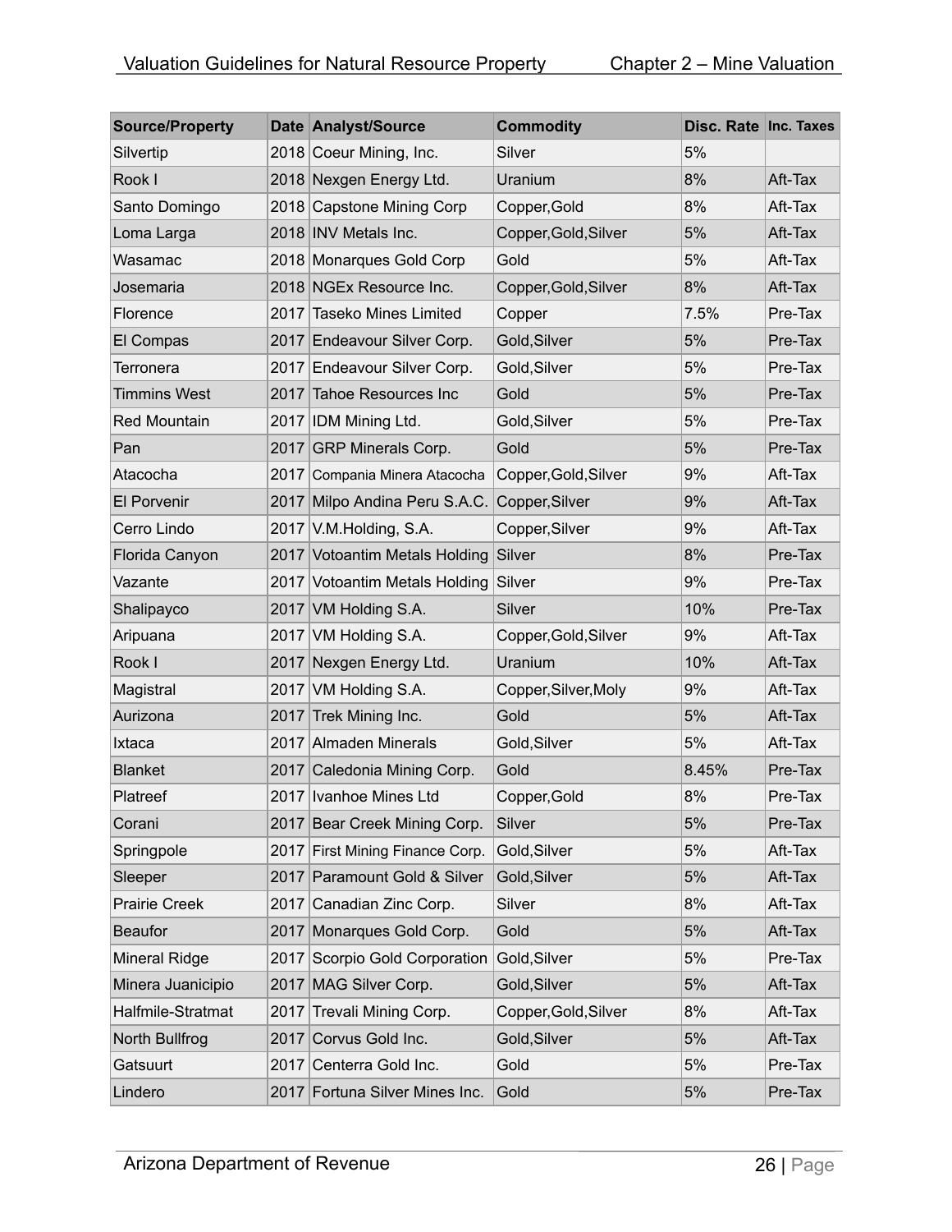| Source/Property | Date | Analyst/Source | Commodity | Disc. Rate | Inc. Taxes |
|---|---|---|---|---|---|
| Silvertip | 2018 | Coeur Mining, Inc. | Silver | 5% | |
| Rook I | 2018 | Nexgen Energy Ltd. | Uranium | 8% | Aft-Tax |
| Santo Domingo | 2018 | Capstone Mining Corp | Copper,Gold | 8% | Aft-Tax |
| Loma Larga | 2018 | INV Metals Inc. | Copper,Gold,Silver | 5% | Aft-Tax |
| Wasamac | 2018 | Monarques Gold Corp | Gold | 5% | Aft-Tax |
| Josemaria | 2018 | NGEx Resource Inc. | Copper,Gold,Silver | 8% | Aft-Tax |
| Florence | 2017 | Taseko Mines Limited | Copper | 7.5% | Pre-Tax |
| El Compas | 2017 | Endeavour Silver Corp. | Gold,Silver | 5% | Pre-Tax |
| Terronera | 2017 | Endeavour Silver Corp. | Gold,Silver | 5% | Pre-Tax |
| Timmins West | 2017 | Tahoe Resources Inc | Gold | 5% | Pre-Tax |
| Red Mountain | 2017 | IDM Mining Ltd. | Gold,Silver | 5% | Pre-Tax |
| Pan | 2017 | GRP Minerals Corp. | Gold | 5% | Pre-Tax |
| Atacocha | 2017 | Compania Minera Atacocha | Copper,Gold,Silver | 9% | Aft-Tax |
| El Porvenir | 2017 | Milpo Andina Peru S.A.C. | Copper,Silver | 9% | Aft-Tax |
| Cerro Lindo | 2017 | V.M.Holding, S.A. | Copper,Silver | 9% | Aft-Tax |
| Florida Canyon | 2017 | Votoantim Metals Holding | Silver | 8% | Pre-Tax |
| Vazante | 2017 | Votoantim Metals Holding | Silver | 9% | Pre-Tax |
| Shalipayco | 2017 | VM Holding S.A. | Silver | 10% | Pre-Tax |
| Aripuana | 2017 | VM Holding S.A. | Copper,Gold,Silver | 9% | Aft-Tax |
| Rook I | 2017 | Nexgen Energy Ltd. | Uranium | 10% | Aft-Tax |
| Magistral | 2017 | VM Holding S.A. | Copper,Silver,Moly | 9% | Aft-Tax |
| Aurizona | 2017 | Trek Mining Inc. | Gold | 5% | Aft-Tax |
| Ixtaca | 2017 | Almaden Minerals | Gold,Silver | 5% | Aft-Tax |
| Blanket | 2017 | Caledonia Mining Corp. | Gold | 8.45% | Pre-Tax |
| Platreef | 2017 | Ivanhoe Mines Ltd | Copper,Gold | 8% | Pre-Tax |
| Corani | 2017 | Bear Creek Mining Corp. | Silver | 5% | Pre-Tax |
| Springpole | 2017 | First Mining Finance Corp. | Gold,Silver | 5% | Aft-Tax |
| Sleeper | 2017 | Paramount Gold & Silver | Gold,Silver | 5% | Aft-Tax |
| Prairie Creek | 2017 | Canadian Zinc Corp. | Silver | 8% | Aft-Tax |
| Beaufor | 2017 | Monarques Gold Corp. | Gold | 5% | Aft-Tax |
| Mineral Ridge | 2017 | Scorpio Gold Corporation | Gold,Silver | 5% | Pre-Tax |
| Minera Juanicipio | 2017 | MAG Silver Corp. | Gold,Silver | 5% | Aft-Tax |
| Halfmile-Stratmat | 2017 | Trevali Mining Corp. | Copper,Gold,Silver | 8% | Aft-Tax |
| North Bullfrog | 2017 | Corvus Gold Inc. | Gold,Silver | 5% | Aft-Tax |
| Gatsuurt | 2017 | Centerra Gold Inc. | Gold | 5% | Pre-Tax |
| Lindero | 2017 | Fortuna Silver Mines Inc. | Gold | 5% | Pre-Tax |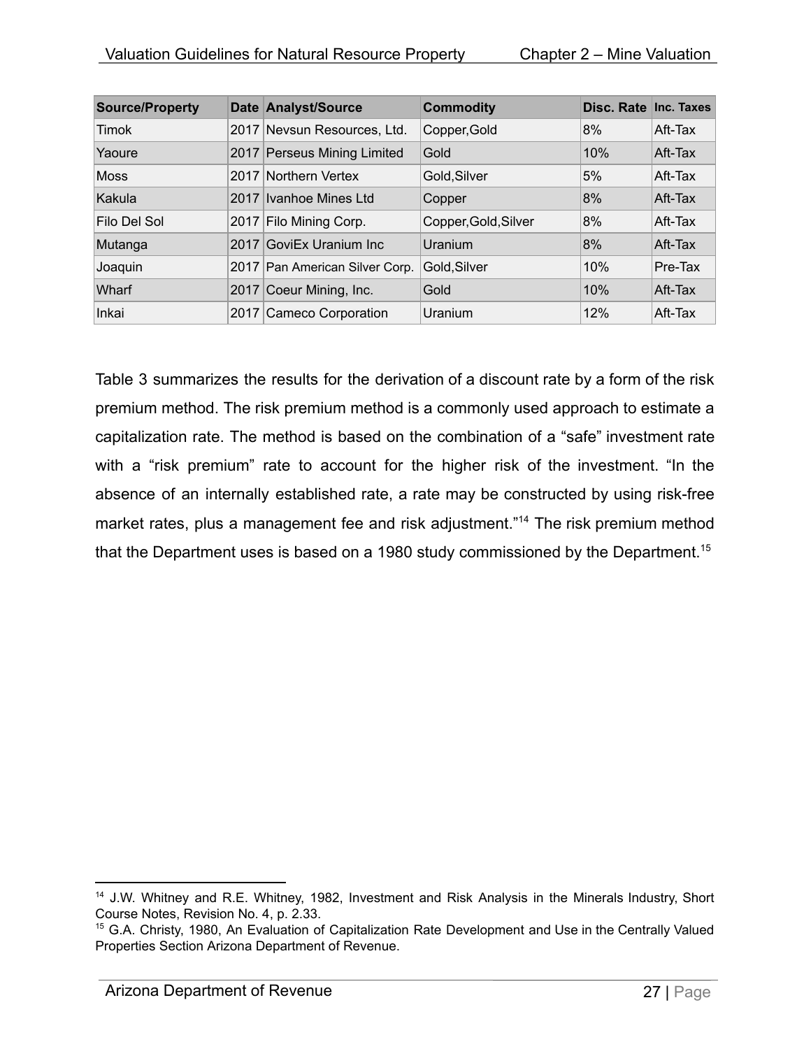| Source/Property | Date | Analyst/Source | Commodity | Disc. Rate | Inc. Taxes |
|---|---|---|---|---|---|
| Timok | 2017 | Nevsun Resources, Ltd. | Copper,Gold | 8% | Aft-Tax |
| Yaoure | 2017 | Perseus Mining Limited | Gold | 10% | Aft-Tax |
| Moss | 2017 | Northern Vertex | Gold,Silver | 5% | Aft-Tax |
| Kakula | 2017 | Ivanhoe Mines Ltd | Copper | 8% | Aft-Tax |
| Filo Del Sol | 2017 | Filo Mining Corp. | Copper,Gold,Silver | 8% | Aft-Tax |
| Mutanga | 2017 | GoviEx Uranium Inc | Uranium | 8% | Aft-Tax |
| Joaquin | 2017 | Pan American Silver Corp. | Gold,Silver | 10% | Pre-Tax |
| Wharf | 2017 | Coeur Mining, Inc. | Gold | 10% | Aft-Tax |
| Inkai | 2017 | Cameco Corporation | Uranium | 12% | Aft-Tax |

Table 3 summarizes the results for the derivation of a discount rate by a form of the risk premium method. The risk premium method is a commonly used approach to estimate a capitalization rate. The method is based on the combination of a "safe" investment rate with a "risk premium" rate to account for the higher risk of the investment. "In the absence of an internally established rate, a rate may be constructed by using risk-free market rates, plus a management fee and risk adjustment."[14] The risk premium method that the Department uses is based on a 1980 study commissioned by the Department.[15]

[14] J.W. Whitney and R.E. Whitney, 1982, Investment and Risk Analysis in the Minerals Industry, Short Course Notes, Revision No. 4, p. 2.33.

[15] G.A. Christy, 1980, An Evaluation of Capitalization Rate Development and Use in the Centrally Valued Properties Section Arizona Department of Revenue.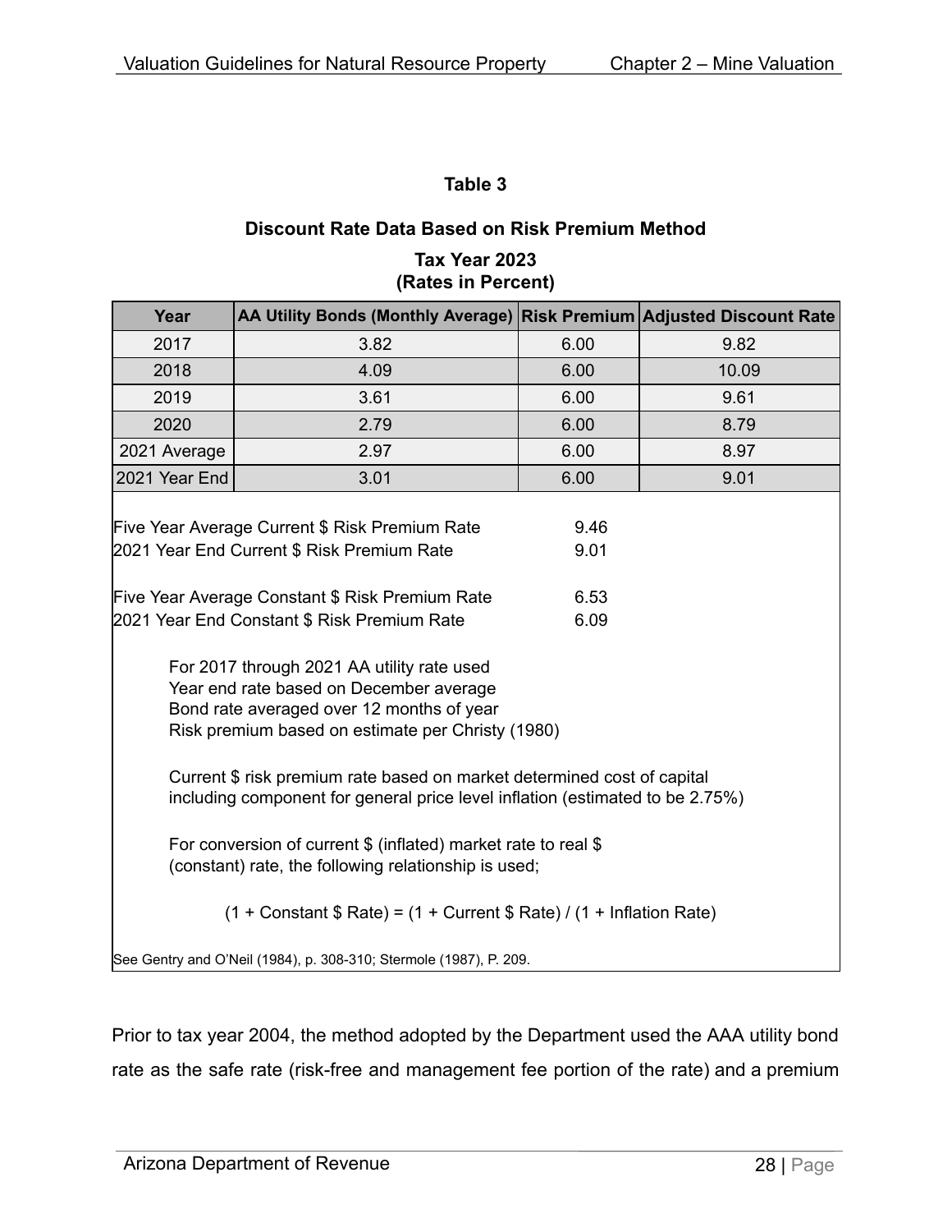**Table 3**

**Discount Rate Data Based on Risk Premium Method**

**Tax Year 2023**
**(Rates in Percent)**

| Year | AA Utility Bonds (Monthly Average) | Risk Premium | Adjusted Discount Rate |
|---|---|---|---|
| 2017 | 3.82 | 6.00 | 9.82 |
| 2018 | 4.09 | 6.00 | 10.09 |
| 2019 | 3.61 | 6.00 | 9.61 |
| 2020 | 2.79 | 6.00 | 8.79 |
| 2021 Average | 2.97 | 6.00 | 8.97 |
| 2021 Year End | 3.01 | 6.00 | 9.01 |

| | |
|---|---|
| Five Year Average Current $ Risk Premium Rate | 9.46 |
| 2021 Year End Current $ Risk Premium Rate | 9.01 |
| Five Year Average Constant $ Risk Premium Rate | 6.53 |
| 2021 Year End Constant $ Risk Premium Rate | 6.09 |

For 2017 through 2021 AA utility rate used
Year end rate based on December average
Bond rate averaged over 12 months of year
Risk premium based on estimate per Christy (1980)

Current $ risk premium rate based on market determined cost of capital including component for general price level inflation (estimated to be 2.75%)

For conversion of current $ (inflated) market rate to real $ (constant) rate, the following relationship is used;

(1 + Constant $ Rate) = (1 + Current $ Rate) / (1 + Inflation Rate)

See Gentry and O'Neil (1984), p. 308-310; Stermole (1987), P. 209.

Prior to tax year 2004, the method adopted by the Department used the AAA utility bond rate as the safe rate (risk-free and management fee portion of the rate) and a premium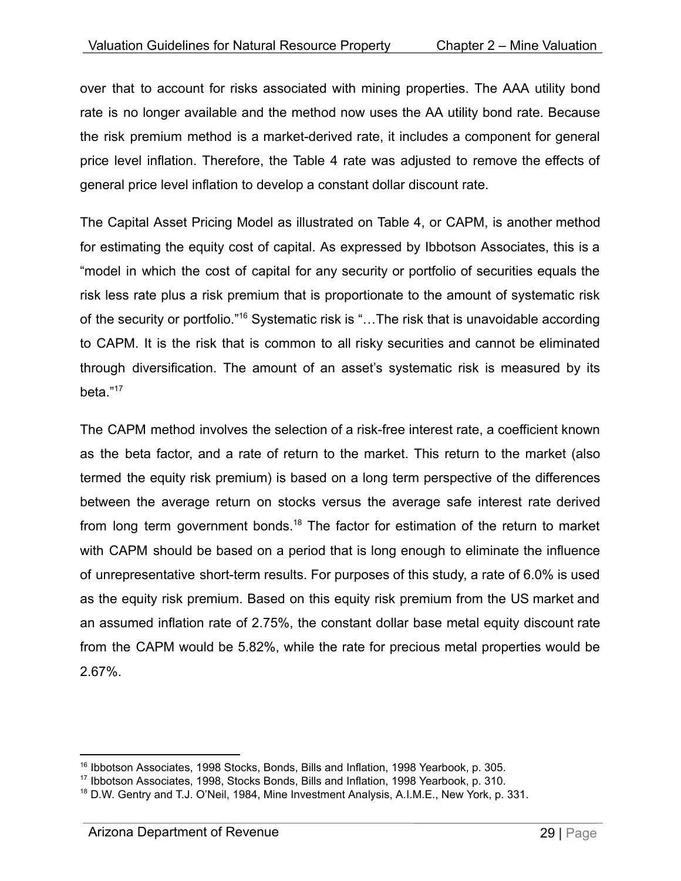over that to account for risks associated with mining properties. The AAA utility bond rate is no longer available and the method now uses the AA utility bond rate. Because the risk premium method is a market-derived rate, it includes a component for general price level inflation. Therefore, the Table 4 rate was adjusted to remove the effects of general price level inflation to develop a constant dollar discount rate.

The Capital Asset Pricing Model as illustrated on Table 4, or CAPM, is another method for estimating the equity cost of capital. As expressed by Ibbotson Associates, this is a "model in which the cost of capital for any security or portfolio of securities equals the risk less rate plus a risk premium that is proportionate to the amount of systematic risk of the security or portfolio."[16] Systematic risk is "…The risk that is unavoidable according to CAPM. It is the risk that is common to all risky securities and cannot be eliminated through diversification. The amount of an asset's systematic risk is measured by its beta."[17]

The CAPM method involves the selection of a risk-free interest rate, a coefficient known as the beta factor, and a rate of return to the market. This return to the market (also termed the equity risk premium) is based on a long term perspective of the differences between the average return on stocks versus the average safe interest rate derived from long term government bonds.[18] The factor for estimation of the return to market with CAPM should be based on a period that is long enough to eliminate the influence of unrepresentative short-term results. For purposes of this study, a rate of 6.0% is used as the equity risk premium. Based on this equity risk premium from the US market and an assumed inflation rate of 2.75%, the constant dollar base metal equity discount rate from the CAPM would be 5.82%, while the rate for precious metal properties would be 2.67%.

---

[16] Ibbotson Associates, 1998 Stocks, Bonds, Bills and Inflation, 1998 Yearbook, p. 305.

[17] Ibbotson Associates, 1998, Stocks Bonds, Bills and Inflation, 1998 Yearbook, p. 310.

[18] D.W. Gentry and T.J. O'Neil, 1984, Mine Investment Analysis, A.I.M.E., New York, p. 331.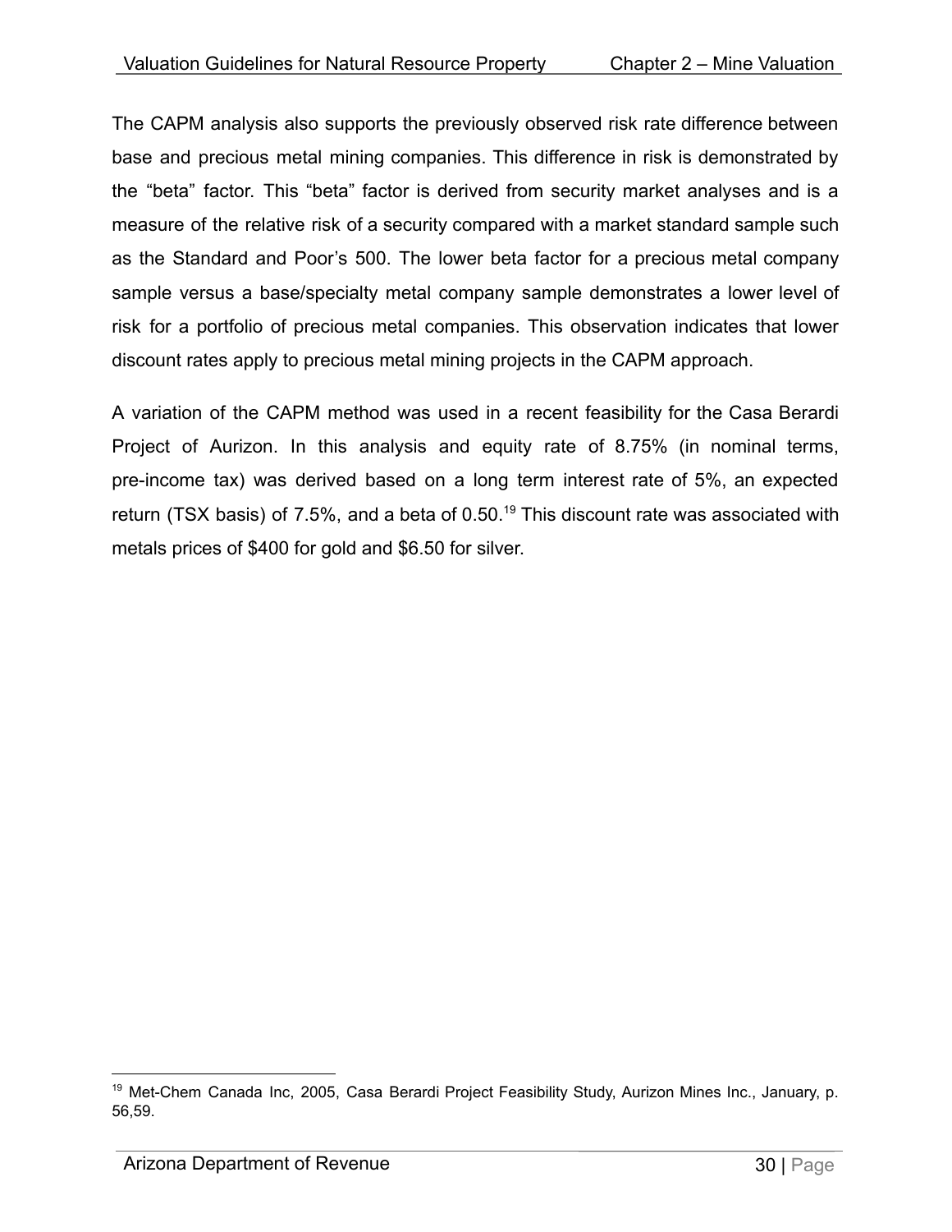The CAPM analysis also supports the previously observed risk rate difference between base and precious metal mining companies. This difference in risk is demonstrated by the “beta” factor. This “beta” factor is derived from security market analyses and is a measure of the relative risk of a security compared with a market standard sample such as the Standard and Poor’s 500. The lower beta factor for a precious metal company sample versus a base/specialty metal company sample demonstrates a lower level of risk for a portfolio of precious metal companies. This observation indicates that lower discount rates apply to precious metal mining projects in the CAPM approach.

A variation of the CAPM method was used in a recent feasibility for the Casa Berardi Project of Aurizon. In this analysis and equity rate of 8.75% (in nominal terms, pre-income tax) was derived based on a long term interest rate of 5%, an expected return (TSX basis) of 7.5%, and a beta of 0.50.[19] This discount rate was associated with metals prices of $400 for gold and $6.50 for silver.

[19] Met-Chem Canada Inc, 2005, Casa Berardi Project Feasibility Study, Aurizon Mines Inc., January, p. 56,59.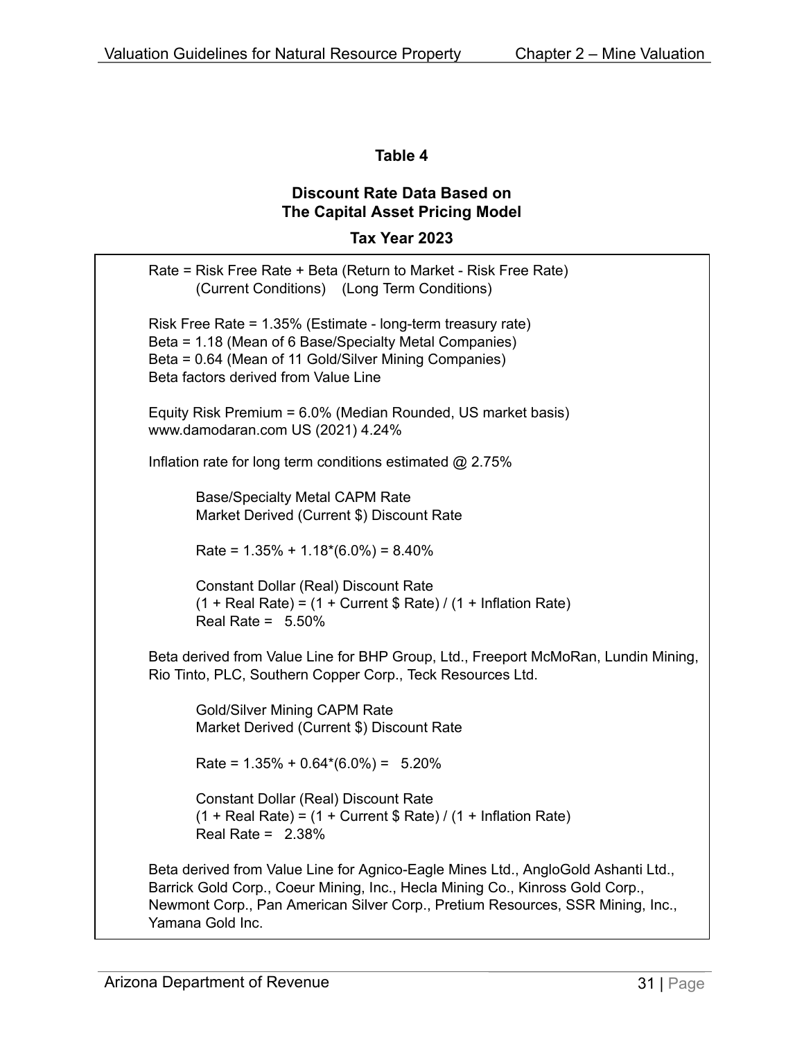**Table 4**

**Discount Rate Data Based on The Capital Asset Pricing Model**

**Tax Year 2023**

Rate = Risk Free Rate + Beta (Return to Market - Risk Free Rate)
(Current Conditions) (Long Term Conditions)

Risk Free Rate = 1.35% (Estimate - long-term treasury rate)
Beta = 1.18 (Mean of 6 Base/Specialty Metal Companies)
Beta = 0.64 (Mean of 11 Gold/Silver Mining Companies)
Beta factors derived from Value Line

Equity Risk Premium = 6.0% (Median Rounded, US market basis)
www.damodaran.com US (2021) 4.24%

Inflation rate for long term conditions estimated @ 2.75%

Base/Specialty Metal CAPM Rate
Market Derived (Current $) Discount Rate

Rate = 1.35% + 1.18*(6.0%) = 8.40%

Constant Dollar (Real) Discount Rate
(1 + Real Rate) = (1 + Current $ Rate) / (1 + Inflation Rate)
Real Rate = 5.50%

Beta derived from Value Line for BHP Group, Ltd., Freeport McMoRan, Lundin Mining, Rio Tinto, PLC, Southern Copper Corp., Teck Resources Ltd.

Gold/Silver Mining CAPM Rate
Market Derived (Current $) Discount Rate

Rate = 1.35% + 0.64*(6.0%) = 5.20%

Constant Dollar (Real) Discount Rate
(1 + Real Rate) = (1 + Current $ Rate) / (1 + Inflation Rate)
Real Rate = 2.38%

Beta derived from Value Line for Agnico-Eagle Mines Ltd., AngloGold Ashanti Ltd., Barrick Gold Corp., Coeur Mining, Inc., Hecla Mining Co., Kinross Gold Corp., Newmont Corp., Pan American Silver Corp., Pretium Resources, SSR Mining, Inc., Yamana Gold Inc.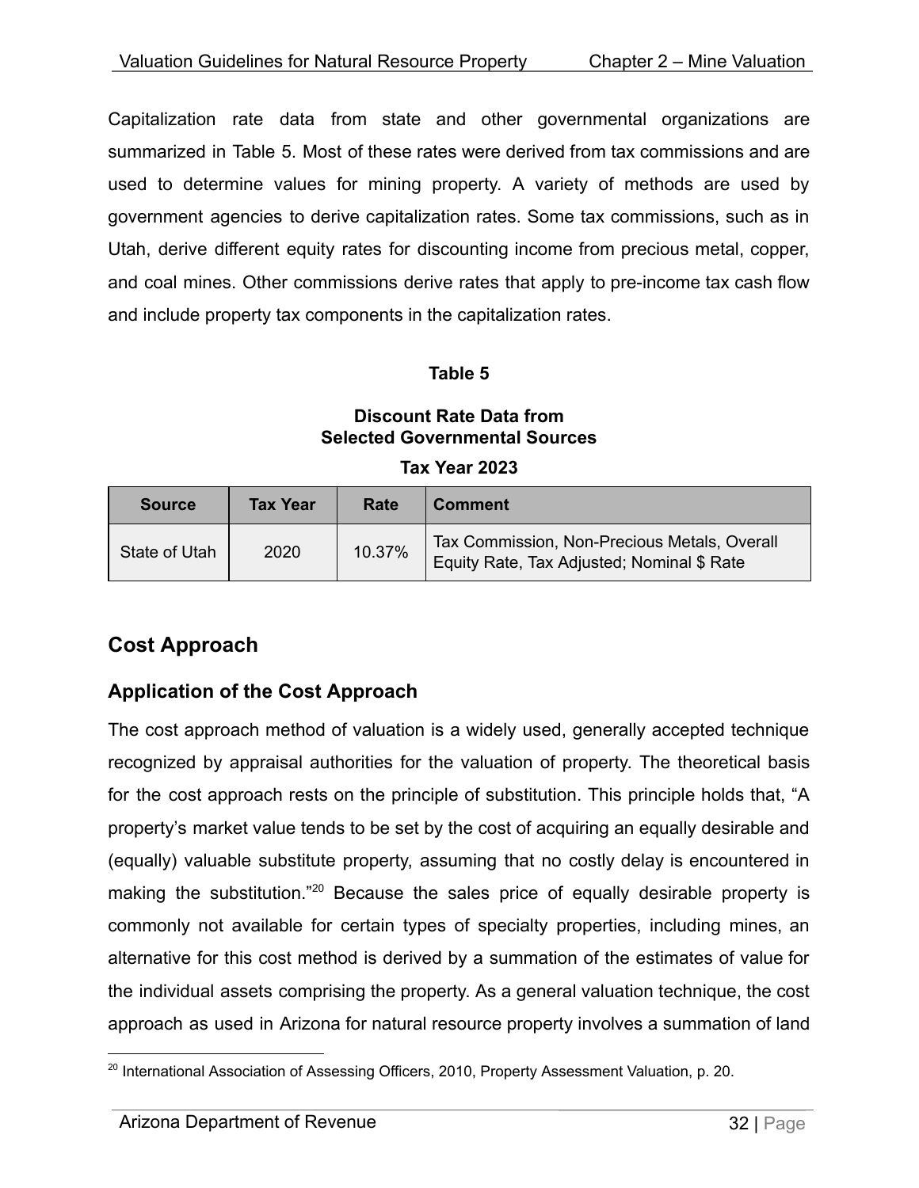Capitalization rate data from state and other governmental organizations are summarized in Table 5. Most of these rates were derived from tax commissions and are used to determine values for mining property. A variety of methods are used by government agencies to derive capitalization rates. Some tax commissions, such as in Utah, derive different equity rates for discounting income from precious metal, copper, and coal mines. Other commissions derive rates that apply to pre-income tax cash flow and include property tax components in the capitalization rates.

**Table 5**

**Discount Rate Data from Selected Governmental Sources**

**Tax Year 2023**

| Source | Tax Year | Rate | Comment |
|---|---|---|---|
| State of Utah | 2020 | 10.37% | Tax Commission, Non-Precious Metals, Overall Equity Rate, Tax Adjusted; Nominal $ Rate |

## Cost Approach

### Application of the Cost Approach

The cost approach method of valuation is a widely used, generally accepted technique recognized by appraisal authorities for the valuation of property. The theoretical basis for the cost approach rests on the principle of substitution. This principle holds that, "A property's market value tends to be set by the cost of acquiring an equally desirable and (equally) valuable substitute property, assuming that no costly delay is encountered in making the substitution."[20] Because the sales price of equally desirable property is commonly not available for certain types of specialty properties, including mines, an alternative for this cost method is derived by a summation of the estimates of value for the individual assets comprising the property. As a general valuation technique, the cost approach as used in Arizona for natural resource property involves a summation of land

[20] International Association of Assessing Officers, 2010, Property Assessment Valuation, p. 20.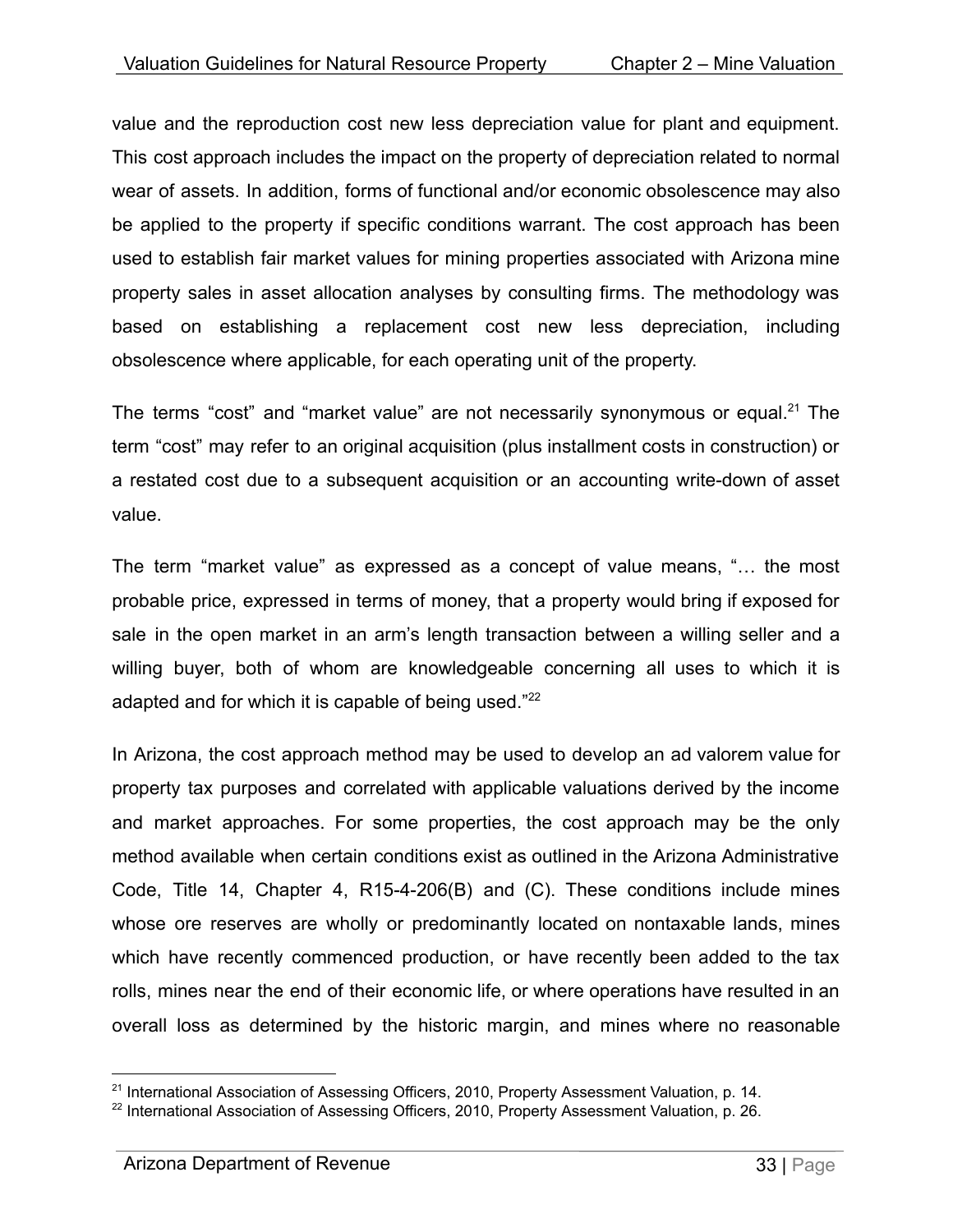value and the reproduction cost new less depreciation value for plant and equipment. This cost approach includes the impact on the property of depreciation related to normal wear of assets. In addition, forms of functional and/or economic obsolescence may also be applied to the property if specific conditions warrant. The cost approach has been used to establish fair market values for mining properties associated with Arizona mine property sales in asset allocation analyses by consulting firms. The methodology was based on establishing a replacement cost new less depreciation, including obsolescence where applicable, for each operating unit of the property.

The terms "cost" and "market value" are not necessarily synonymous or equal.[21] The term "cost" may refer to an original acquisition (plus installment costs in construction) or a restated cost due to a subsequent acquisition or an accounting write-down of asset value.

The term "market value" as expressed as a concept of value means, "… the most probable price, expressed in terms of money, that a property would bring if exposed for sale in the open market in an arm's length transaction between a willing seller and a willing buyer, both of whom are knowledgeable concerning all uses to which it is adapted and for which it is capable of being used."[22]

In Arizona, the cost approach method may be used to develop an ad valorem value for property tax purposes and correlated with applicable valuations derived by the income and market approaches. For some properties, the cost approach may be the only method available when certain conditions exist as outlined in the Arizona Administrative Code, Title 14, Chapter 4, R15-4-206(B) and (C). These conditions include mines whose ore reserves are wholly or predominantly located on nontaxable lands, mines which have recently commenced production, or have recently been added to the tax rolls, mines near the end of their economic life, or where operations have resulted in an overall loss as determined by the historic margin, and mines where no reasonable

---

[21] International Association of Assessing Officers, 2010, Property Assessment Valuation, p. 14.

[22] International Association of Assessing Officers, 2010, Property Assessment Valuation, p. 26.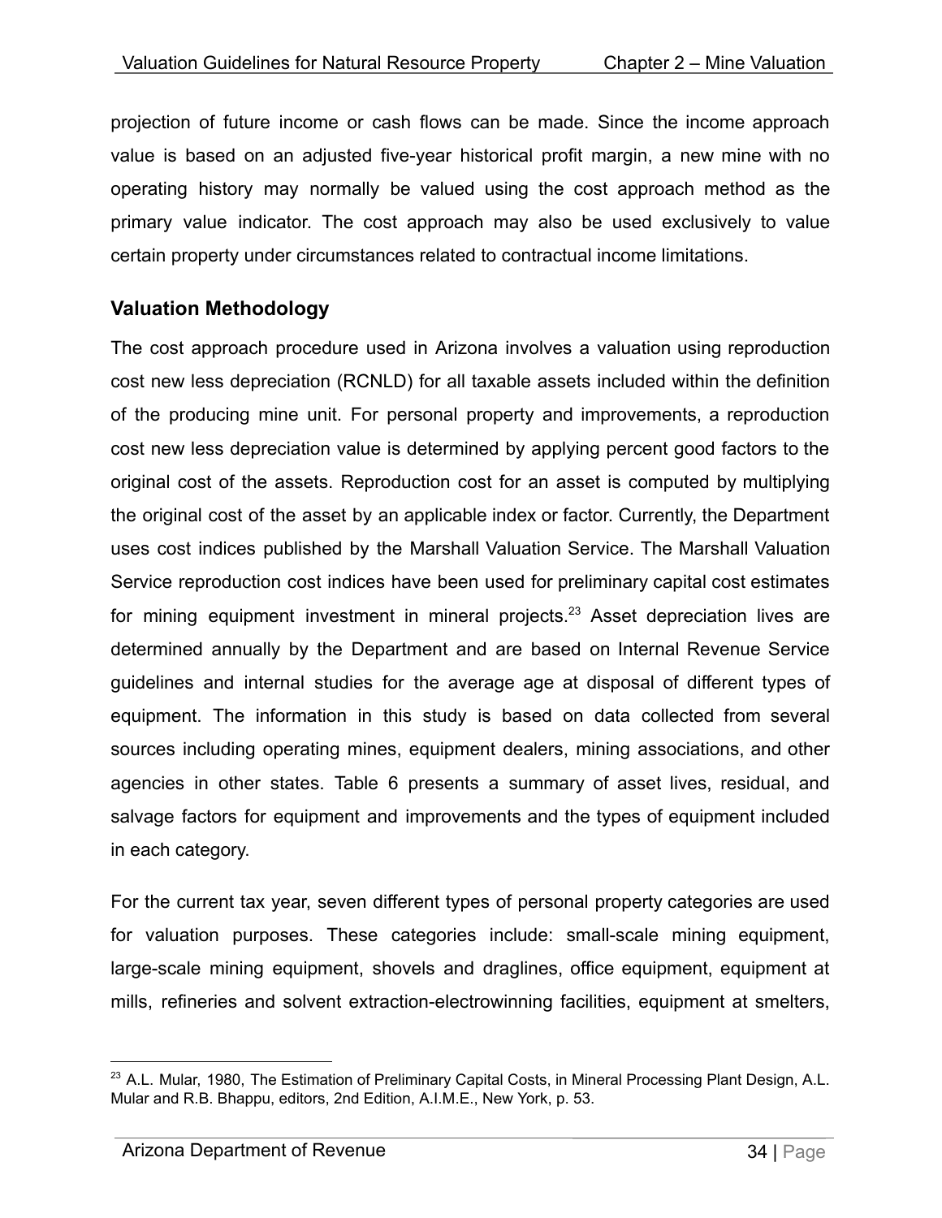projection of future income or cash flows can be made. Since the income approach value is based on an adjusted five-year historical profit margin, a new mine with no operating history may normally be valued using the cost approach method as the primary value indicator. The cost approach may also be used exclusively to value certain property under circumstances related to contractual income limitations.

## Valuation Methodology

The cost approach procedure used in Arizona involves a valuation using reproduction cost new less depreciation (RCNLD) for all taxable assets included within the definition of the producing mine unit. For personal property and improvements, a reproduction cost new less depreciation value is determined by applying percent good factors to the original cost of the assets. Reproduction cost for an asset is computed by multiplying the original cost of the asset by an applicable index or factor. Currently, the Department uses cost indices published by the Marshall Valuation Service. The Marshall Valuation Service reproduction cost indices have been used for preliminary capital cost estimates for mining equipment investment in mineral projects.[23] Asset depreciation lives are determined annually by the Department and are based on Internal Revenue Service guidelines and internal studies for the average age at disposal of different types of equipment. The information in this study is based on data collected from several sources including operating mines, equipment dealers, mining associations, and other agencies in other states. Table 6 presents a summary of asset lives, residual, and salvage factors for equipment and improvements and the types of equipment included in each category.

For the current tax year, seven different types of personal property categories are used for valuation purposes. These categories include: small-scale mining equipment, large-scale mining equipment, shovels and draglines, office equipment, equipment at mills, refineries and solvent extraction-electrowinning facilities, equipment at smelters,

---

[23] A.L. Mular, 1980, The Estimation of Preliminary Capital Costs, in Mineral Processing Plant Design, A.L. Mular and R.B. Bhappu, editors, 2nd Edition, A.I.M.E., New York, p. 53.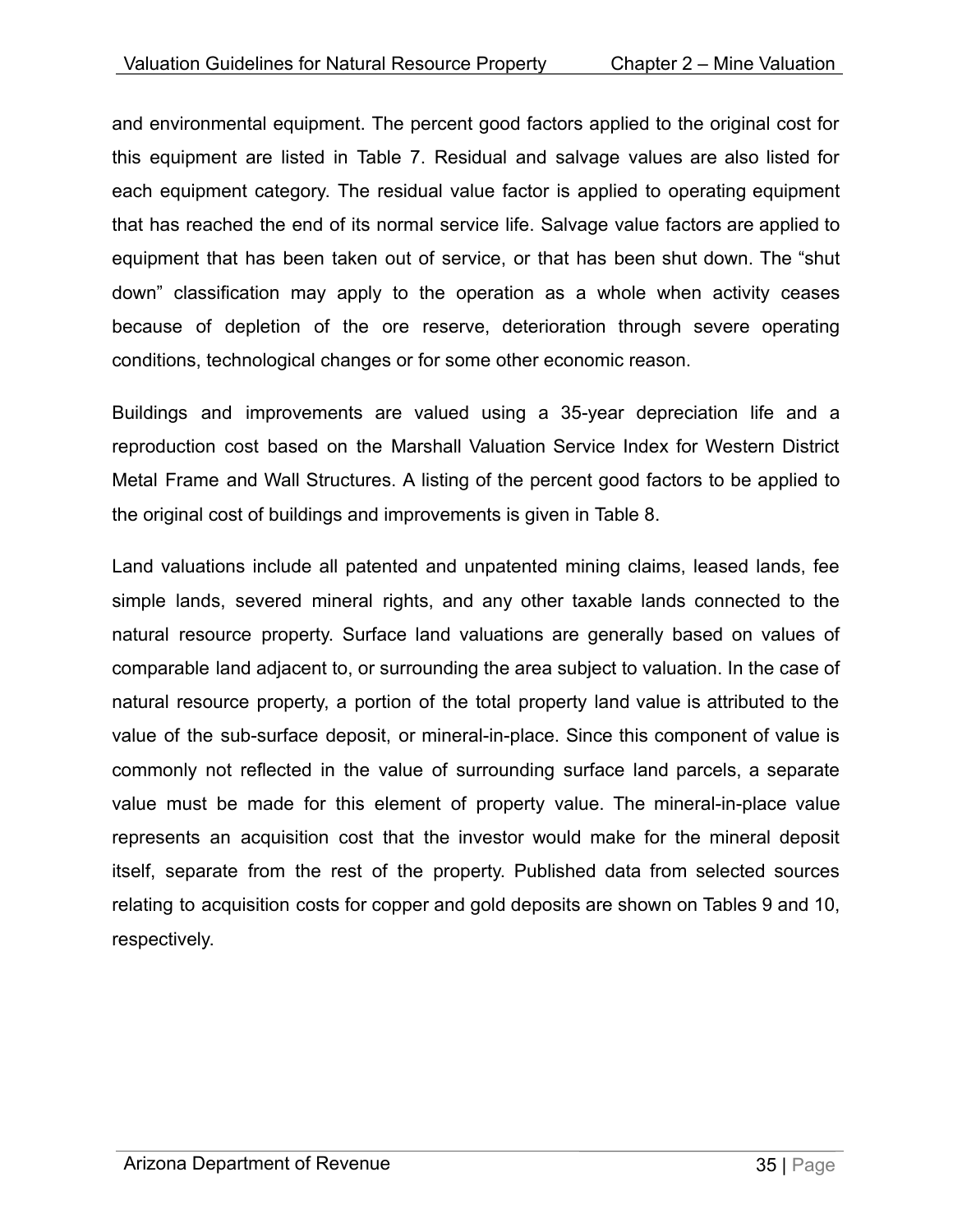and environmental equipment. The percent good factors applied to the original cost for this equipment are listed in Table 7. Residual and salvage values are also listed for each equipment category. The residual value factor is applied to operating equipment that has reached the end of its normal service life. Salvage value factors are applied to equipment that has been taken out of service, or that has been shut down. The “shut down” classification may apply to the operation as a whole when activity ceases because of depletion of the ore reserve, deterioration through severe operating conditions, technological changes or for some other economic reason.

Buildings and improvements are valued using a 35-year depreciation life and a reproduction cost based on the Marshall Valuation Service Index for Western District Metal Frame and Wall Structures. A listing of the percent good factors to be applied to the original cost of buildings and improvements is given in Table 8.

Land valuations include all patented and unpatented mining claims, leased lands, fee simple lands, severed mineral rights, and any other taxable lands connected to the natural resource property. Surface land valuations are generally based on values of comparable land adjacent to, or surrounding the area subject to valuation. In the case of natural resource property, a portion of the total property land value is attributed to the value of the sub-surface deposit, or mineral-in-place. Since this component of value is commonly not reflected in the value of surrounding surface land parcels, a separate value must be made for this element of property value. The mineral-in-place value represents an acquisition cost that the investor would make for the mineral deposit itself, separate from the rest of the property. Published data from selected sources relating to acquisition costs for copper and gold deposits are shown on Tables 9 and 10, respectively.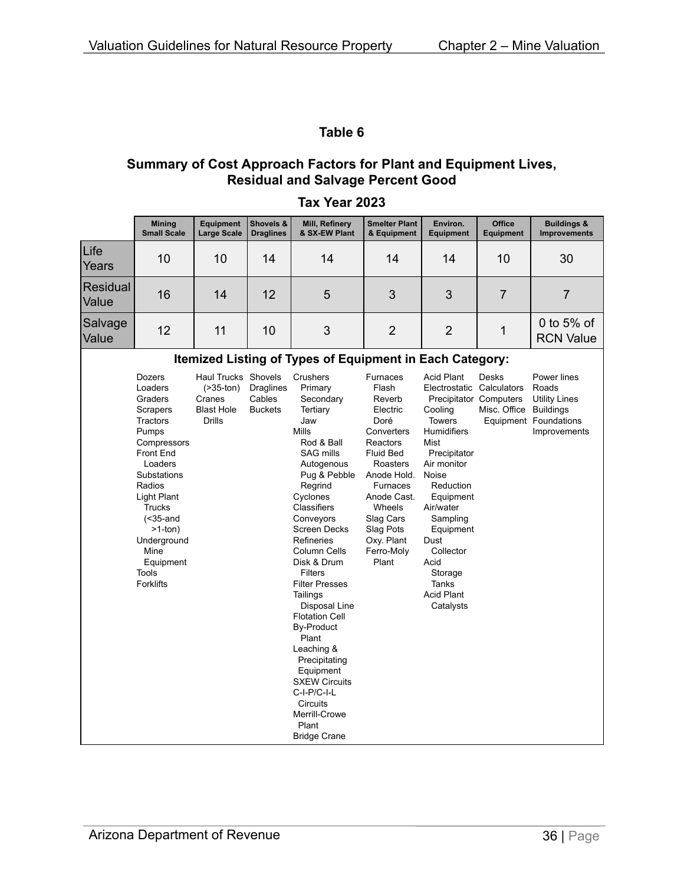## Table 6

### Summary of Cost Approach Factors for Plant and Equipment Lives, Residual and Salvage Percent Good

### Tax Year 2023

| | Mining Small Scale | Equipment Large Scale | Shovels & Draglines | Mill, Refinery & SX-EW Plant | Smelter Plant & Equipment | Environ. Equipment | Office Equipment | Buildings & Improvements |
|---|---|---|---|---|---|---|---|---|
| Life Years | 10 | 10 | 14 | 14 | 14 | 14 | 10 | 30 |
| Residual Value | 16 | 14 | 12 | 5 | 3 | 3 | 7 | 7 |
| Salvage Value | 12 | 11 | 10 | 3 | 2 | 2 | 1 | 0 to 5% of RCN Value |

**Itemized Listing of Types of Equipment in Each Category:**

| Mining Small Scale | Equipment Large Scale | Shovels & Draglines | Mill, Refinery & SX-EW Plant | Smelter Plant & Equipment | Environ. Equipment | Office Equipment | Buildings & Improvements |
|---|---|---|---|---|---|---|---|
| Dozers<br>Loaders<br>Graders<br>Scrapers<br>Tractors<br>Pumps<br>Compressors<br>Front End Loaders<br>Substations<br>Radios<br>Light Plant Trucks (<35-and >1-ton)<br>Underground Mine Equipment<br>Tools<br>Forklifts | Haul Trucks (>35-ton)<br>Cranes<br>Blast Hole Drills | Shovels<br>Draglines<br>Cables<br>Buckets | Crushers<br>Primary<br>Secondary<br>Tertiary<br>Jaw<br>Mills<br>Rod & Ball<br>SAG mills<br>Autogenous<br>Pug & Pebble<br>Regrind<br>Cyclones<br>Classifiers<br>Conveyors<br>Screen Decks<br>Refineries<br>Column Cells<br>Disk & Drum Filters<br>Filter Presses<br>Tailings Disposal Line<br>Flotation Cell<br>By-Product Plant<br>Leaching & Precipitating Equipment<br>SXEW Circuits<br>C-I-P/C-I-L Circuits<br>Merrill-Crowe Plant<br>Bridge Crane | Furnaces<br>Flash<br>Reverb<br>Electric<br>Doré<br>Converters<br>Reactors<br>Fluid Bed Roasters<br>Anode Hold. Furnaces<br>Anode Cast. Wheels<br>Slag Cars<br>Slag Pots<br>Oxy. Plant<br>Ferro-Moly Plant | Acid Plant<br>Electrostatic Precipitator<br>Cooling Towers<br>Humidifiers<br>Mist Precipitator<br>Air monitor<br>Noise Reduction Equipment<br>Air/water Sampling Equipment<br>Dust Collector<br>Acid Storage Tanks<br>Acid Plant Catalysts | Desks<br>Calculators<br>Computers<br>Misc. Office Equipment | Power lines<br>Roads<br>Utility Lines<br>Buildings<br>Foundations<br>Improvements |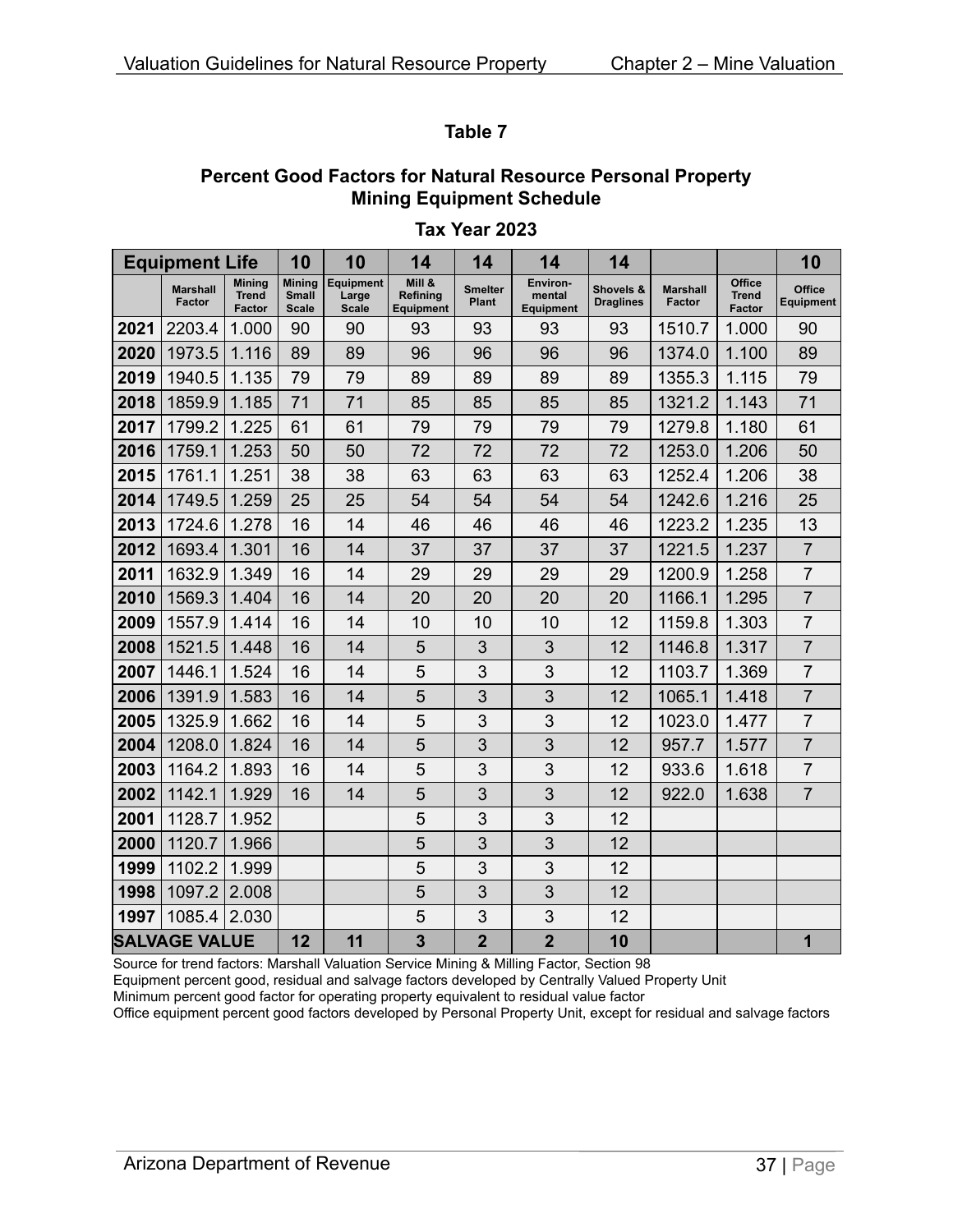## Table 7

### Percent Good Factors for Natural Resource Personal Property Mining Equipment Schedule

### Tax Year 2023

| Equipment Life | | | 10 | 10 | 14 | 14 | 14 | 14 | | | 10 |
|---|---|---|---|---|---|---|---|---|---|---|---|
| | Marshall Factor | Mining Trend Factor | Mining Small Scale | Equipment Large Scale | Mill & Refining Equipment | Smelter Plant | Environ-mental Equipment | Shovels & Draglines | Marshall Factor | Office Trend Factor | Office Equipment |
| 2021 | 2203.4 | 1.000 | 90 | 90 | 93 | 93 | 93 | 93 | 1510.7 | 1.000 | 90 |
| 2020 | 1973.5 | 1.116 | 89 | 89 | 96 | 96 | 96 | 96 | 1374.0 | 1.100 | 89 |
| 2019 | 1940.5 | 1.135 | 79 | 79 | 89 | 89 | 89 | 89 | 1355.3 | 1.115 | 79 |
| 2018 | 1859.9 | 1.185 | 71 | 71 | 85 | 85 | 85 | 85 | 1321.2 | 1.143 | 71 |
| 2017 | 1799.2 | 1.225 | 61 | 61 | 79 | 79 | 79 | 79 | 1279.8 | 1.180 | 61 |
| 2016 | 1759.1 | 1.253 | 50 | 50 | 72 | 72 | 72 | 72 | 1253.0 | 1.206 | 50 |
| 2015 | 1761.1 | 1.251 | 38 | 38 | 63 | 63 | 63 | 63 | 1252.4 | 1.206 | 38 |
| 2014 | 1749.5 | 1.259 | 25 | 25 | 54 | 54 | 54 | 54 | 1242.6 | 1.216 | 25 |
| 2013 | 1724.6 | 1.278 | 16 | 14 | 46 | 46 | 46 | 46 | 1223.2 | 1.235 | 13 |
| 2012 | 1693.4 | 1.301 | 16 | 14 | 37 | 37 | 37 | 37 | 1221.5 | 1.237 | 7 |
| 2011 | 1632.9 | 1.349 | 16 | 14 | 29 | 29 | 29 | 29 | 1200.9 | 1.258 | 7 |
| 2010 | 1569.3 | 1.404 | 16 | 14 | 20 | 20 | 20 | 20 | 1166.1 | 1.295 | 7 |
| 2009 | 1557.9 | 1.414 | 16 | 14 | 10 | 10 | 10 | 12 | 1159.8 | 1.303 | 7 |
| 2008 | 1521.5 | 1.448 | 16 | 14 | 5 | 3 | 3 | 12 | 1146.8 | 1.317 | 7 |
| 2007 | 1446.1 | 1.524 | 16 | 14 | 5 | 3 | 3 | 12 | 1103.7 | 1.369 | 7 |
| 2006 | 1391.9 | 1.583 | 16 | 14 | 5 | 3 | 3 | 12 | 1065.1 | 1.418 | 7 |
| 2005 | 1325.9 | 1.662 | 16 | 14 | 5 | 3 | 3 | 12 | 1023.0 | 1.477 | 7 |
| 2004 | 1208.0 | 1.824 | 16 | 14 | 5 | 3 | 3 | 12 | 957.7 | 1.577 | 7 |
| 2003 | 1164.2 | 1.893 | 16 | 14 | 5 | 3 | 3 | 12 | 933.6 | 1.618 | 7 |
| 2002 | 1142.1 | 1.929 | 16 | 14 | 5 | 3 | 3 | 12 | 922.0 | 1.638 | 7 |
| 2001 | 1128.7 | 1.952 | | | 5 | 3 | 3 | 12 | | | |
| 2000 | 1120.7 | 1.966 | | | 5 | 3 | 3 | 12 | | | |
| 1999 | 1102.2 | 1.999 | | | 5 | 3 | 3 | 12 | | | |
| 1998 | 1097.2 | 2.008 | | | 5 | 3 | 3 | 12 | | | |
| 1997 | 1085.4 | 2.030 | | | 5 | 3 | 3 | 12 | | | |
| **SALVAGE VALUE** | | | **12** | **11** | **3** | **2** | **2** | **10** | | | **1** |

Source for trend factors: Marshall Valuation Service Mining & Milling Factor, Section 98
Equipment percent good, residual and salvage factors developed by Centrally Valued Property Unit
Minimum percent good factor for operating property equivalent to residual value factor
Office equipment percent good factors developed by Personal Property Unit, except for residual and salvage factors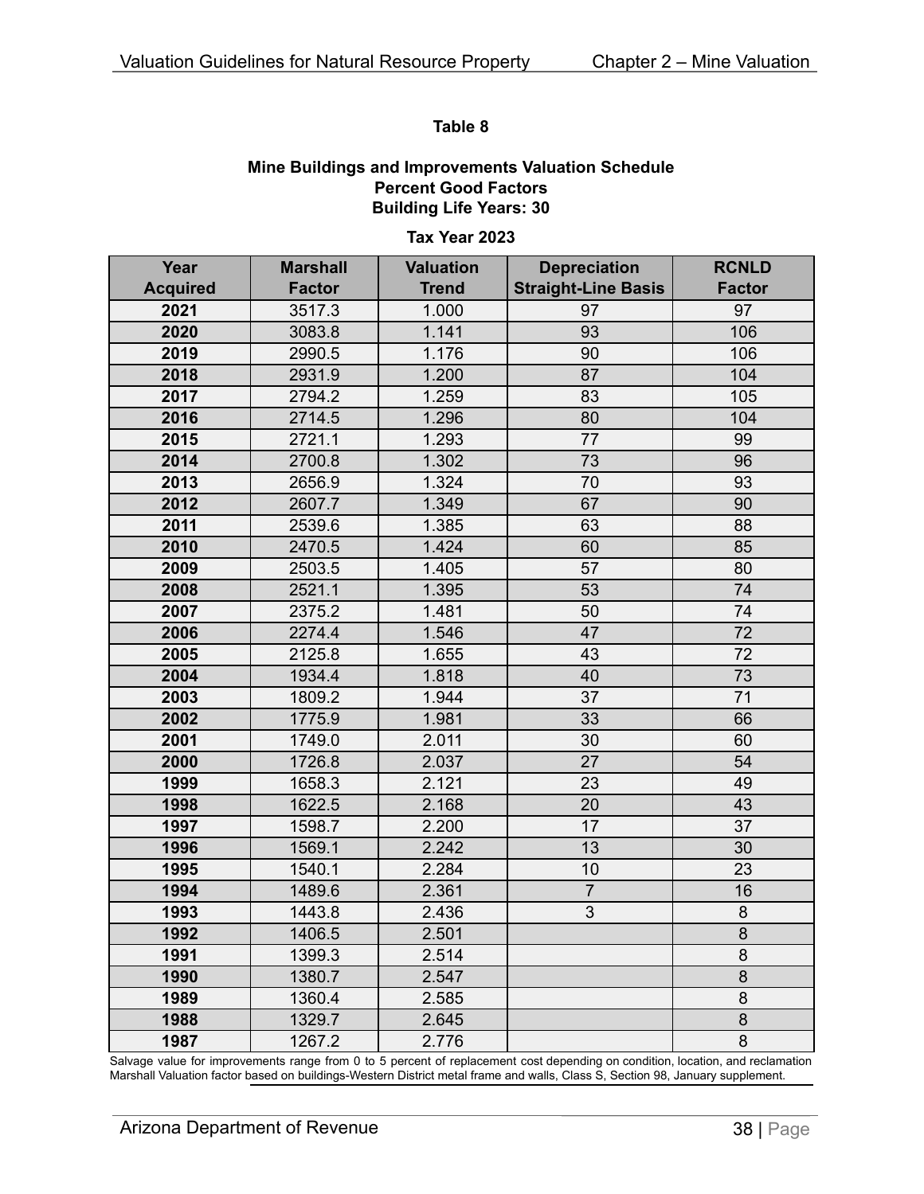**Table 8**

**Mine Buildings and Improvements Valuation Schedule**
**Percent Good Factors**
**Building Life Years: 30**

**Tax Year 2023**

| Year Acquired | Marshall Factor | Valuation Trend | Depreciation Straight-Line Basis | RCNLD Factor |
|---|---|---|---|---|
| 2021 | 3517.3 | 1.000 | 97 | 97 |
| 2020 | 3083.8 | 1.141 | 93 | 106 |
| 2019 | 2990.5 | 1.176 | 90 | 106 |
| 2018 | 2931.9 | 1.200 | 87 | 104 |
| 2017 | 2794.2 | 1.259 | 83 | 105 |
| 2016 | 2714.5 | 1.296 | 80 | 104 |
| 2015 | 2721.1 | 1.293 | 77 | 99 |
| 2014 | 2700.8 | 1.302 | 73 | 96 |
| 2013 | 2656.9 | 1.324 | 70 | 93 |
| 2012 | 2607.7 | 1.349 | 67 | 90 |
| 2011 | 2539.6 | 1.385 | 63 | 88 |
| 2010 | 2470.5 | 1.424 | 60 | 85 |
| 2009 | 2503.5 | 1.405 | 57 | 80 |
| 2008 | 2521.1 | 1.395 | 53 | 74 |
| 2007 | 2375.2 | 1.481 | 50 | 74 |
| 2006 | 2274.4 | 1.546 | 47 | 72 |
| 2005 | 2125.8 | 1.655 | 43 | 72 |
| 2004 | 1934.4 | 1.818 | 40 | 73 |
| 2003 | 1809.2 | 1.944 | 37 | 71 |
| 2002 | 1775.9 | 1.981 | 33 | 66 |
| 2001 | 1749.0 | 2.011 | 30 | 60 |
| 2000 | 1726.8 | 2.037 | 27 | 54 |
| 1999 | 1658.3 | 2.121 | 23 | 49 |
| 1998 | 1622.5 | 2.168 | 20 | 43 |
| 1997 | 1598.7 | 2.200 | 17 | 37 |
| 1996 | 1569.1 | 2.242 | 13 | 30 |
| 1995 | 1540.1 | 2.284 | 10 | 23 |
| 1994 | 1489.6 | 2.361 | 7 | 16 |
| 1993 | 1443.8 | 2.436 | 3 | 8 |
| 1992 | 1406.5 | 2.501 | | 8 |
| 1991 | 1399.3 | 2.514 | | 8 |
| 1990 | 1380.7 | 2.547 | | 8 |
| 1989 | 1360.4 | 2.585 | | 8 |
| 1988 | 1329.7 | 2.645 | | 8 |
| 1987 | 1267.2 | 2.776 | | 8 |

Salvage value for improvements range from 0 to 5 percent of replacement cost depending on condition, location, and reclamation
Marshall Valuation factor based on buildings-Western District metal frame and walls, Class S, Section 98, January supplement.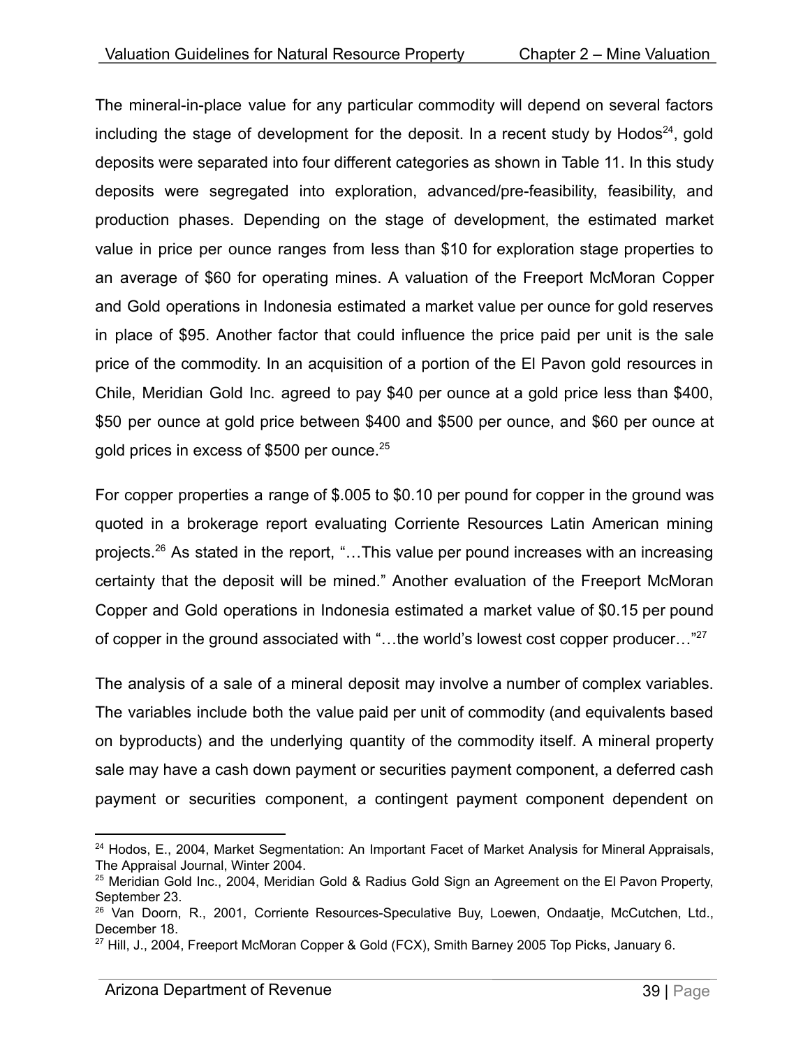The mineral-in-place value for any particular commodity will depend on several factors including the stage of development for the deposit. In a recent study by Hodos[24], gold deposits were separated into four different categories as shown in Table 11. In this study deposits were segregated into exploration, advanced/pre-feasibility, feasibility, and production phases. Depending on the stage of development, the estimated market value in price per ounce ranges from less than $10 for exploration stage properties to an average of $60 for operating mines. A valuation of the Freeport McMoran Copper and Gold operations in Indonesia estimated a market value per ounce for gold reserves in place of $95. Another factor that could influence the price paid per unit is the sale price of the commodity. In an acquisition of a portion of the El Pavon gold resources in Chile, Meridian Gold Inc. agreed to pay $40 per ounce at a gold price less than $400, $50 per ounce at gold price between $400 and $500 per ounce, and $60 per ounce at gold prices in excess of $500 per ounce.[25]

For copper properties a range of $.005 to $0.10 per pound for copper in the ground was quoted in a brokerage report evaluating Corriente Resources Latin American mining projects.[26] As stated in the report, "…This value per pound increases with an increasing certainty that the deposit will be mined." Another evaluation of the Freeport McMoran Copper and Gold operations in Indonesia estimated a market value of $0.15 per pound of copper in the ground associated with "…the world's lowest cost copper producer…"[27]

The analysis of a sale of a mineral deposit may involve a number of complex variables. The variables include both the value paid per unit of commodity (and equivalents based on byproducts) and the underlying quantity of the commodity itself. A mineral property sale may have a cash down payment or securities payment component, a deferred cash payment or securities component, a contingent payment component dependent on

---

[24] Hodos, E., 2004, Market Segmentation: An Important Facet of Market Analysis for Mineral Appraisals, The Appraisal Journal, Winter 2004.

[25] Meridian Gold Inc., 2004, Meridian Gold & Radius Gold Sign an Agreement on the El Pavon Property, September 23.

[26] Van Doorn, R., 2001, Corriente Resources-Speculative Buy, Loewen, Ondaatje, McCutchen, Ltd., December 18.

[27] Hill, J., 2004, Freeport McMoran Copper & Gold (FCX), Smith Barney 2005 Top Picks, January 6.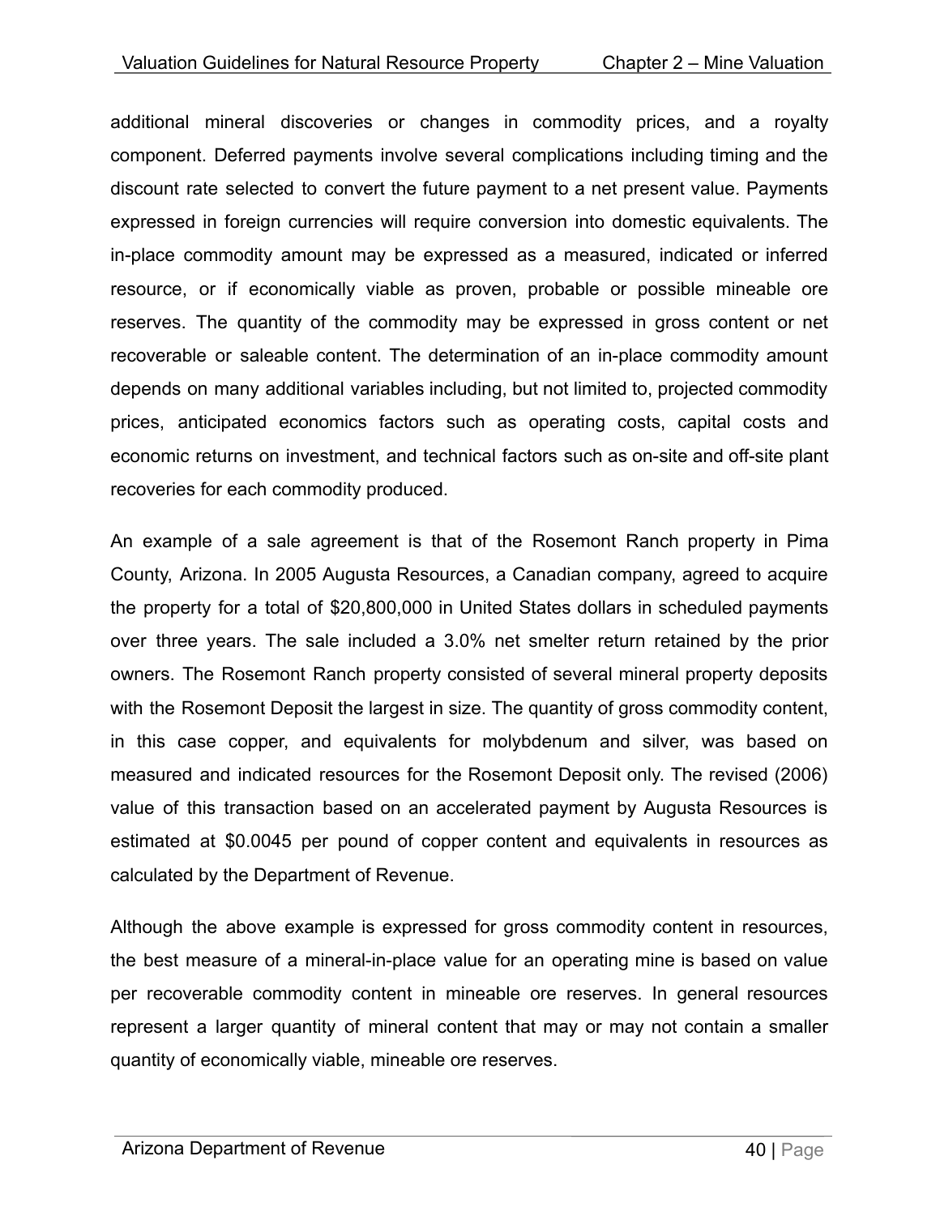additional mineral discoveries or changes in commodity prices, and a royalty component. Deferred payments involve several complications including timing and the discount rate selected to convert the future payment to a net present value. Payments expressed in foreign currencies will require conversion into domestic equivalents. The in-place commodity amount may be expressed as a measured, indicated or inferred resource, or if economically viable as proven, probable or possible mineable ore reserves. The quantity of the commodity may be expressed in gross content or net recoverable or saleable content. The determination of an in-place commodity amount depends on many additional variables including, but not limited to, projected commodity prices, anticipated economics factors such as operating costs, capital costs and economic returns on investment, and technical factors such as on-site and off-site plant recoveries for each commodity produced.

An example of a sale agreement is that of the Rosemont Ranch property in Pima County, Arizona. In 2005 Augusta Resources, a Canadian company, agreed to acquire the property for a total of $20,800,000 in United States dollars in scheduled payments over three years. The sale included a 3.0% net smelter return retained by the prior owners. The Rosemont Ranch property consisted of several mineral property deposits with the Rosemont Deposit the largest in size. The quantity of gross commodity content, in this case copper, and equivalents for molybdenum and silver, was based on measured and indicated resources for the Rosemont Deposit only. The revised (2006) value of this transaction based on an accelerated payment by Augusta Resources is estimated at $0.0045 per pound of copper content and equivalents in resources as calculated by the Department of Revenue.

Although the above example is expressed for gross commodity content in resources, the best measure of a mineral-in-place value for an operating mine is based on value per recoverable commodity content in mineable ore reserves. In general resources represent a larger quantity of mineral content that may or may not contain a smaller quantity of economically viable, mineable ore reserves.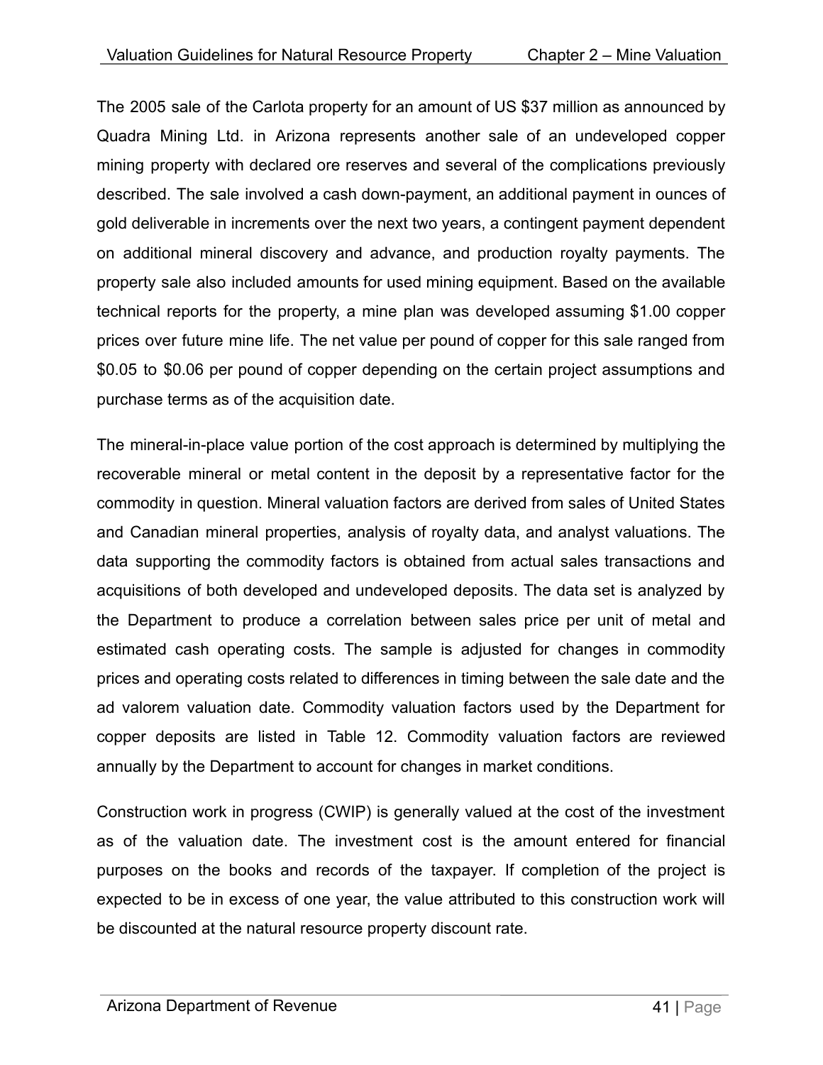The 2005 sale of the Carlota property for an amount of US $37 million as announced by Quadra Mining Ltd. in Arizona represents another sale of an undeveloped copper mining property with declared ore reserves and several of the complications previously described. The sale involved a cash down-payment, an additional payment in ounces of gold deliverable in increments over the next two years, a contingent payment dependent on additional mineral discovery and advance, and production royalty payments. The property sale also included amounts for used mining equipment. Based on the available technical reports for the property, a mine plan was developed assuming $1.00 copper prices over future mine life. The net value per pound of copper for this sale ranged from $0.05 to $0.06 per pound of copper depending on the certain project assumptions and purchase terms as of the acquisition date.

The mineral-in-place value portion of the cost approach is determined by multiplying the recoverable mineral or metal content in the deposit by a representative factor for the commodity in question. Mineral valuation factors are derived from sales of United States and Canadian mineral properties, analysis of royalty data, and analyst valuations. The data supporting the commodity factors is obtained from actual sales transactions and acquisitions of both developed and undeveloped deposits. The data set is analyzed by the Department to produce a correlation between sales price per unit of metal and estimated cash operating costs. The sample is adjusted for changes in commodity prices and operating costs related to differences in timing between the sale date and the ad valorem valuation date. Commodity valuation factors used by the Department for copper deposits are listed in Table 12. Commodity valuation factors are reviewed annually by the Department to account for changes in market conditions.

Construction work in progress (CWIP) is generally valued at the cost of the investment as of the valuation date. The investment cost is the amount entered for financial purposes on the books and records of the taxpayer. If completion of the project is expected to be in excess of one year, the value attributed to this construction work will be discounted at the natural resource property discount rate.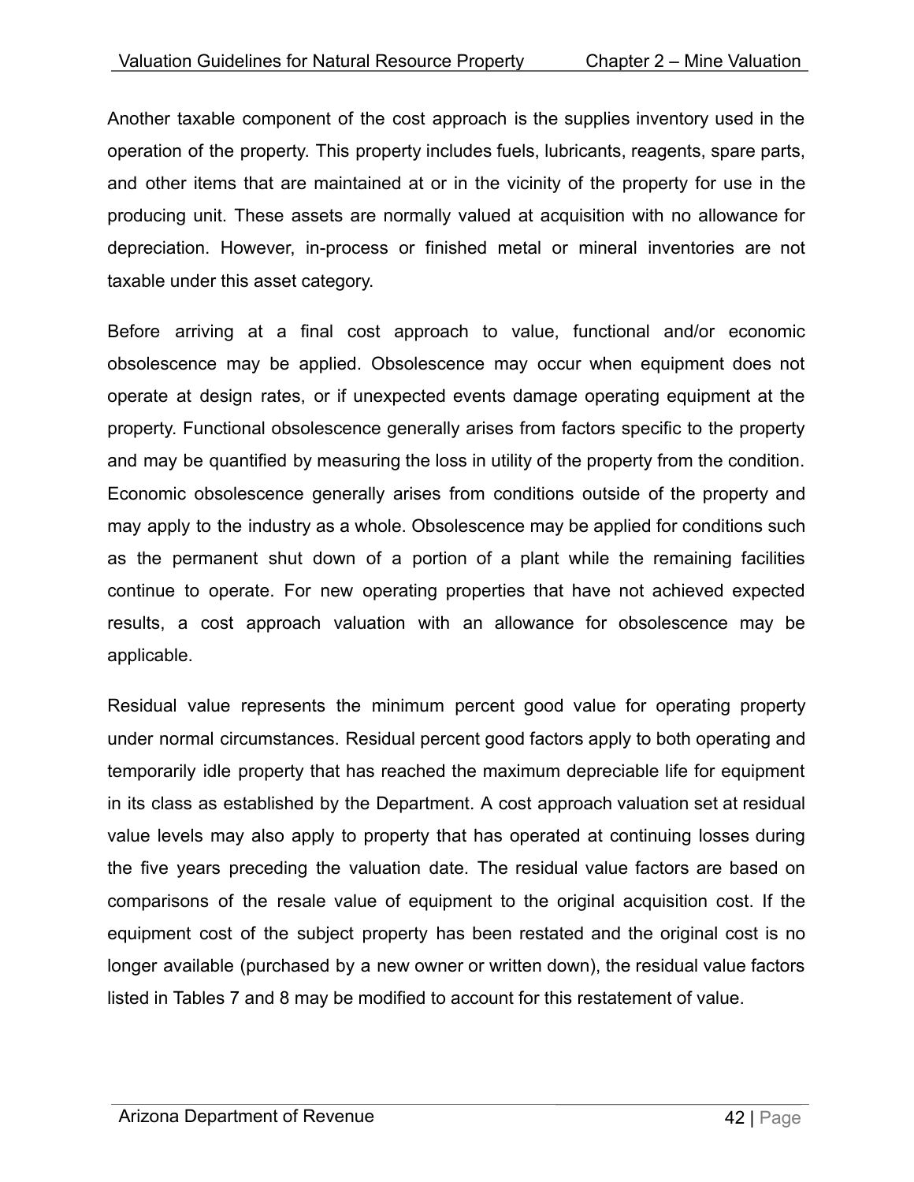Another taxable component of the cost approach is the supplies inventory used in the operation of the property. This property includes fuels, lubricants, reagents, spare parts, and other items that are maintained at or in the vicinity of the property for use in the producing unit. These assets are normally valued at acquisition with no allowance for depreciation. However, in-process or finished metal or mineral inventories are not taxable under this asset category.

Before arriving at a final cost approach to value, functional and/or economic obsolescence may be applied. Obsolescence may occur when equipment does not operate at design rates, or if unexpected events damage operating equipment at the property. Functional obsolescence generally arises from factors specific to the property and may be quantified by measuring the loss in utility of the property from the condition. Economic obsolescence generally arises from conditions outside of the property and may apply to the industry as a whole. Obsolescence may be applied for conditions such as the permanent shut down of a portion of a plant while the remaining facilities continue to operate. For new operating properties that have not achieved expected results, a cost approach valuation with an allowance for obsolescence may be applicable.

Residual value represents the minimum percent good value for operating property under normal circumstances. Residual percent good factors apply to both operating and temporarily idle property that has reached the maximum depreciable life for equipment in its class as established by the Department. A cost approach valuation set at residual value levels may also apply to property that has operated at continuing losses during the five years preceding the valuation date. The residual value factors are based on comparisons of the resale value of equipment to the original acquisition cost. If the equipment cost of the subject property has been restated and the original cost is no longer available (purchased by a new owner or written down), the residual value factors listed in Tables 7 and 8 may be modified to account for this restatement of value.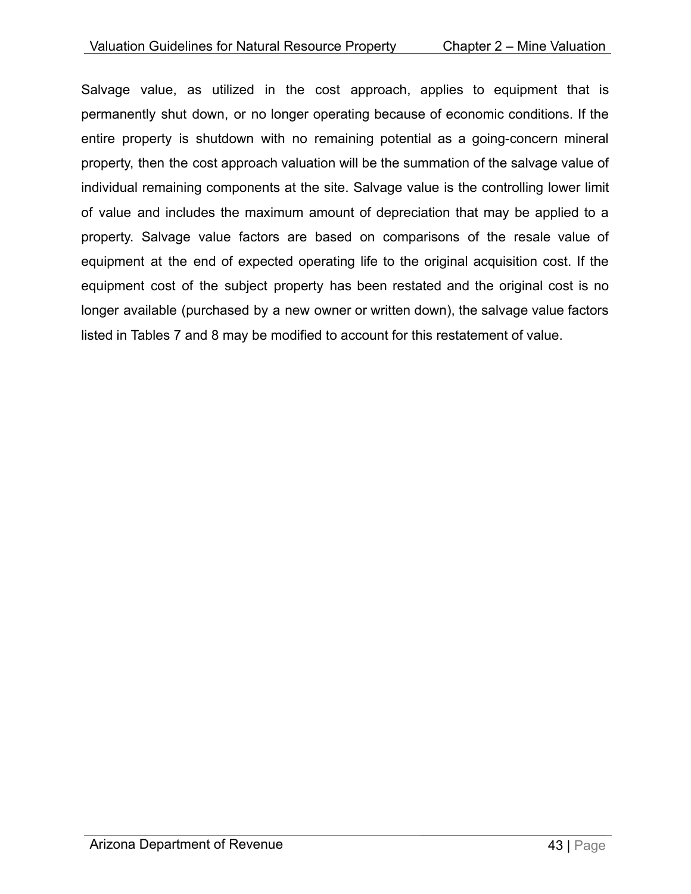Salvage value, as utilized in the cost approach, applies to equipment that is permanently shut down, or no longer operating because of economic conditions. If the entire property is shutdown with no remaining potential as a going-concern mineral property, then the cost approach valuation will be the summation of the salvage value of individual remaining components at the site. Salvage value is the controlling lower limit of value and includes the maximum amount of depreciation that may be applied to a property. Salvage value factors are based on comparisons of the resale value of equipment at the end of expected operating life to the original acquisition cost. If the equipment cost of the subject property has been restated and the original cost is no longer available (purchased by a new owner or written down), the salvage value factors listed in Tables 7 and 8 may be modified to account for this restatement of value.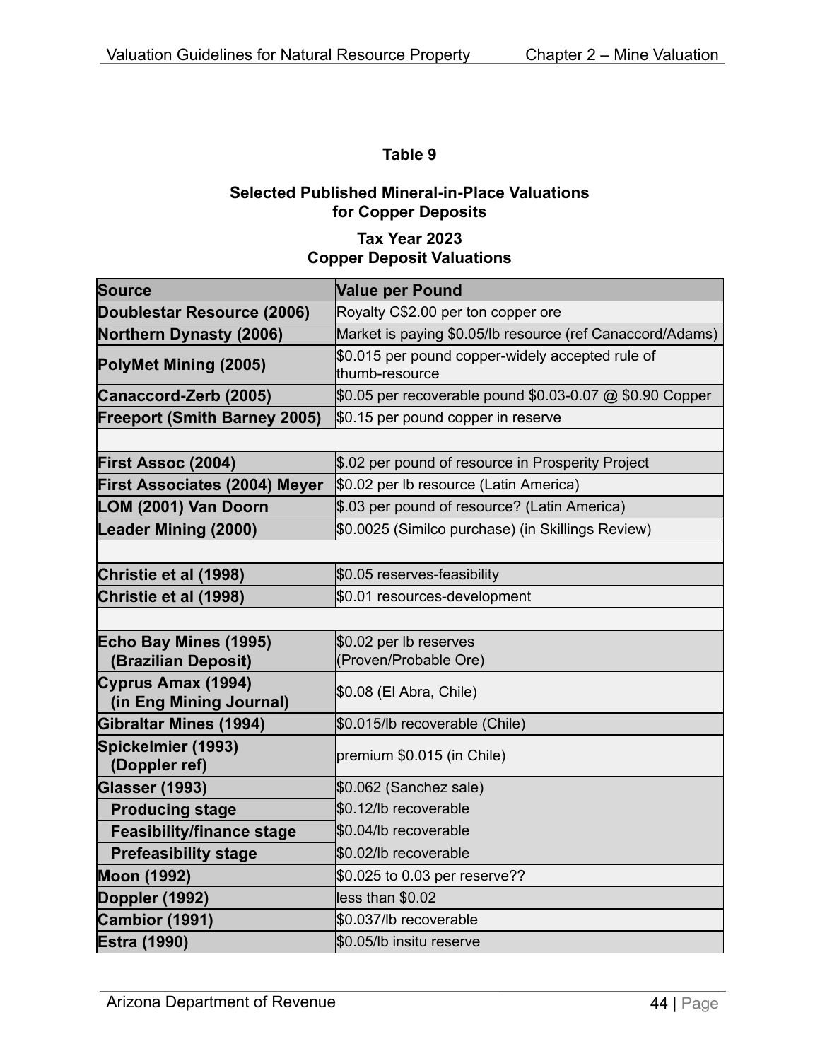**Table 9**

**Selected Published Mineral-in-Place Valuations for Copper Deposits**

**Tax Year 2023**
**Copper Deposit Valuations**

| Source | Value per Pound |
|---|---|
| **Doublestar Resource (2006)** | Royalty C$2.00 per ton copper ore |
| **Northern Dynasty (2006)** | Market is paying $0.05/lb resource (ref Canaccord/Adams) |
| **PolyMet Mining (2005)** | $0.015 per pound copper-widely accepted rule of thumb-resource |
| **Canaccord-Zerb (2005)** | $0.05 per recoverable pound $0.03-0.07 @ $0.90 Copper |
| **Freeport (Smith Barney 2005)** | $0.15 per pound copper in reserve |
| | |
| **First Assoc (2004)** | $.02 per pound of resource in Prosperity Project |
| **First Associates (2004) Meyer** | $0.02 per lb resource (Latin America) |
| **LOM (2001) Van Doorn** | $.03 per pound of resource? (Latin America) |
| **Leader Mining (2000)** | $0.0025 (Similco purchase) (in Skillings Review) |
| | |
| **Christie et al (1998)** | $0.05 reserves-feasibility |
| **Christie et al (1998)** | $0.01 resources-development |
| | |
| **Echo Bay Mines (1995) (Brazilian Deposit)** | $0.02 per lb reserves (Proven/Probable Ore) |
| **Cyprus Amax (1994) (in Eng Mining Journal)** | $0.08 (El Abra, Chile) |
| **Gibraltar Mines (1994)** | $0.015/lb recoverable (Chile) |
| **Spickelmier (1993) (Doppler ref)** | premium $0.015 (in Chile) |
| **Glasser (1993)** | $0.062 (Sanchez sale) |
| **Producing stage** | $0.12/lb recoverable |
| **Feasibility/finance stage** | $0.04/lb recoverable |
| **Prefeasibility stage** | $0.02/lb recoverable |
| **Moon (1992)** | $0.025 to 0.03 per reserve?? |
| **Doppler (1992)** | less than $0.02 |
| **Cambior (1991)** | $0.037/lb recoverable |
| **Estra (1990)** | $0.05/lb insitu reserve |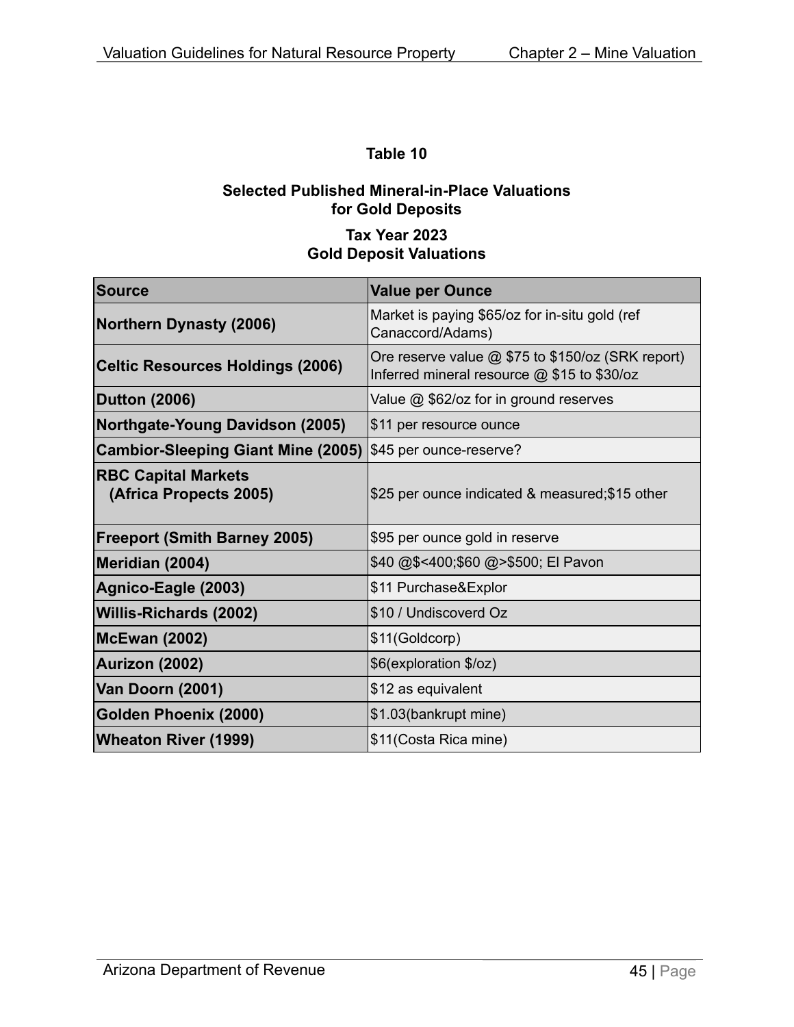**Table 10**

**Selected Published Mineral-in-Place Valuations for Gold Deposits**

**Tax Year 2023**
**Gold Deposit Valuations**

| Source | Value per Ounce |
|---|---|
| **Northern Dynasty (2006)** | Market is paying $65/oz for in-situ gold (ref Canaccord/Adams) |
| **Celtic Resources Holdings (2006)** | Ore reserve value @ $75 to $150/oz (SRK report) Inferred mineral resource @ $15 to $30/oz |
| **Dutton (2006)** | Value @ $62/oz for in ground reserves |
| **Northgate-Young Davidson (2005)** | $11 per resource ounce |
| **Cambior-Sleeping Giant Mine (2005)** | $45 per ounce-reserve? |
| **RBC Capital Markets (Africa Propects 2005)** | $25 per ounce indicated & measured;$15 other |
| **Freeport (Smith Barney 2005)** | $95 per ounce gold in reserve |
| **Meridian (2004)** | $40 @$<400;$60 @>$500; El Pavon |
| **Agnico-Eagle (2003)** | $11 Purchase&Explor |
| **Willis-Richards (2002)** | $10 / Undiscoverd Oz |
| **McEwan (2002)** | $11(Goldcorp) |
| **Aurizon (2002)** | $6(exploration $/oz) |
| **Van Doorn (2001)** | $12 as equivalent |
| **Golden Phoenix (2000)** | $1.03(bankrupt mine) |
| **Wheaton River (1999)** | $11(Costa Rica mine) |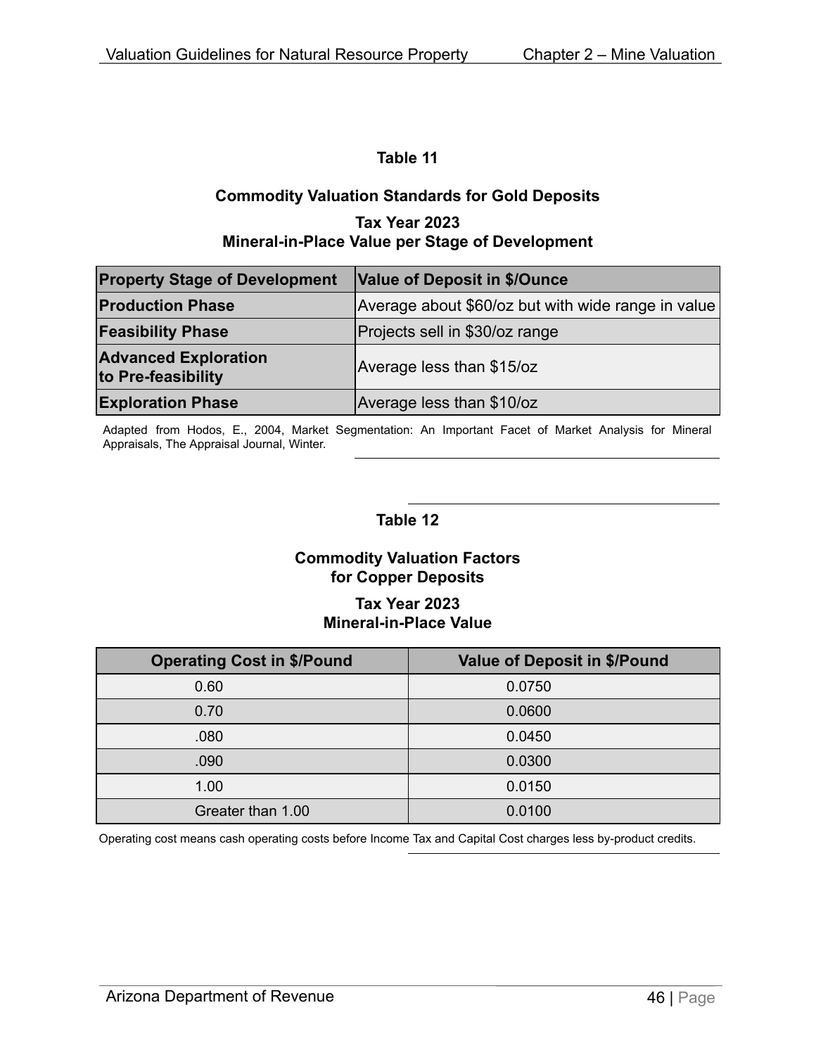## Table 11

### Commodity Valuation Standards for Gold Deposits

### Tax Year 2023
### Mineral-in-Place Value per Stage of Development

| Property Stage of Development | Value of Deposit in $/Ounce |
|---|---|
| **Production Phase** | Average about $60/oz but with wide range in value |
| **Feasibility Phase** | Projects sell in $30/oz range |
| **Advanced Exploration to Pre-feasibility** | Average less than $15/oz |
| **Exploration Phase** | Average less than $10/oz |

Adapted from Hodos, E., 2004, Market Segmentation: An Important Facet of Market Analysis for Mineral Appraisals, The Appraisal Journal, Winter.

## Table 12

### Commodity Valuation Factors for Copper Deposits

### Tax Year 2023
### Mineral-in-Place Value

| Operating Cost in $/Pound | Value of Deposit in $/Pound |
|---|---|
| 0.60 | 0.0750 |
| 0.70 | 0.0600 |
| .080 | 0.0450 |
| .090 | 0.0300 |
| 1.00 | 0.0150 |
| Greater than 1.00 | 0.0100 |

Operating cost means cash operating costs before Income Tax and Capital Cost charges less by-product credits.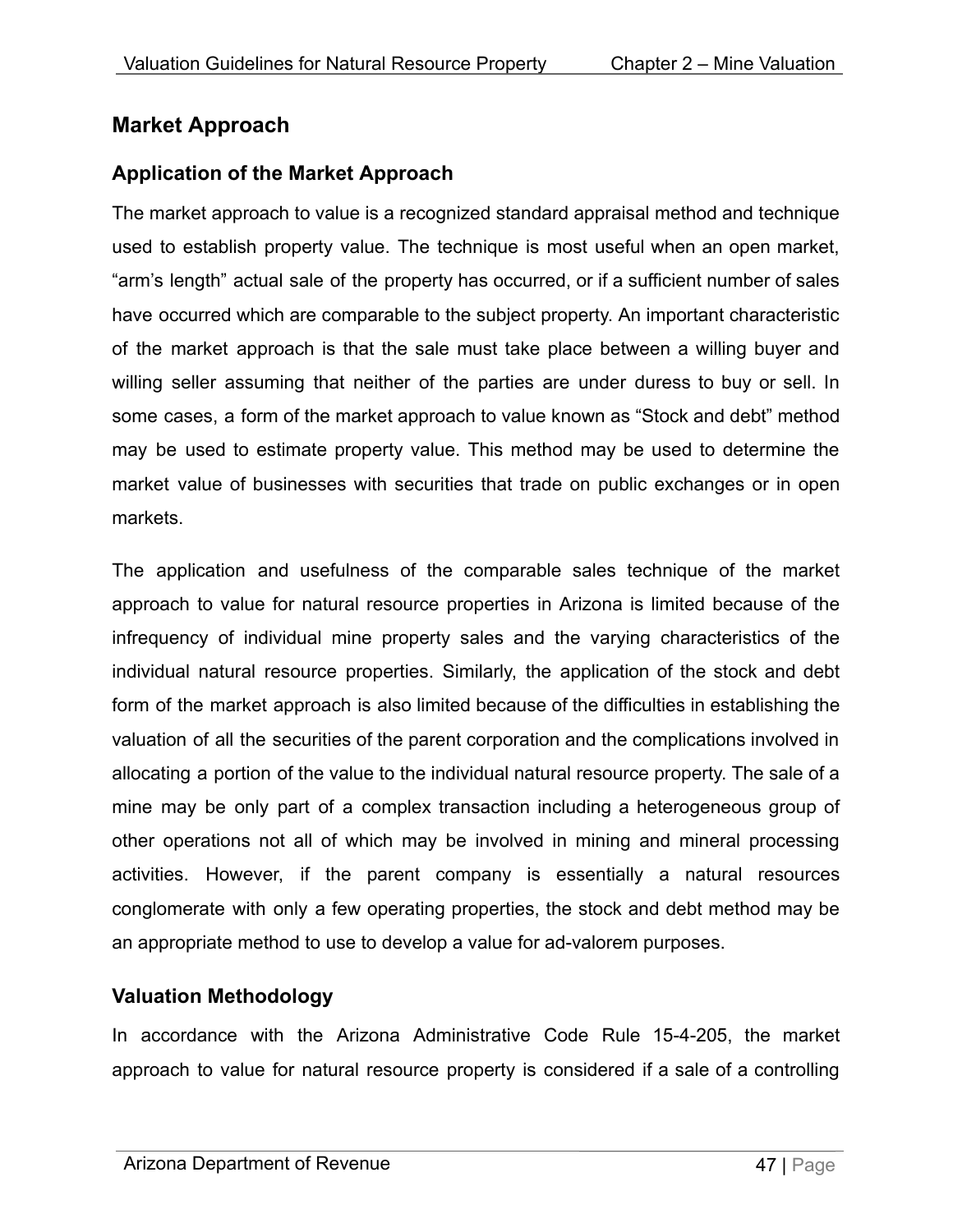## Market Approach

### Application of the Market Approach

The market approach to value is a recognized standard appraisal method and technique used to establish property value. The technique is most useful when an open market, "arm's length" actual sale of the property has occurred, or if a sufficient number of sales have occurred which are comparable to the subject property. An important characteristic of the market approach is that the sale must take place between a willing buyer and willing seller assuming that neither of the parties are under duress to buy or sell. In some cases, a form of the market approach to value known as "Stock and debt" method may be used to estimate property value. This method may be used to determine the market value of businesses with securities that trade on public exchanges or in open markets.

The application and usefulness of the comparable sales technique of the market approach to value for natural resource properties in Arizona is limited because of the infrequency of individual mine property sales and the varying characteristics of the individual natural resource properties. Similarly, the application of the stock and debt form of the market approach is also limited because of the difficulties in establishing the valuation of all the securities of the parent corporation and the complications involved in allocating a portion of the value to the individual natural resource property. The sale of a mine may be only part of a complex transaction including a heterogeneous group of other operations not all of which may be involved in mining and mineral processing activities. However, if the parent company is essentially a natural resources conglomerate with only a few operating properties, the stock and debt method may be an appropriate method to use to develop a value for ad-valorem purposes.

### Valuation Methodology

In accordance with the Arizona Administrative Code Rule 15-4-205, the market approach to value for natural resource property is considered if a sale of a controlling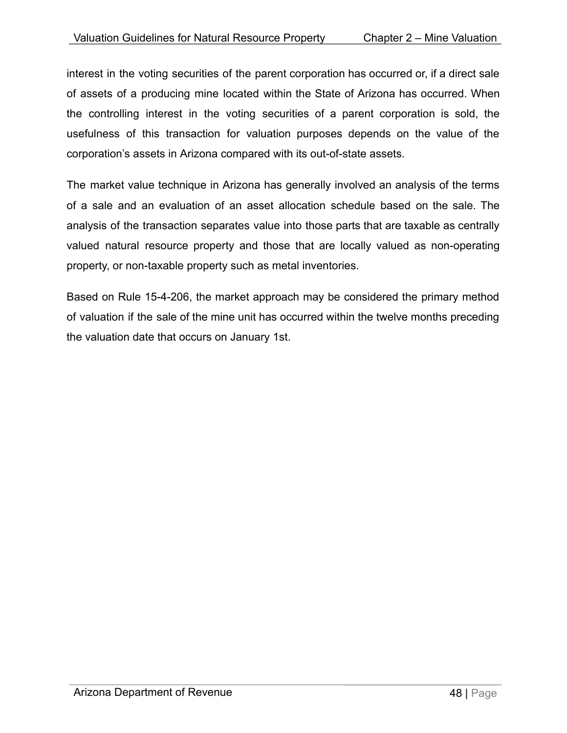interest in the voting securities of the parent corporation has occurred or, if a direct sale of assets of a producing mine located within the State of Arizona has occurred. When the controlling interest in the voting securities of a parent corporation is sold, the usefulness of this transaction for valuation purposes depends on the value of the corporation's assets in Arizona compared with its out-of-state assets.

The market value technique in Arizona has generally involved an analysis of the terms of a sale and an evaluation of an asset allocation schedule based on the sale. The analysis of the transaction separates value into those parts that are taxable as centrally valued natural resource property and those that are locally valued as non-operating property, or non-taxable property such as metal inventories.

Based on Rule 15-4-206, the market approach may be considered the primary method of valuation if the sale of the mine unit has occurred within the twelve months preceding the valuation date that occurs on January 1st.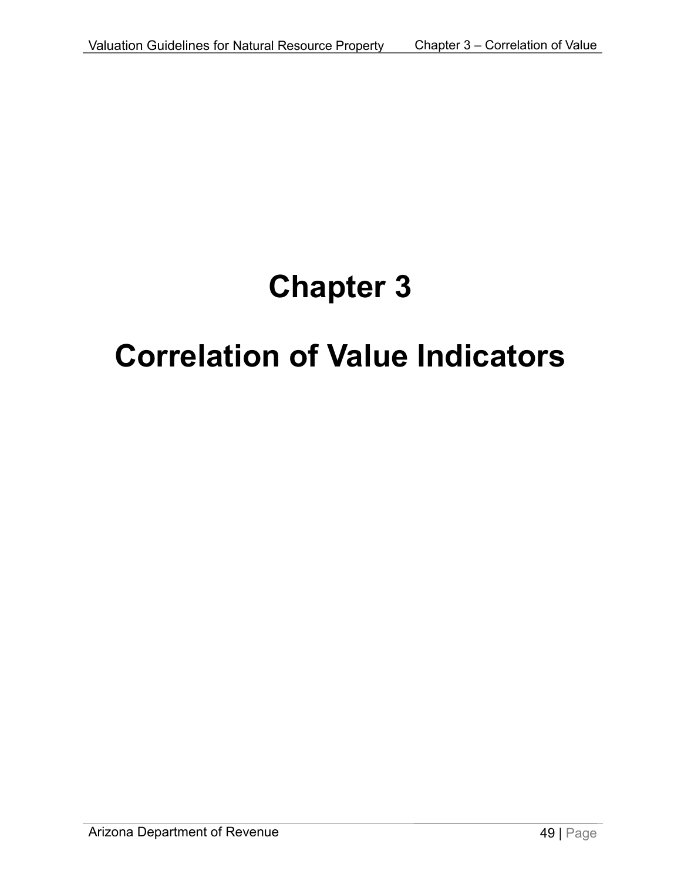# Chapter 3

# Correlation of Value Indicators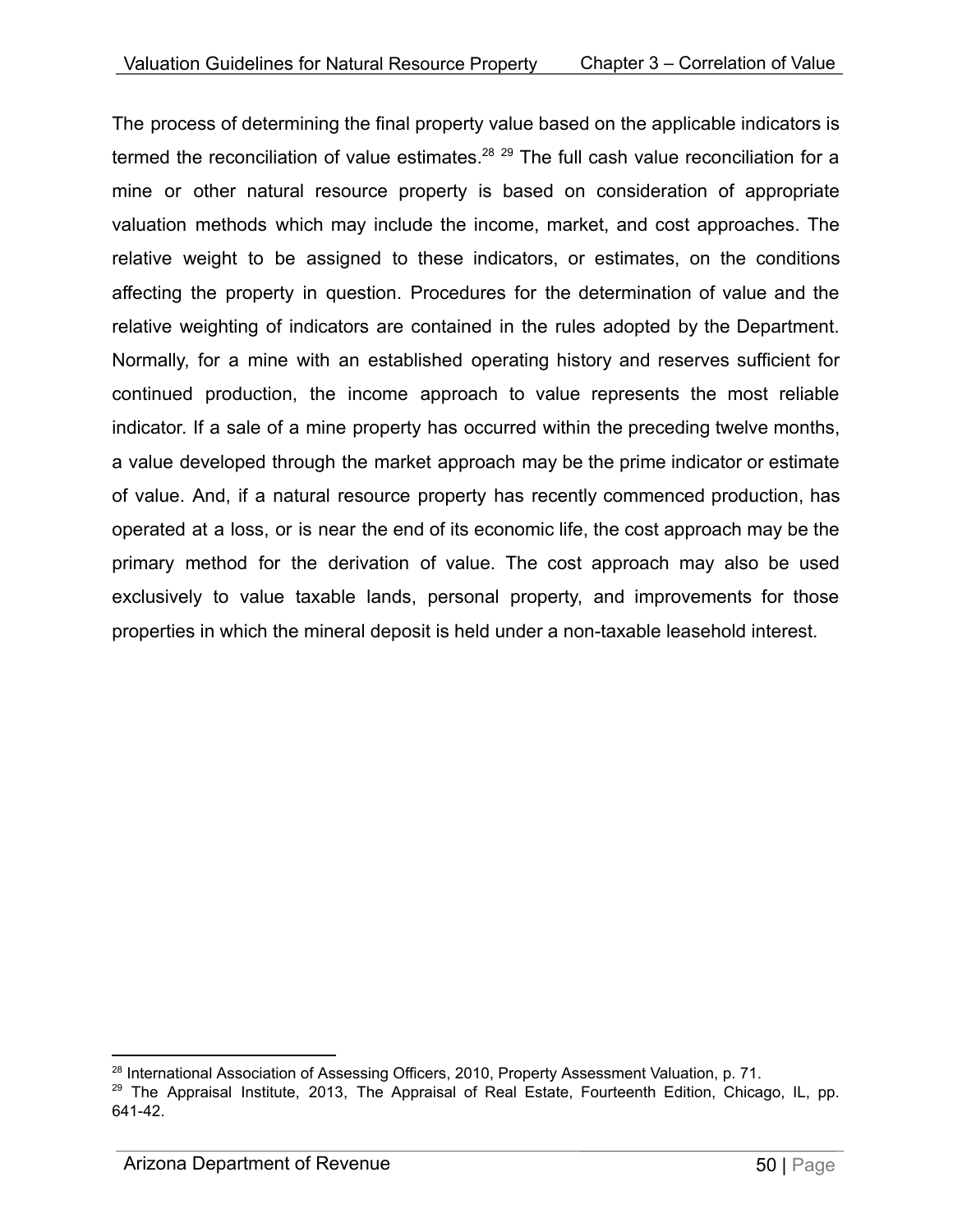The process of determining the final property value based on the applicable indicators is termed the reconciliation of value estimates.[28] [29] The full cash value reconciliation for a mine or other natural resource property is based on consideration of appropriate valuation methods which may include the income, market, and cost approaches. The relative weight to be assigned to these indicators, or estimates, on the conditions affecting the property in question. Procedures for the determination of value and the relative weighting of indicators are contained in the rules adopted by the Department. Normally, for a mine with an established operating history and reserves sufficient for continued production, the income approach to value represents the most reliable indicator. If a sale of a mine property has occurred within the preceding twelve months, a value developed through the market approach may be the prime indicator or estimate of value. And, if a natural resource property has recently commenced production, has operated at a loss, or is near the end of its economic life, the cost approach may be the primary method for the derivation of value. The cost approach may also be used exclusively to value taxable lands, personal property, and improvements for those properties in which the mineral deposit is held under a non-taxable leasehold interest.

---

[28] International Association of Assessing Officers, 2010, Property Assessment Valuation, p. 71.

[29] The Appraisal Institute, 2013, The Appraisal of Real Estate, Fourteenth Edition, Chicago, IL, pp. 641-42.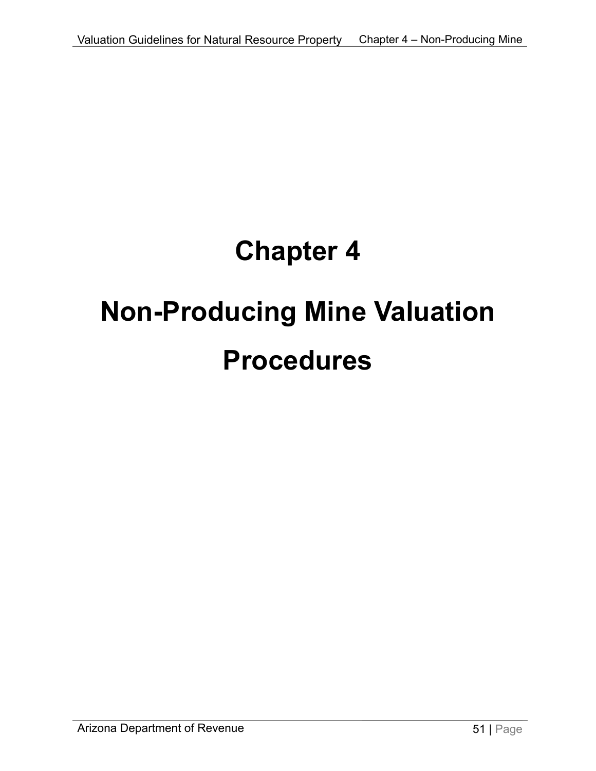# Chapter 4

# Non-Producing Mine Valuation Procedures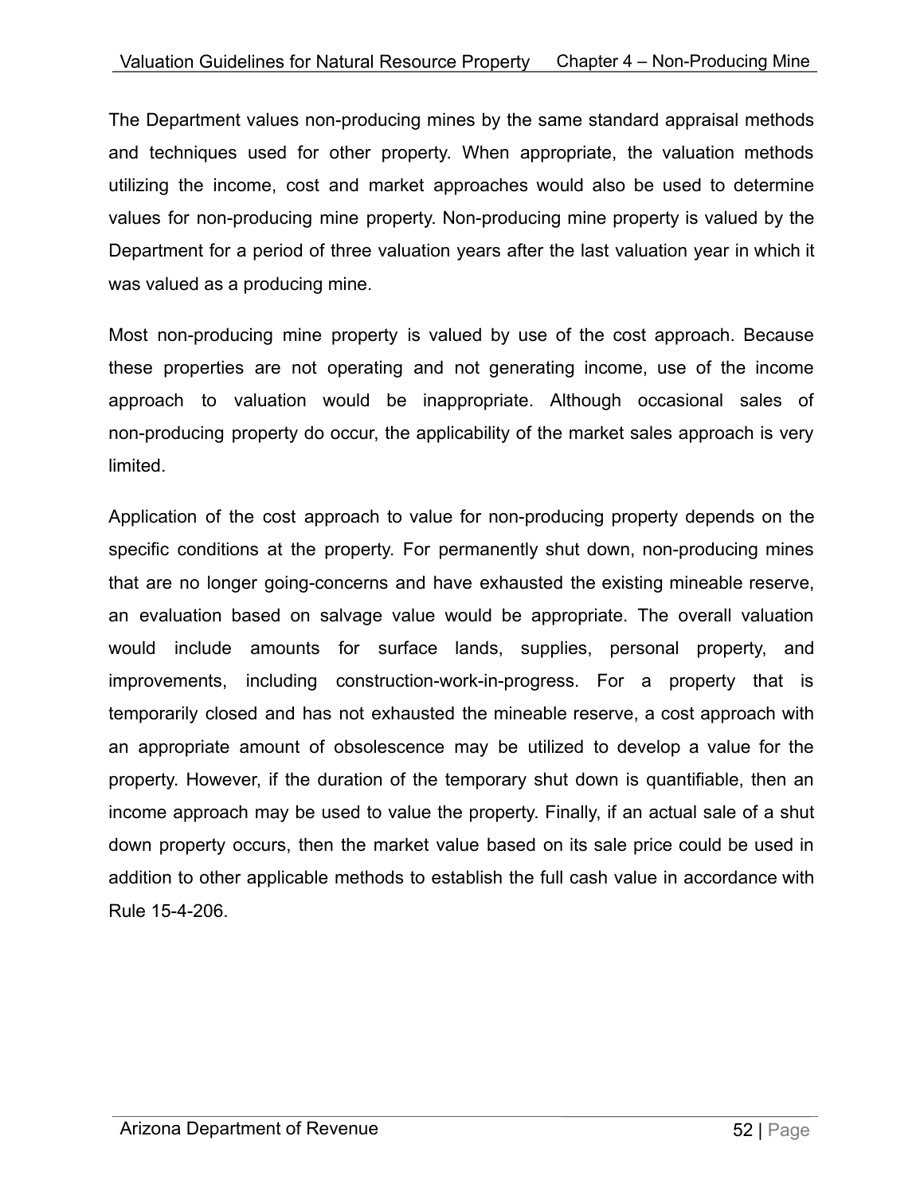The Department values non-producing mines by the same standard appraisal methods and techniques used for other property. When appropriate, the valuation methods utilizing the income, cost and market approaches would also be used to determine values for non-producing mine property. Non-producing mine property is valued by the Department for a period of three valuation years after the last valuation year in which it was valued as a producing mine.

Most non-producing mine property is valued by use of the cost approach. Because these properties are not operating and not generating income, use of the income approach to valuation would be inappropriate. Although occasional sales of non-producing property do occur, the applicability of the market sales approach is very limited.

Application of the cost approach to value for non-producing property depends on the specific conditions at the property. For permanently shut down, non-producing mines that are no longer going-concerns and have exhausted the existing mineable reserve, an evaluation based on salvage value would be appropriate. The overall valuation would include amounts for surface lands, supplies, personal property, and improvements, including construction-work-in-progress. For a property that is temporarily closed and has not exhausted the mineable reserve, a cost approach with an appropriate amount of obsolescence may be utilized to develop a value for the property. However, if the duration of the temporary shut down is quantifiable, then an income approach may be used to value the property. Finally, if an actual sale of a shut down property occurs, then the market value based on its sale price could be used in addition to other applicable methods to establish the full cash value in accordance with Rule 15-4-206.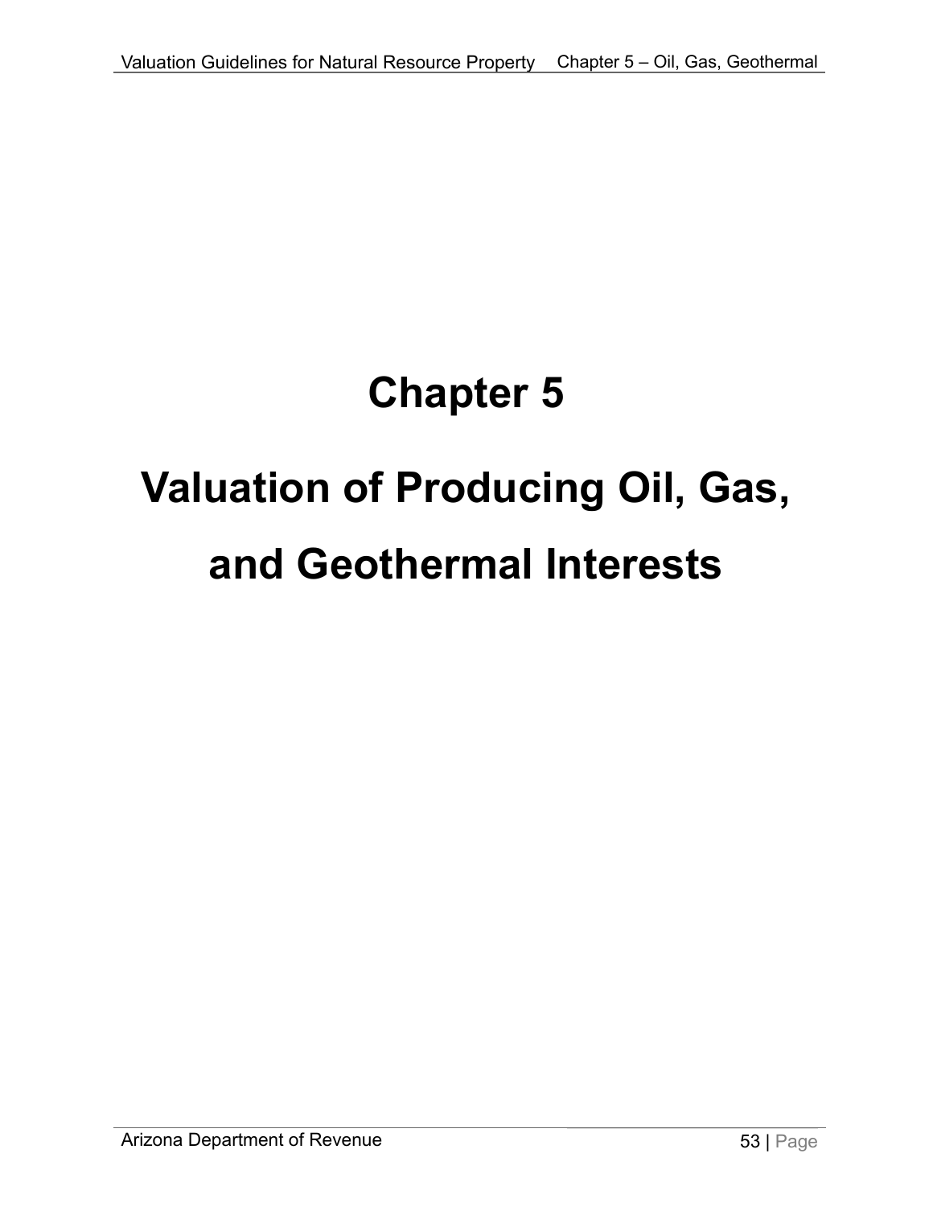# Chapter 5

# Valuation of Producing Oil, Gas, and Geothermal Interests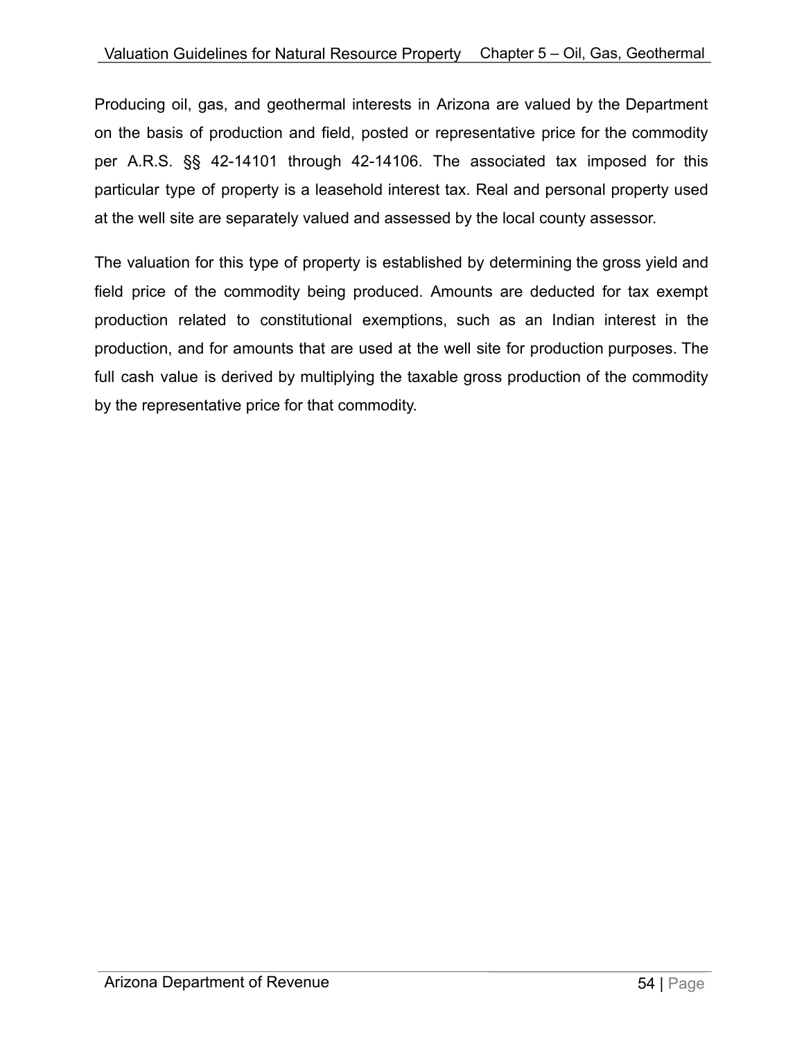Producing oil, gas, and geothermal interests in Arizona are valued by the Department on the basis of production and field, posted or representative price for the commodity per A.R.S. §§ 42-14101 through 42-14106. The associated tax imposed for this particular type of property is a leasehold interest tax. Real and personal property used at the well site are separately valued and assessed by the local county assessor.

The valuation for this type of property is established by determining the gross yield and field price of the commodity being produced. Amounts are deducted for tax exempt production related to constitutional exemptions, such as an Indian interest in the production, and for amounts that are used at the well site for production purposes. The full cash value is derived by multiplying the taxable gross production of the commodity by the representative price for that commodity.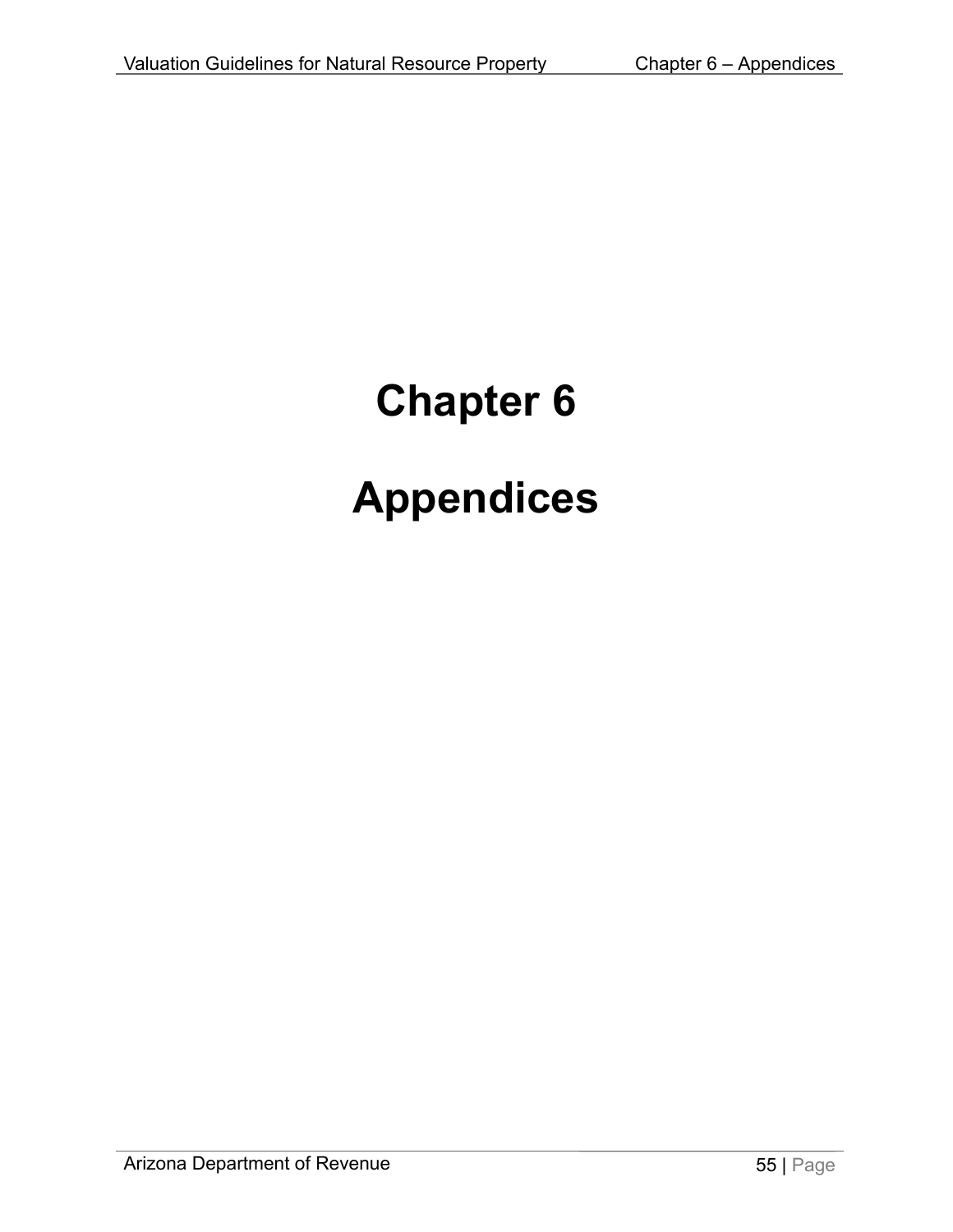# Chapter 6

# Appendices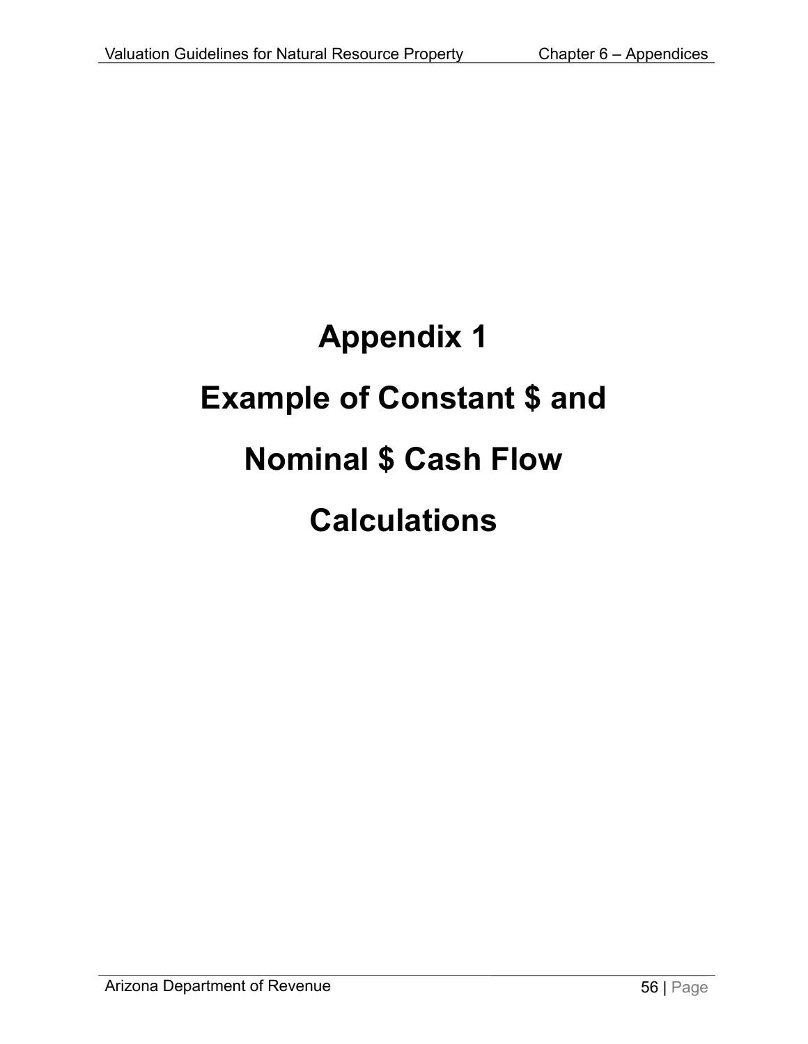# Appendix 1

# Example of Constant $ and Nominal $ Cash Flow Calculations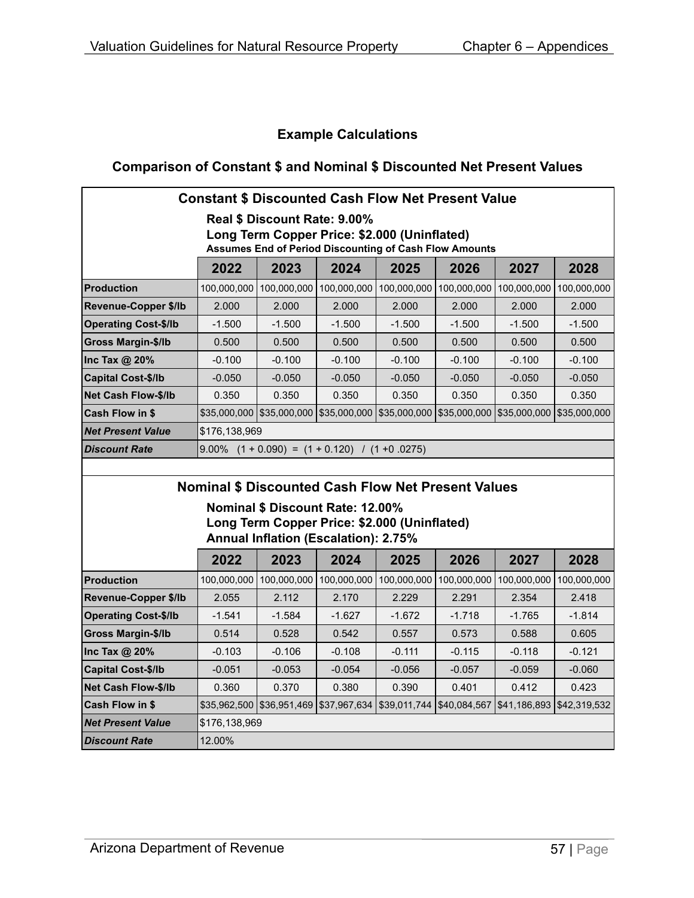## Example Calculations

### Comparison of Constant $ and Nominal $ Discounted Net Present Values

| Constant $ Discounted Cash Flow Net Present Value<br>**Real $ Discount Rate: 9.00%**<br>**Long Term Copper Price: $2.000 (Uninflated)**<br>**Assumes End of Period Discounting of Cash Flow Amounts** | | | | | | | |
|---|---|---|---|---|---|---|---|
| | **2022** | **2023** | **2024** | **2025** | **2026** | **2027** | **2028** |
| **Production** | 100,000,000 | 100,000,000 | 100,000,000 | 100,000,000 | 100,000,000 | 100,000,000 | 100,000,000 |
| **Revenue-Copper $/lb** | 2.000 | 2.000 | 2.000 | 2.000 | 2.000 | 2.000 | 2.000 |
| **Operating Cost-$/lb** | -1.500 | -1.500 | -1.500 | -1.500 | -1.500 | -1.500 | -1.500 |
| **Gross Margin-$/lb** | 0.500 | 0.500 | 0.500 | 0.500 | 0.500 | 0.500 | 0.500 |
| **Inc Tax @ 20%** | -0.100 | -0.100 | -0.100 | -0.100 | -0.100 | -0.100 | -0.100 |
| **Capital Cost-$/lb** | -0.050 | -0.050 | -0.050 | -0.050 | -0.050 | -0.050 | -0.050 |
| **Net Cash Flow-$/lb** | 0.350 | 0.350 | 0.350 | 0.350 | 0.350 | 0.350 | 0.350 |
| **Cash Flow in $** | $35,000,000 | $35,000,000 | $35,000,000 | $35,000,000 | $35,000,000 | $35,000,000 | $35,000,000 |
| ***Net Present Value*** | $176,138,969 | | | | | | |
| ***Discount Rate*** | 9.00% (1 + 0.090) = (1 + 0.120) / (1 +0 .0275) | | | | | | |

| Nominal $ Discounted Cash Flow Net Present Values<br>**Nominal $ Discount Rate: 12.00%**<br>**Long Term Copper Price: $2.000 (Uninflated)**<br>**Annual Inflation (Escalation): 2.75%** | | | | | | | |
|---|---|---|---|---|---|---|---|
| | **2022** | **2023** | **2024** | **2025** | **2026** | **2027** | **2028** |
| **Production** | 100,000,000 | 100,000,000 | 100,000,000 | 100,000,000 | 100,000,000 | 100,000,000 | 100,000,000 |
| **Revenue-Copper $/lb** | 2.055 | 2.112 | 2.170 | 2.229 | 2.291 | 2.354 | 2.418 |
| **Operating Cost-$/lb** | -1.541 | -1.584 | -1.627 | -1.672 | -1.718 | -1.765 | -1.814 |
| **Gross Margin-$/lb** | 0.514 | 0.528 | 0.542 | 0.557 | 0.573 | 0.588 | 0.605 |
| **Inc Tax @ 20%** | -0.103 | -0.106 | -0.108 | -0.111 | -0.115 | -0.118 | -0.121 |
| **Capital Cost-$/lb** | -0.051 | -0.053 | -0.054 | -0.056 | -0.057 | -0.059 | -0.060 |
| **Net Cash Flow-$/lb** | 0.360 | 0.370 | 0.380 | 0.390 | 0.401 | 0.412 | 0.423 |
| **Cash Flow in $** | $35,962,500 | $36,951,469 | $37,967,634 | $39,011,744 | $40,084,567 | $41,186,893 | $42,319,532 |
| ***Net Present Value*** | $176,138,969 | | | | | | |
| ***Discount Rate*** | 12.00% | | | | | | |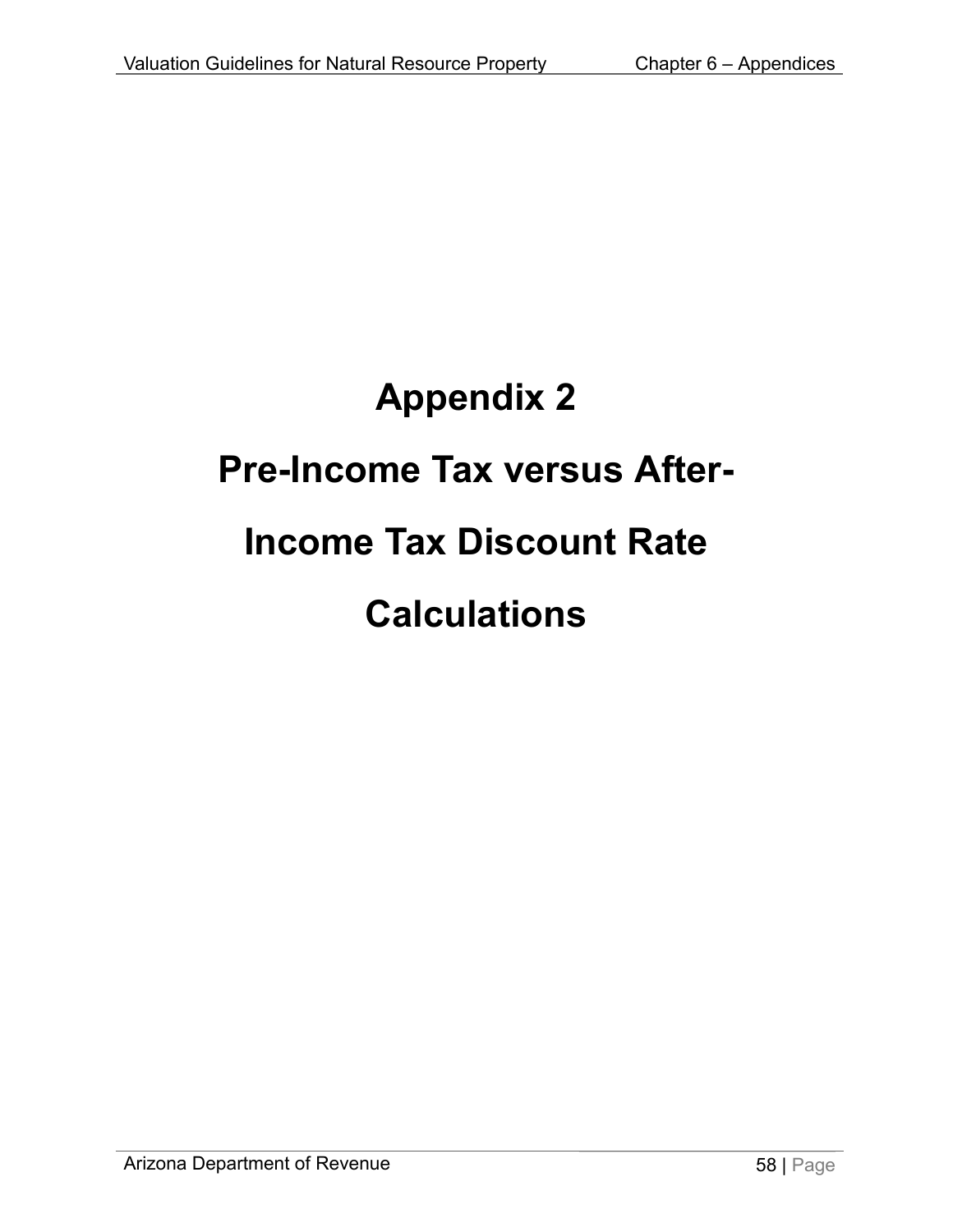# Appendix 2

# Pre-Income Tax versus After-Income Tax Discount Rate Calculations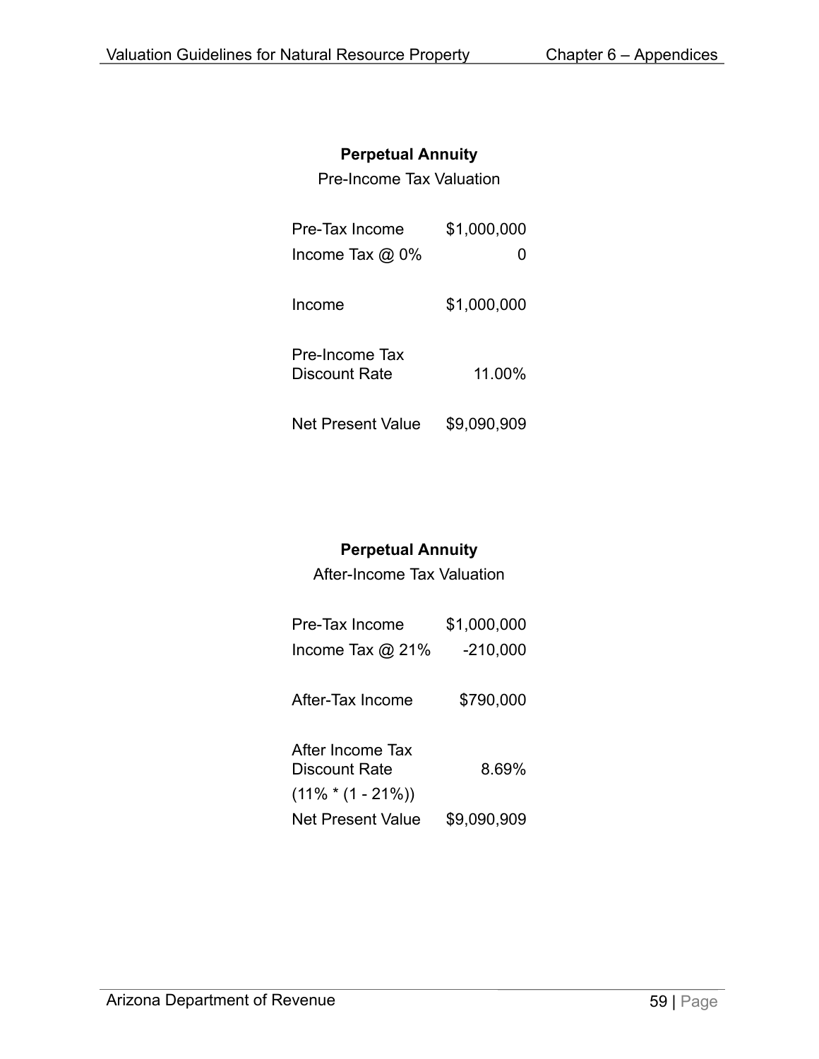**Perpetual Annuity**

Pre-Income Tax Valuation

| | |
|---|---|
| Pre-Tax Income | $1,000,000 |
| Income Tax @ 0% | 0 |
| Income | $1,000,000 |
| Pre-Income Tax Discount Rate | 11.00% |
| Net Present Value | $9,090,909 |

**Perpetual Annuity**

After-Income Tax Valuation

| | |
|---|---|
| Pre-Tax Income | $1,000,000 |
| Income Tax @ 21% | -210,000 |
| After-Tax Income | $790,000 |
| After Income Tax Discount Rate (11% * (1 - 21%)) | 8.69% |
| Net Present Value | $9,090,909 |